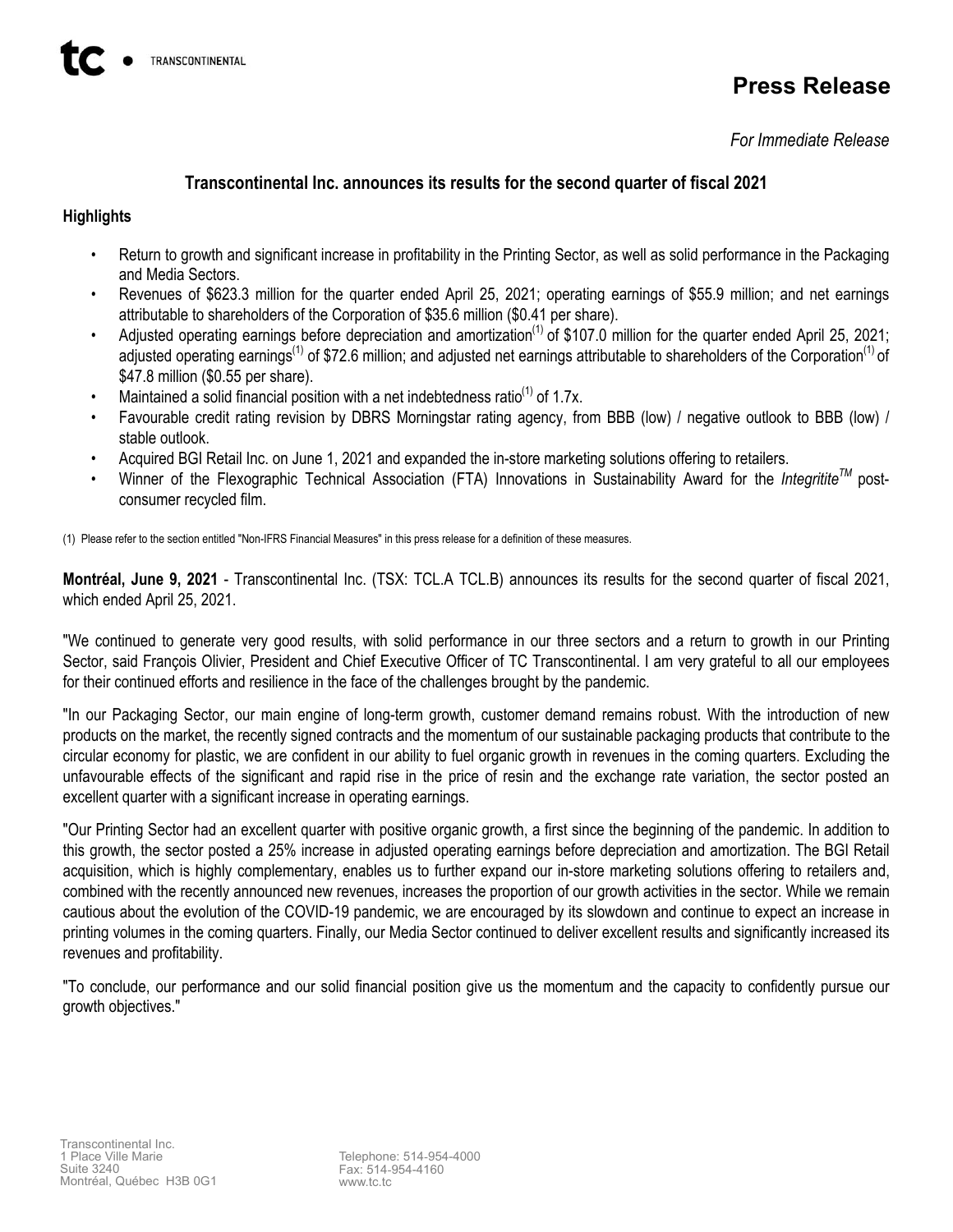tc • TRANSCONTINENTAL

# Press Release

*For Immediate Release*

## Transcontinental Inc. announces its results for the second quarter of fiscal 2021

### Highlights

- Return to growth and significant increase in profitability in the Printing Sector, as well as solid performance in the Packaging and Media Sectors.
- Revenues of $623.3 million for the quarter ended April 25, 2021; operating earnings of $55.9 million; and net earnings attributable to shareholders of the Corporation of $35.6 million ($0.41 per share).
- Adjusted operating earnings before depreciation and amortization[1] of $107.0 million for the quarter ended April 25, 2021; adjusted operating earnings[1] of $72.6 million; and adjusted net earnings attributable to shareholders of the Corporation[1] of $47.8 million ($0.55 per share).
- Maintained a solid financial position with a net indebtedness ratio[1] of 1.7x.
- Favourable credit rating revision by DBRS Morningstar rating agency, from BBB (low) / negative outlook to BBB (low) / stable outlook.
- Acquired BGI Retail Inc. on June 1, 2021 and expanded the in-store marketing solutions offering to retailers.
- Winner of the Flexographic Technical Association (FTA) Innovations in Sustainability Award for the *Integritite*™ post-consumer recycled film.

(1) Please refer to the section entitled "Non-IFRS Financial Measures" in this press release for a definition of these measures.

**Montréal, June 9, 2021** - Transcontinental Inc. (TSX: TCL.A TCL.B) announces its results for the second quarter of fiscal 2021, which ended April 25, 2021.

"We continued to generate very good results, with solid performance in our three sectors and a return to growth in our Printing Sector, said François Olivier, President and Chief Executive Officer of TC Transcontinental. I am very grateful to all our employees for their continued efforts and resilience in the face of the challenges brought by the pandemic.

"In our Packaging Sector, our main engine of long-term growth, customer demand remains robust. With the introduction of new products on the market, the recently signed contracts and the momentum of our sustainable packaging products that contribute to the circular economy for plastic, we are confident in our ability to fuel organic growth in revenues in the coming quarters. Excluding the unfavourable effects of the significant and rapid rise in the price of resin and the exchange rate variation, the sector posted an excellent quarter with a significant increase in operating earnings.

"Our Printing Sector had an excellent quarter with positive organic growth, a first since the beginning of the pandemic. In addition to this growth, the sector posted a 25% increase in adjusted operating earnings before depreciation and amortization. The BGI Retail acquisition, which is highly complementary, enables us to further expand our in-store marketing solutions offering to retailers and, combined with the recently announced new revenues, increases the proportion of our growth activities in the sector. While we remain cautious about the evolution of the COVID-19 pandemic, we are encouraged by its slowdown and continue to expect an increase in printing volumes in the coming quarters. Finally, our Media Sector continued to deliver excellent results and significantly increased its revenues and profitability.

"To conclude, our performance and our solid financial position give us the momentum and the capacity to confidently pursue our growth objectives."

Transcontinental Inc.
1 Place Ville Marie
Suite 3240
Montréal, Québec H3B 0G1

Telephone: 514-954-4000
Fax: 514-954-4160
www.tc.tc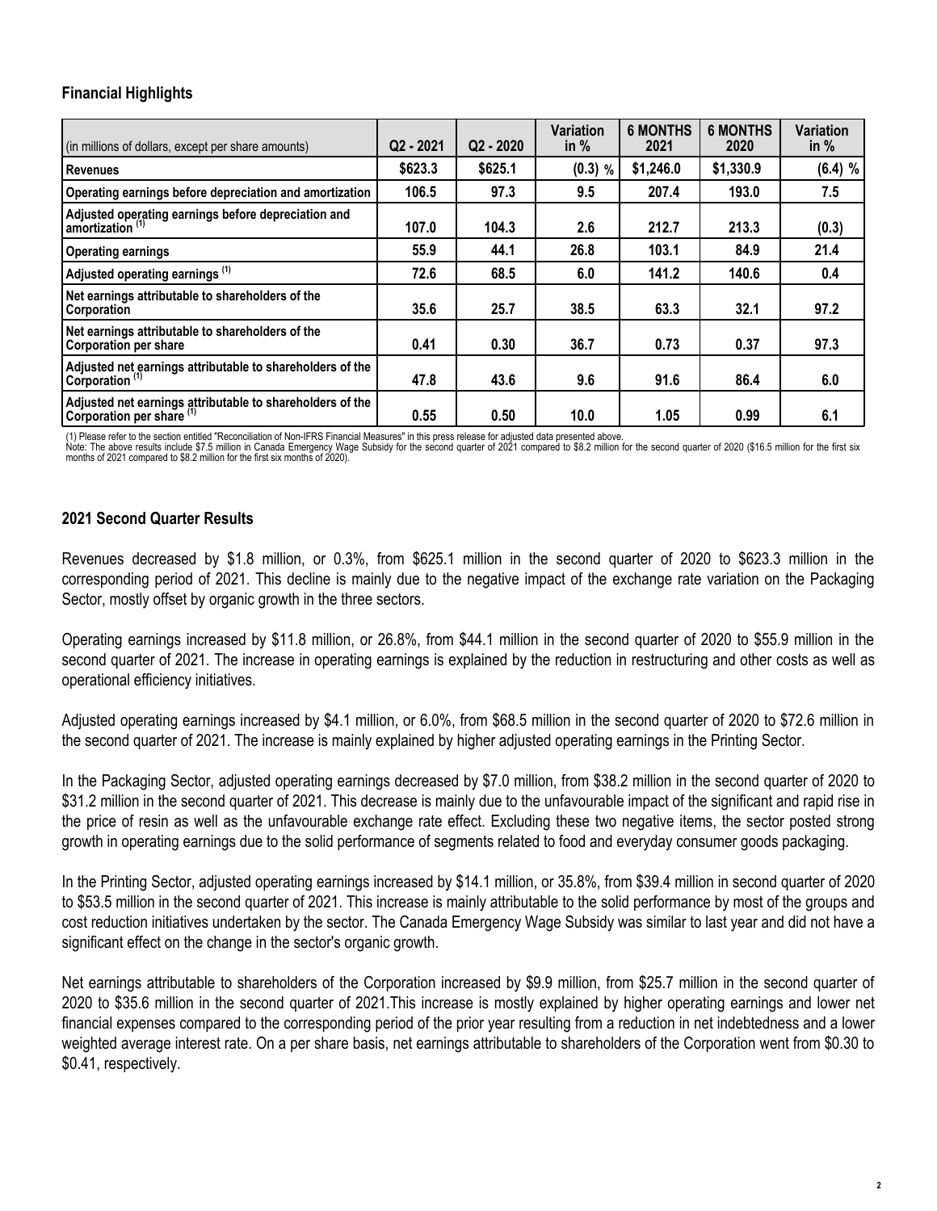## Financial Highlights

| (in millions of dollars, except per share amounts) | Q2 - 2021 | Q2 - 2020 | Variation in % | 6 MONTHS 2021 | 6 MONTHS 2020 | Variation in % |
|---|---|---|---|---|---|---|
| **Revenues** | **$623.3** | **$625.1** | **(0.3) %** | **$1,246.0** | **$1,330.9** | **(6.4) %** |
| **Operating earnings before depreciation and amortization** | **106.5** | **97.3** | **9.5** | **207.4** | **193.0** | **7.5** |
| **Adjusted operating earnings before depreciation and amortization [(1)]** | **107.0** | **104.3** | **2.6** | **212.7** | **213.3** | **(0.3)** |
| **Operating earnings** | **55.9** | **44.1** | **26.8** | **103.1** | **84.9** | **21.4** |
| **Adjusted operating earnings [(1)]** | **72.6** | **68.5** | **6.0** | **141.2** | **140.6** | **0.4** |
| **Net earnings attributable to shareholders of the Corporation** | **35.6** | **25.7** | **38.5** | **63.3** | **32.1** | **97.2** |
| **Net earnings attributable to shareholders of the Corporation per share** | **0.41** | **0.30** | **36.7** | **0.73** | **0.37** | **97.3** |
| **Adjusted net earnings attributable to shareholders of the Corporation [(1)]** | **47.8** | **43.6** | **9.6** | **91.6** | **86.4** | **6.0** |
| **Adjusted net earnings attributable to shareholders of the Corporation per share [(1)]** | **0.55** | **0.50** | **10.0** | **1.05** | **0.99** | **6.1** |

(1) Please refer to the section entitled "Reconciliation of Non-IFRS Financial Measures" in this press release for adjusted data presented above.
Note: The above results include $7.5 million in Canada Emergency Wage Subsidy for the second quarter of 2021 compared to $8.2 million for the second quarter of 2020 ($16.5 million for the first six months of 2021 compared to $8.2 million for the first six months of 2020).

## 2021 Second Quarter Results

Revenues decreased by $1.8 million, or 0.3%, from $625.1 million in the second quarter of 2020 to $623.3 million in the corresponding period of 2021. This decline is mainly due to the negative impact of the exchange rate variation on the Packaging Sector, mostly offset by organic growth in the three sectors.

Operating earnings increased by $11.8 million, or 26.8%, from $44.1 million in the second quarter of 2020 to $55.9 million in the second quarter of 2021. The increase in operating earnings is explained by the reduction in restructuring and other costs as well as operational efficiency initiatives.

Adjusted operating earnings increased by $4.1 million, or 6.0%, from $68.5 million in the second quarter of 2020 to $72.6 million in the second quarter of 2021. The increase is mainly explained by higher adjusted operating earnings in the Printing Sector.

In the Packaging Sector, adjusted operating earnings decreased by $7.0 million, from $38.2 million in the second quarter of 2020 to $31.2 million in the second quarter of 2021. This decrease is mainly due to the unfavourable impact of the significant and rapid rise in the price of resin as well as the unfavourable exchange rate effect. Excluding these two negative items, the sector posted strong growth in operating earnings due to the solid performance of segments related to food and everyday consumer goods packaging.

In the Printing Sector, adjusted operating earnings increased by $14.1 million, or 35.8%, from $39.4 million in second quarter of 2020 to $53.5 million in the second quarter of 2021. This increase is mainly attributable to the solid performance by most of the groups and cost reduction initiatives undertaken by the sector. The Canada Emergency Wage Subsidy was similar to last year and did not have a significant effect on the change in the sector's organic growth.

Net earnings attributable to shareholders of the Corporation increased by $9.9 million, from $25.7 million in the second quarter of 2020 to $35.6 million in the second quarter of 2021.This increase is mostly explained by higher operating earnings and lower net financial expenses compared to the corresponding period of the prior year resulting from a reduction in net indebtedness and a lower weighted average interest rate. On a per share basis, net earnings attributable to shareholders of the Corporation went from $0.30 to $0.41, respectively.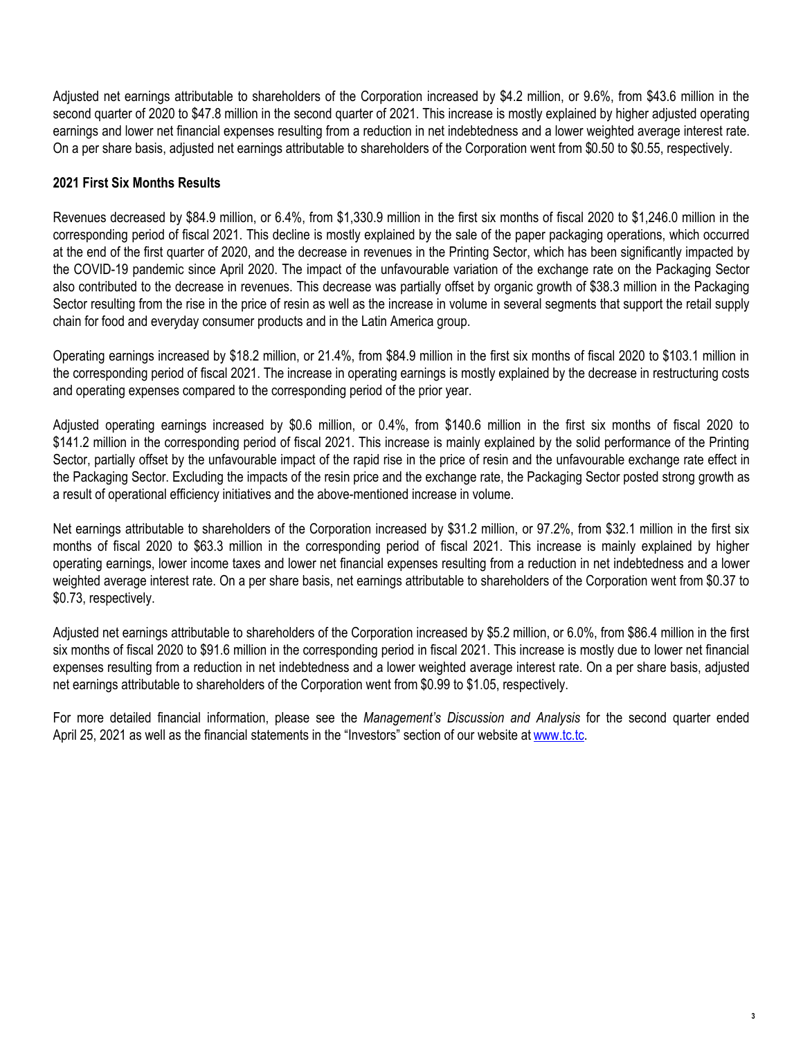Adjusted net earnings attributable to shareholders of the Corporation increased by $4.2 million, or 9.6%, from $43.6 million in the second quarter of 2020 to $47.8 million in the second quarter of 2021. This increase is mostly explained by higher adjusted operating earnings and lower net financial expenses resulting from a reduction in net indebtedness and a lower weighted average interest rate. On a per share basis, adjusted net earnings attributable to shareholders of the Corporation went from $0.50 to $0.55, respectively.

**2021 First Six Months Results**

Revenues decreased by $84.9 million, or 6.4%, from $1,330.9 million in the first six months of fiscal 2020 to $1,246.0 million in the corresponding period of fiscal 2021. This decline is mostly explained by the sale of the paper packaging operations, which occurred at the end of the first quarter of 2020, and the decrease in revenues in the Printing Sector, which has been significantly impacted by the COVID-19 pandemic since April 2020. The impact of the unfavourable variation of the exchange rate on the Packaging Sector also contributed to the decrease in revenues. This decrease was partially offset by organic growth of $38.3 million in the Packaging Sector resulting from the rise in the price of resin as well as the increase in volume in several segments that support the retail supply chain for food and everyday consumer products and in the Latin America group.

Operating earnings increased by $18.2 million, or 21.4%, from $84.9 million in the first six months of fiscal 2020 to $103.1 million in the corresponding period of fiscal 2021. The increase in operating earnings is mostly explained by the decrease in restructuring costs and operating expenses compared to the corresponding period of the prior year.

Adjusted operating earnings increased by $0.6 million, or 0.4%, from $140.6 million in the first six months of fiscal 2020 to $141.2 million in the corresponding period of fiscal 2021. This increase is mainly explained by the solid performance of the Printing Sector, partially offset by the unfavourable impact of the rapid rise in the price of resin and the unfavourable exchange rate effect in the Packaging Sector. Excluding the impacts of the resin price and the exchange rate, the Packaging Sector posted strong growth as a result of operational efficiency initiatives and the above-mentioned increase in volume.

Net earnings attributable to shareholders of the Corporation increased by $31.2 million, or 97.2%, from $32.1 million in the first six months of fiscal 2020 to $63.3 million in the corresponding period of fiscal 2021. This increase is mainly explained by higher operating earnings, lower income taxes and lower net financial expenses resulting from a reduction in net indebtedness and a lower weighted average interest rate. On a per share basis, net earnings attributable to shareholders of the Corporation went from $0.37 to $0.73, respectively.

Adjusted net earnings attributable to shareholders of the Corporation increased by $5.2 million, or 6.0%, from $86.4 million in the first six months of fiscal 2020 to $91.6 million in the corresponding period in fiscal 2021. This increase is mostly due to lower net financial expenses resulting from a reduction in net indebtedness and a lower weighted average interest rate. On a per share basis, adjusted net earnings attributable to shareholders of the Corporation went from $0.99 to $1.05, respectively.

For more detailed financial information, please see the *Management's Discussion and Analysis* for the second quarter ended April 25, 2021 as well as the financial statements in the "Investors" section of our website at [www.tc.tc](http://www.tc.tc).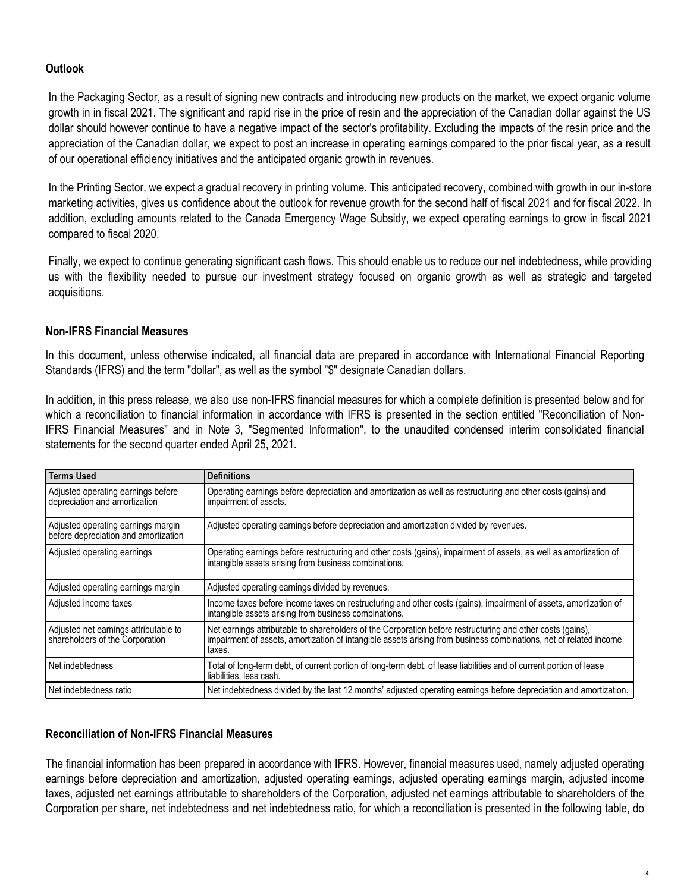## Outlook

In the Packaging Sector, as a result of signing new contracts and introducing new products on the market, we expect organic volume growth in in fiscal 2021. The significant and rapid rise in the price of resin and the appreciation of the Canadian dollar against the US dollar should however continue to have a negative impact of the sector's profitability. Excluding the impacts of the resin price and the appreciation of the Canadian dollar, we expect to post an increase in operating earnings compared to the prior fiscal year, as a result of our operational efficiency initiatives and the anticipated organic growth in revenues.

In the Printing Sector, we expect a gradual recovery in printing volume. This anticipated recovery, combined with growth in our in-store marketing activities, gives us confidence about the outlook for revenue growth for the second half of fiscal 2021 and for fiscal 2022. In addition, excluding amounts related to the Canada Emergency Wage Subsidy, we expect operating earnings to grow in fiscal 2021 compared to fiscal 2020.

Finally, we expect to continue generating significant cash flows. This should enable us to reduce our net indebtedness, while providing us with the flexibility needed to pursue our investment strategy focused on organic growth as well as strategic and targeted acquisitions.

## Non-IFRS Financial Measures

In this document, unless otherwise indicated, all financial data are prepared in accordance with International Financial Reporting Standards (IFRS) and the term "dollar", as well as the symbol "$" designate Canadian dollars.

In addition, in this press release, we also use non-IFRS financial measures for which a complete definition is presented below and for which a reconciliation to financial information in accordance with IFRS is presented in the section entitled "Reconciliation of Non-IFRS Financial Measures" and in Note 3, "Segmented Information", to the unaudited condensed interim consolidated financial statements for the second quarter ended April 25, 2021.

| Terms Used | Definitions |
|---|---|
| Adjusted operating earnings before depreciation and amortization | Operating earnings before depreciation and amortization as well as restructuring and other costs (gains) and impairment of assets. |
| Adjusted operating earnings margin before depreciation and amortization | Adjusted operating earnings before depreciation and amortization divided by revenues. |
| Adjusted operating earnings | Operating earnings before restructuring and other costs (gains), impairment of assets, as well as amortization of intangible assets arising from business combinations. |
| Adjusted operating earnings margin | Adjusted operating earnings divided by revenues. |
| Adjusted income taxes | Income taxes before income taxes on restructuring and other costs (gains), impairment of assets, amortization of intangible assets arising from business combinations. |
| Adjusted net earnings attributable to shareholders of the Corporation | Net earnings attributable to shareholders of the Corporation before restructuring and other costs (gains), impairment of assets, amortization of intangible assets arising from business combinations, net of related income taxes. |
| Net indebtedness | Total of long-term debt, of current portion of long-term debt, of lease liabilities and of current portion of lease liabilities, less cash. |
| Net indebtedness ratio | Net indebtedness divided by the last 12 months' adjusted operating earnings before depreciation and amortization. |

## Reconciliation of Non-IFRS Financial Measures

The financial information has been prepared in accordance with IFRS. However, financial measures used, namely adjusted operating earnings before depreciation and amortization, adjusted operating earnings, adjusted operating earnings margin, adjusted income taxes, adjusted net earnings attributable to shareholders of the Corporation, adjusted net earnings attributable to shareholders of the Corporation per share, net indebtedness and net indebtedness ratio, for which a reconciliation is presented in the following table, do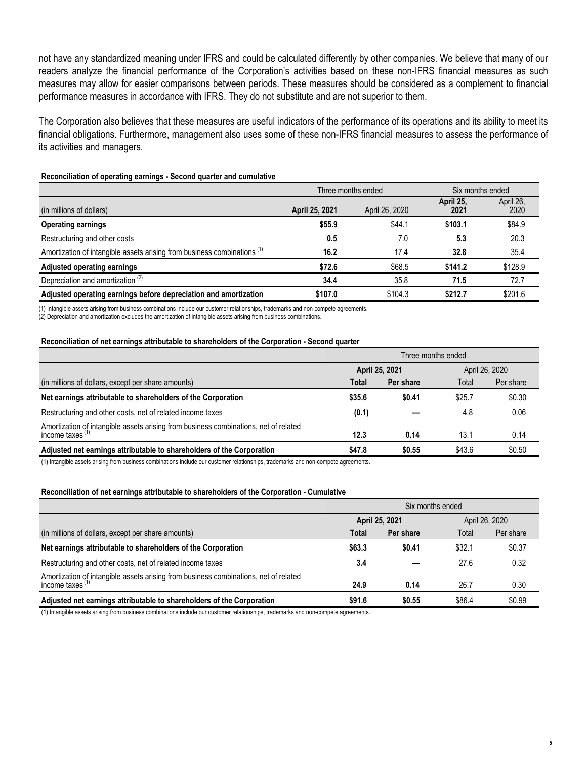not have any standardized meaning under IFRS and could be calculated differently by other companies. We believe that many of our readers analyze the financial performance of the Corporation's activities based on these non-IFRS financial measures as such measures may allow for easier comparisons between periods. These measures should be considered as a complement to financial performance measures in accordance with IFRS. They do not substitute and are not superior to them.

The Corporation also believes that these measures are useful indicators of the performance of its operations and its ability to meet its financial obligations. Furthermore, management also uses some of these non-IFRS financial measures to assess the performance of its activities and managers.

**Reconciliation of operating earnings - Second quarter and cumulative**

| | Three months ended | | Six months ended | |
|---|---|---|---|---|
| (in millions of dollars) | **April 25, 2021** | April 26, 2020 | **April 25, 2021** | April 26, 2020 |
| **Operating earnings** | **$55.9** | $44.1 | **$103.1** | $84.9 |
| Restructuring and other costs | **0.5** | 7.0 | **5.3** | 20.3 |
| Amortization of intangible assets arising from business combinations [1] | **16.2** | 17.4 | **32.8** | 35.4 |
| **Adjusted operating earnings** | **$72.6** | $68.5 | **$141.2** | $128.9 |
| Depreciation and amortization [2] | **34.4** | 35.8 | **71.5** | 72.7 |
| **Adjusted operating earnings before depreciation and amortization** | **$107.0** | $104.3 | **$212.7** | $201.6 |

(1) Intangible assets arising from business combinations include our customer relationships, trademarks and non-compete agreements.
(2) Depreciation and amortization excludes the amortization of intangible assets arising from business combinations.

**Reconciliation of net earnings attributable to shareholders of the Corporation - Second quarter**

| | Three months ended | | | |
|---|---|---|---|---|
| | **April 25, 2021** | | April 26, 2020 | |
| (in millions of dollars, except per share amounts) | **Total** | **Per share** | Total | Per share |
| **Net earnings attributable to shareholders of the Corporation** | **$35.6** | **$0.41** | $25.7 | $0.30 |
| Restructuring and other costs, net of related income taxes | **(0.1)** | **—** | 4.8 | 0.06 |
| Amortization of intangible assets arising from business combinations, net of related income taxes [1] | **12.3** | **0.14** | 13.1 | 0.14 |
| **Adjusted net earnings attributable to shareholders of the Corporation** | **$47.8** | **$0.55** | $43.6 | $0.50 |

(1) Intangible assets arising from business combinations include our customer relationships, trademarks and non-compete agreements.

**Reconciliation of net earnings attributable to shareholders of the Corporation - Cumulative**

| | Six months ended | | | |
|---|---|---|---|---|
| | **April 25, 2021** | | April 26, 2020 | |
| (in millions of dollars, except per share amounts) | **Total** | **Per share** | Total | Per share |
| **Net earnings attributable to shareholders of the Corporation** | **$63.3** | **$0.41** | $32.1 | $0.37 |
| Restructuring and other costs, net of related income taxes | **3.4** | **—** | 27.6 | 0.32 |
| Amortization of intangible assets arising from business combinations, net of related income taxes [1] | **24.9** | **0.14** | 26.7 | 0.30 |
| **Adjusted net earnings attributable to shareholders of the Corporation** | **$91.6** | **$0.55** | $86.4 | $0.99 |

(1) Intangible assets arising from business combinations include our customer relationships, trademarks and non-compete agreements.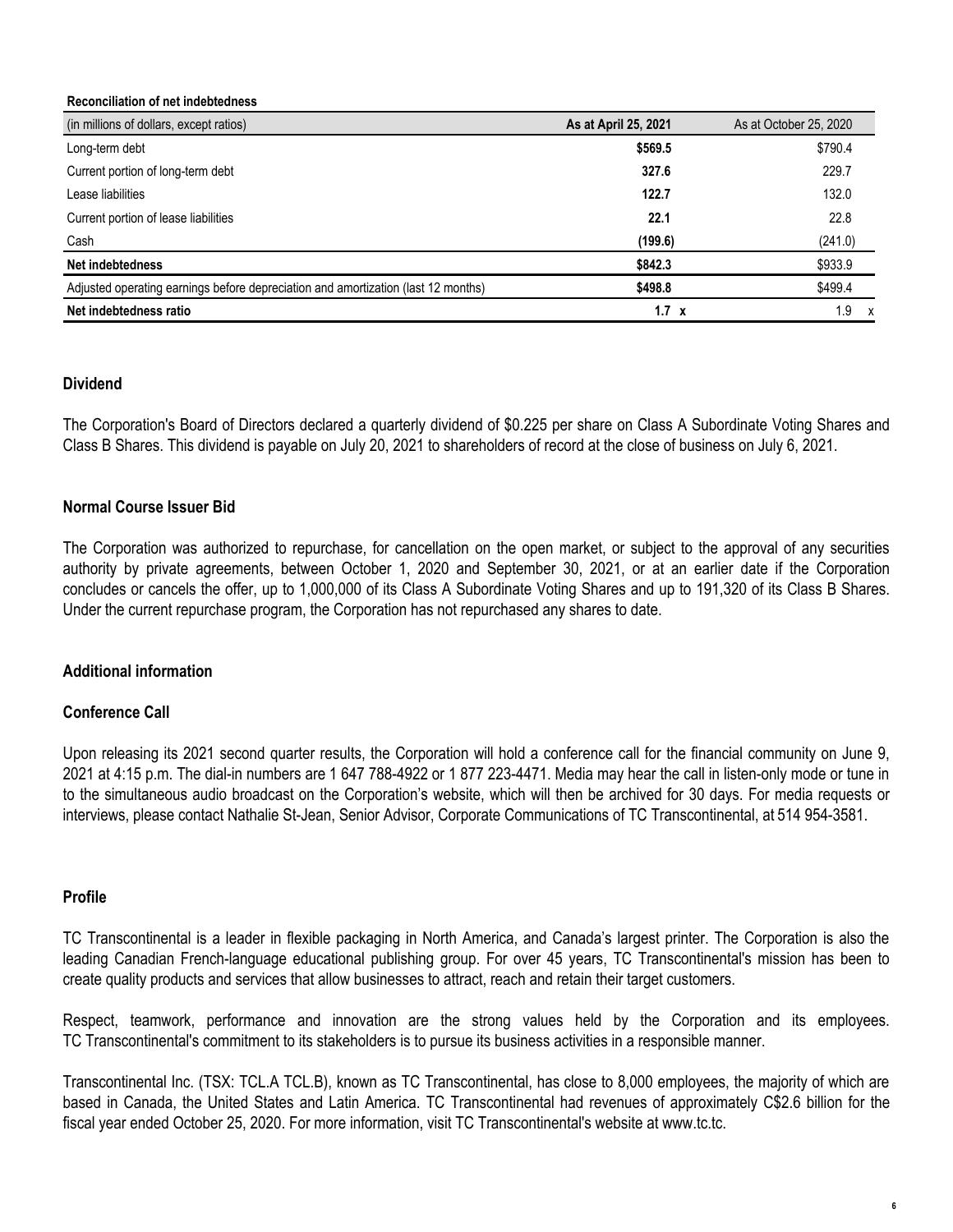**Reconciliation of net indebtedness**

| (in millions of dollars, except ratios) | **As at April 25, 2021** | As at October 25, 2020 |
|---|---|---|
| Long-term debt | **$569.5** | $790.4 |
| Current portion of long-term debt | **327.6** | 229.7 |
| Lease liabilities | **122.7** | 132.0 |
| Current portion of lease liabilities | **22.1** | 22.8 |
| Cash | **(199.6)** | (241.0) |
| **Net indebtedness** | **$842.3** | $933.9 |
| Adjusted operating earnings before depreciation and amortization (last 12 months) | **$498.8** | $499.4 |
| **Net indebtedness ratio** | **1.7 x** | 1.9 x |

## Dividend

The Corporation's Board of Directors declared a quarterly dividend of $0.225 per share on Class A Subordinate Voting Shares and Class B Shares. This dividend is payable on July 20, 2021 to shareholders of record at the close of business on July 6, 2021.

## Normal Course Issuer Bid

The Corporation was authorized to repurchase, for cancellation on the open market, or subject to the approval of any securities authority by private agreements, between October 1, 2020 and September 30, 2021, or at an earlier date if the Corporation concludes or cancels the offer, up to 1,000,000 of its Class A Subordinate Voting Shares and up to 191,320 of its Class B Shares. Under the current repurchase program, the Corporation has not repurchased any shares to date.

## Additional information

## Conference Call

Upon releasing its 2021 second quarter results, the Corporation will hold a conference call for the financial community on June 9, 2021 at 4:15 p.m. The dial-in numbers are 1 647 788-4922 or 1 877 223-4471. Media may hear the call in listen-only mode or tune in to the simultaneous audio broadcast on the Corporation's website, which will then be archived for 30 days. For media requests or interviews, please contact Nathalie St-Jean, Senior Advisor, Corporate Communications of TC Transcontinental, at 514 954-3581.

## Profile

TC Transcontinental is a leader in flexible packaging in North America, and Canada's largest printer. The Corporation is also the leading Canadian French-language educational publishing group. For over 45 years, TC Transcontinental's mission has been to create quality products and services that allow businesses to attract, reach and retain their target customers.

Respect, teamwork, performance and innovation are the strong values held by the Corporation and its employees. TC Transcontinental's commitment to its stakeholders is to pursue its business activities in a responsible manner.

Transcontinental Inc. (TSX: TCL.A TCL.B), known as TC Transcontinental, has close to 8,000 employees, the majority of which are based in Canada, the United States and Latin America. TC Transcontinental had revenues of approximately C$2.6 billion for the fiscal year ended October 25, 2020. For more information, visit TC Transcontinental's website at www.tc.tc.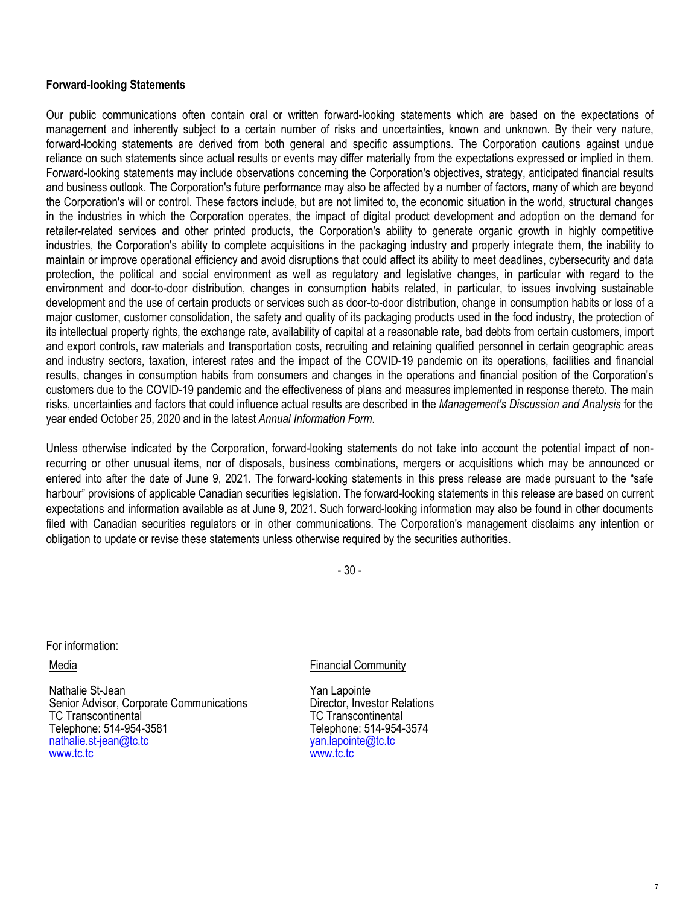**Forward-looking Statements**

Our public communications often contain oral or written forward-looking statements which are based on the expectations of management and inherently subject to a certain number of risks and uncertainties, known and unknown. By their very nature, forward-looking statements are derived from both general and specific assumptions. The Corporation cautions against undue reliance on such statements since actual results or events may differ materially from the expectations expressed or implied in them. Forward-looking statements may include observations concerning the Corporation's objectives, strategy, anticipated financial results and business outlook. The Corporation's future performance may also be affected by a number of factors, many of which are beyond the Corporation's will or control. These factors include, but are not limited to, the economic situation in the world, structural changes in the industries in which the Corporation operates, the impact of digital product development and adoption on the demand for retailer-related services and other printed products, the Corporation's ability to generate organic growth in highly competitive industries, the Corporation's ability to complete acquisitions in the packaging industry and properly integrate them, the inability to maintain or improve operational efficiency and avoid disruptions that could affect its ability to meet deadlines, cybersecurity and data protection, the political and social environment as well as regulatory and legislative changes, in particular with regard to the environment and door-to-door distribution, changes in consumption habits related, in particular, to issues involving sustainable development and the use of certain products or services such as door-to-door distribution, change in consumption habits or loss of a major customer, customer consolidation, the safety and quality of its packaging products used in the food industry, the protection of its intellectual property rights, the exchange rate, availability of capital at a reasonable rate, bad debts from certain customers, import and export controls, raw materials and transportation costs, recruiting and retaining qualified personnel in certain geographic areas and industry sectors, taxation, interest rates and the impact of the COVID-19 pandemic on its operations, facilities and financial results, changes in consumption habits from consumers and changes in the operations and financial position of the Corporation's customers due to the COVID-19 pandemic and the effectiveness of plans and measures implemented in response thereto. The main risks, uncertainties and factors that could influence actual results are described in the *Management's Discussion and Analysis* for the year ended October 25, 2020 and in the latest *Annual Information Form*.

Unless otherwise indicated by the Corporation, forward-looking statements do not take into account the potential impact of non-recurring or other unusual items, nor of disposals, business combinations, mergers or acquisitions which may be announced or entered into after the date of June 9, 2021. The forward-looking statements in this press release are made pursuant to the "safe harbour" provisions of applicable Canadian securities legislation. The forward-looking statements in this release are based on current expectations and information available as at June 9, 2021. Such forward-looking information may also be found in other documents filed with Canadian securities regulators or in other communications. The Corporation's management disclaims any intention or obligation to update or revise these statements unless otherwise required by the securities authorities.

\- 30 -

For information:

Media

Nathalie St-Jean
Senior Advisor, Corporate Communications
TC Transcontinental
Telephone: 514-954-3581
nathalie.st-jean@tc.tc
www.tc.tc

Financial Community

Yan Lapointe
Director, Investor Relations
TC Transcontinental
Telephone: 514-954-3574
yan.lapointe@tc.tc
www.tc.tc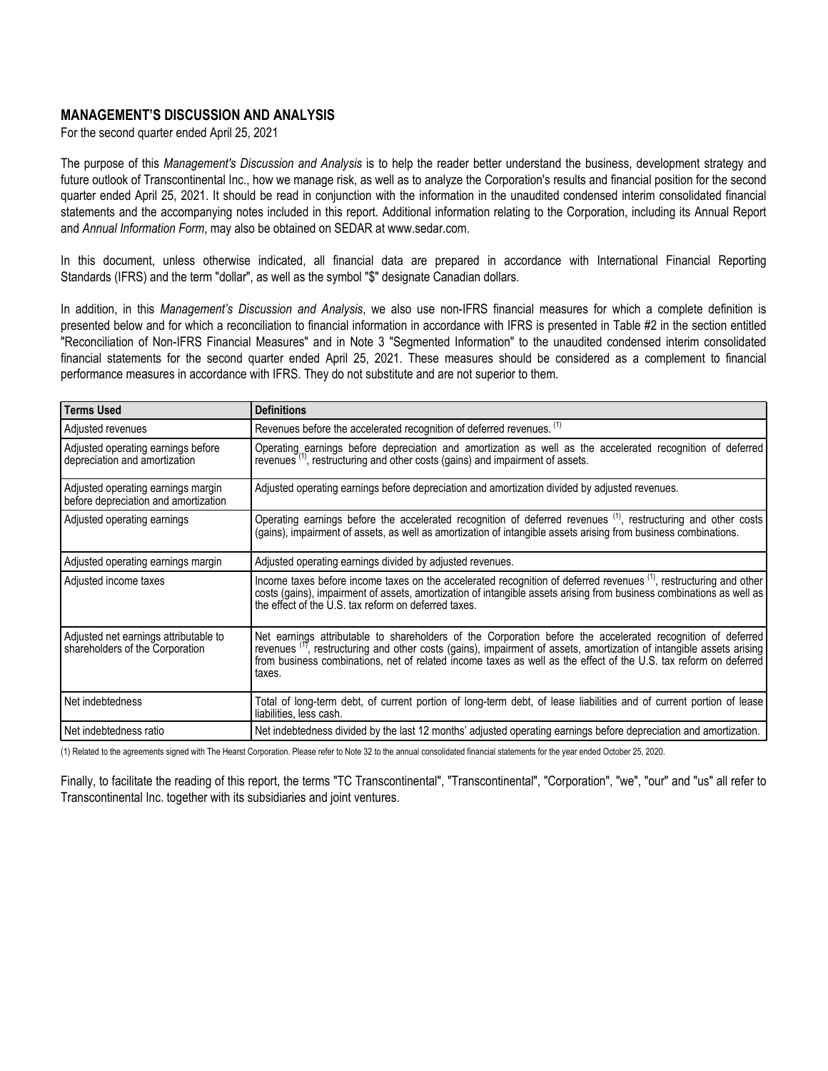## MANAGEMENT'S DISCUSSION AND ANALYSIS

For the second quarter ended April 25, 2021

The purpose of this *Management's Discussion and Analysis* is to help the reader better understand the business, development strategy and future outlook of Transcontinental Inc., how we manage risk, as well as to analyze the Corporation's results and financial position for the second quarter ended April 25, 2021. It should be read in conjunction with the information in the unaudited condensed interim consolidated financial statements and the accompanying notes included in this report. Additional information relating to the Corporation, including its Annual Report and *Annual Information Form*, may also be obtained on SEDAR at www.sedar.com.

In this document, unless otherwise indicated, all financial data are prepared in accordance with International Financial Reporting Standards (IFRS) and the term "dollar", as well as the symbol "$" designate Canadian dollars.

In addition, in this *Management's Discussion and Analysis*, we also use non-IFRS financial measures for which a complete definition is presented below and for which a reconciliation to financial information in accordance with IFRS is presented in Table #2 in the section entitled "Reconciliation of Non-IFRS Financial Measures" and in Note 3 "Segmented Information" to the unaudited condensed interim consolidated financial statements for the second quarter ended April 25, 2021. These measures should be considered as a complement to financial performance measures in accordance with IFRS. They do not substitute and are not superior to them.

| Terms Used | Definitions |
|---|---|
| Adjusted revenues | Revenues before the accelerated recognition of deferred revenues. (1) |
| Adjusted operating earnings before depreciation and amortization | Operating earnings before depreciation and amortization as well as the accelerated recognition of deferred revenues (1), restructuring and other costs (gains) and impairment of assets. |
| Adjusted operating earnings margin before depreciation and amortization | Adjusted operating earnings before depreciation and amortization divided by adjusted revenues. |
| Adjusted operating earnings | Operating earnings before the accelerated recognition of deferred revenues (1), restructuring and other costs (gains), impairment of assets, as well as amortization of intangible assets arising from business combinations. |
| Adjusted operating earnings margin | Adjusted operating earnings divided by adjusted revenues. |
| Adjusted income taxes | Income taxes before income taxes on the accelerated recognition of deferred revenues (1), restructuring and other costs (gains), impairment of assets, amortization of intangible assets arising from business combinations as well as the effect of the U.S. tax reform on deferred taxes. |
| Adjusted net earnings attributable to shareholders of the Corporation | Net earnings attributable to shareholders of the Corporation before the accelerated recognition of deferred revenues (1), restructuring and other costs (gains), impairment of assets, amortization of intangible assets arising from business combinations, net of related income taxes as well as the effect of the U.S. tax reform on deferred taxes. |
| Net indebtedness | Total of long-term debt, of current portion of long-term debt, of lease liabilities and of current portion of lease liabilities, less cash. |
| Net indebtedness ratio | Net indebtedness divided by the last 12 months' adjusted operating earnings before depreciation and amortization. |

(1) Related to the agreements signed with The Hearst Corporation. Please refer to Note 32 to the annual consolidated financial statements for the year ended October 25, 2020.

Finally, to facilitate the reading of this report, the terms "TC Transcontinental", "Transcontinental", "Corporation", "we", "our" and "us" all refer to Transcontinental Inc. together with its subsidiaries and joint ventures.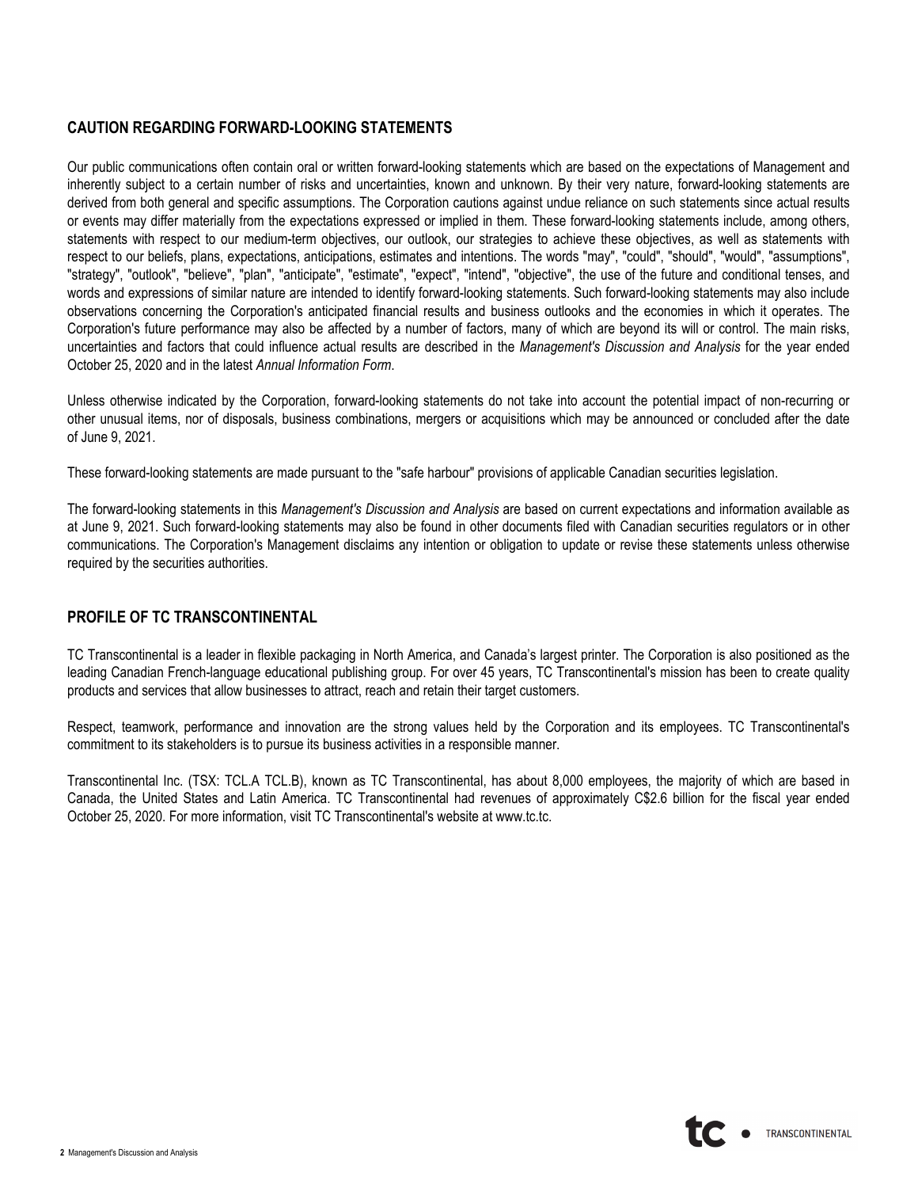## CAUTION REGARDING FORWARD-LOOKING STATEMENTS

Our public communications often contain oral or written forward-looking statements which are based on the expectations of Management and inherently subject to a certain number of risks and uncertainties, known and unknown. By their very nature, forward-looking statements are derived from both general and specific assumptions. The Corporation cautions against undue reliance on such statements since actual results or events may differ materially from the expectations expressed or implied in them. These forward-looking statements include, among others, statements with respect to our medium-term objectives, our outlook, our strategies to achieve these objectives, as well as statements with respect to our beliefs, plans, expectations, anticipations, estimates and intentions. The words "may", "could", "should", "would", "assumptions", "strategy", "outlook", "believe", "plan", "anticipate", "estimate", "expect", "intend", "objective", the use of the future and conditional tenses, and words and expressions of similar nature are intended to identify forward-looking statements. Such forward-looking statements may also include observations concerning the Corporation's anticipated financial results and business outlooks and the economies in which it operates. The Corporation's future performance may also be affected by a number of factors, many of which are beyond its will or control. The main risks, uncertainties and factors that could influence actual results are described in the *Management's Discussion and Analysis* for the year ended October 25, 2020 and in the latest *Annual Information Form*.

Unless otherwise indicated by the Corporation, forward-looking statements do not take into account the potential impact of non-recurring or other unusual items, nor of disposals, business combinations, mergers or acquisitions which may be announced or concluded after the date of June 9, 2021.

These forward-looking statements are made pursuant to the "safe harbour" provisions of applicable Canadian securities legislation.

The forward-looking statements in this *Management's Discussion and Analysis* are based on current expectations and information available as at June 9, 2021. Such forward-looking statements may also be found in other documents filed with Canadian securities regulators or in other communications. The Corporation's Management disclaims any intention or obligation to update or revise these statements unless otherwise required by the securities authorities.

## PROFILE OF TC TRANSCONTINENTAL

TC Transcontinental is a leader in flexible packaging in North America, and Canada's largest printer. The Corporation is also positioned as the leading Canadian French-language educational publishing group. For over 45 years, TC Transcontinental's mission has been to create quality products and services that allow businesses to attract, reach and retain their target customers.

Respect, teamwork, performance and innovation are the strong values held by the Corporation and its employees. TC Transcontinental's commitment to its stakeholders is to pursue its business activities in a responsible manner.

Transcontinental Inc. (TSX: TCL.A TCL.B), known as TC Transcontinental, has about 8,000 employees, the majority of which are based in Canada, the United States and Latin America. TC Transcontinental had revenues of approximately C$2.6 billion for the fiscal year ended October 25, 2020. For more information, visit TC Transcontinental's website at www.tc.tc.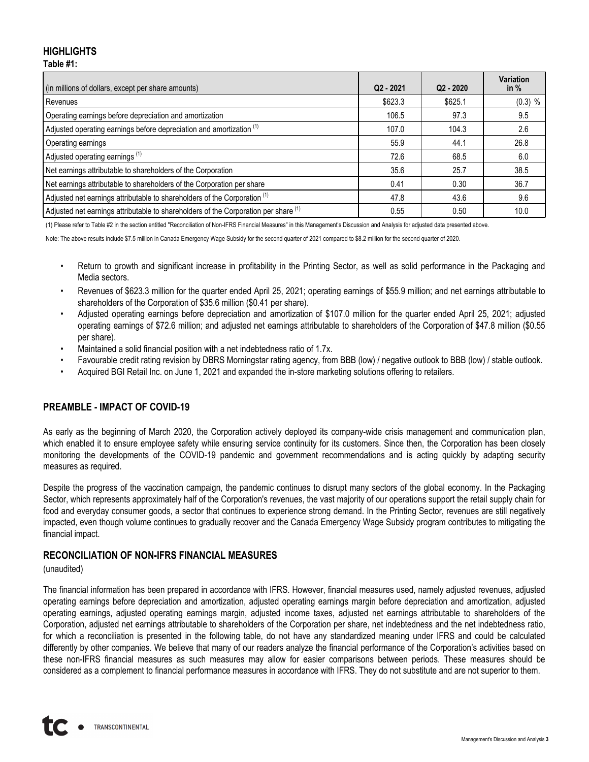## HIGHLIGHTS

**Table #1:**

| (in millions of dollars, except per share amounts) | Q2 - 2021 | Q2 - 2020 | Variation in % |
|---|---|---|---|
| Revenues | $623.3 | $625.1 | (0.3) % |
| Operating earnings before depreciation and amortization | 106.5 | 97.3 | 9.5 |
| Adjusted operating earnings before depreciation and amortization [1] | 107.0 | 104.3 | 2.6 |
| Operating earnings | 55.9 | 44.1 | 26.8 |
| Adjusted operating earnings [1] | 72.6 | 68.5 | 6.0 |
| Net earnings attributable to shareholders of the Corporation | 35.6 | 25.7 | 38.5 |
| Net earnings attributable to shareholders of the Corporation per share | 0.41 | 0.30 | 36.7 |
| Adjusted net earnings attributable to shareholders of the Corporation [1] | 47.8 | 43.6 | 9.6 |
| Adjusted net earnings attributable to shareholders of the Corporation per share [1] | 0.55 | 0.50 | 10.0 |

(1) Please refer to Table #2 in the section entitled "Reconciliation of Non-IFRS Financial Measures" in this Management's Discussion and Analysis for adjusted data presented above.

Note: The above results include $7.5 million in Canada Emergency Wage Subsidy for the second quarter of 2021 compared to $8.2 million for the second quarter of 2020.

- Return to growth and significant increase in profitability in the Printing Sector, as well as solid performance in the Packaging and Media sectors.
- Revenues of $623.3 million for the quarter ended April 25, 2021; operating earnings of $55.9 million; and net earnings attributable to shareholders of the Corporation of $35.6 million ($0.41 per share).
- Adjusted operating earnings before depreciation and amortization of $107.0 million for the quarter ended April 25, 2021; adjusted operating earnings of $72.6 million; and adjusted net earnings attributable to shareholders of the Corporation of $47.8 million ($0.55 per share).
- Maintained a solid financial position with a net indebtedness ratio of 1.7x.
- Favourable credit rating revision by DBRS Morningstar rating agency, from BBB (low) / negative outlook to BBB (low) / stable outlook.
- Acquired BGI Retail Inc. on June 1, 2021 and expanded the in-store marketing solutions offering to retailers.

## PREAMBLE - IMPACT OF COVID-19

As early as the beginning of March 2020, the Corporation actively deployed its company-wide crisis management and communication plan, which enabled it to ensure employee safety while ensuring service continuity for its customers. Since then, the Corporation has been closely monitoring the developments of the COVID-19 pandemic and government recommendations and is acting quickly by adapting security measures as required.

Despite the progress of the vaccination campaign, the pandemic continues to disrupt many sectors of the global economy. In the Packaging Sector, which represents approximately half of the Corporation's revenues, the vast majority of our operations support the retail supply chain for food and everyday consumer goods, a sector that continues to experience strong demand. In the Printing Sector, revenues are still negatively impacted, even though volume continues to gradually recover and the Canada Emergency Wage Subsidy program contributes to mitigating the financial impact.

## RECONCILIATION OF NON-IFRS FINANCIAL MEASURES

(unaudited)

The financial information has been prepared in accordance with IFRS. However, financial measures used, namely adjusted revenues, adjusted operating earnings before depreciation and amortization, adjusted operating earnings margin before depreciation and amortization, adjusted operating earnings, adjusted operating earnings margin, adjusted income taxes, adjusted net earnings attributable to shareholders of the Corporation, adjusted net earnings attributable to shareholders of the Corporation per share, net indebtedness and the net indebtedness ratio, for which a reconciliation is presented in the following table, do not have any standardized meaning under IFRS and could be calculated differently by other companies. We believe that many of our readers analyze the financial performance of the Corporation's activities based on these non-IFRS financial measures as such measures may allow for easier comparisons between periods. These measures should be considered as a complement to financial performance measures in accordance with IFRS. They do not substitute and are not superior to them.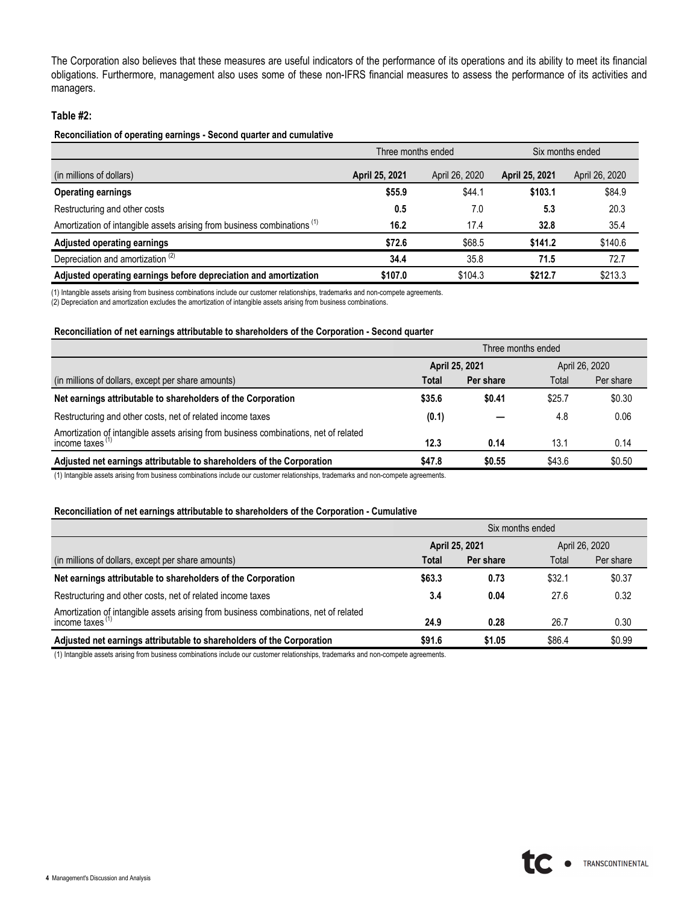The Corporation also believes that these measures are useful indicators of the performance of its operations and its ability to meet its financial obligations. Furthermore, management also uses some of these non-IFRS financial measures to assess the performance of its activities and managers.

**Table #2:**

**Reconciliation of operating earnings - Second quarter and cumulative**

| | Three months ended | | Six months ended | |
|---|---|---|---|---|
| (in millions of dollars) | **April 25, 2021** | April 26, 2020 | **April 25, 2021** | April 26, 2020 |
| **Operating earnings** | **$55.9** | $44.1 | **$103.1** | $84.9 |
| Restructuring and other costs | **0.5** | 7.0 | **5.3** | 20.3 |
| Amortization of intangible assets arising from business combinations (1) | **16.2** | 17.4 | **32.8** | 35.4 |
| **Adjusted operating earnings** | **$72.6** | $68.5 | **$141.2** | $140.6 |
| Depreciation and amortization (2) | **34.4** | 35.8 | **71.5** | 72.7 |
| **Adjusted operating earnings before depreciation and amortization** | **$107.0** | $104.3 | **$212.7** | $213.3 |

(1) Intangible assets arising from business combinations include our customer relationships, trademarks and non-compete agreements.
(2) Depreciation and amortization excludes the amortization of intangible assets arising from business combinations.

**Reconciliation of net earnings attributable to shareholders of the Corporation - Second quarter**

| | Three months ended | | | |
|---|---|---|---|---|
| | **April 25, 2021** | | April 26, 2020 | |
| (in millions of dollars, except per share amounts) | **Total** | **Per share** | Total | Per share |
| **Net earnings attributable to shareholders of the Corporation** | **$35.6** | **$0.41** | $25.7 | $0.30 |
| Restructuring and other costs, net of related income taxes | **(0.1)** | **—** | 4.8 | 0.06 |
| Amortization of intangible assets arising from business combinations, net of related income taxes (1) | **12.3** | **0.14** | 13.1 | 0.14 |
| **Adjusted net earnings attributable to shareholders of the Corporation** | **$47.8** | **$0.55** | $43.6 | $0.50 |

(1) Intangible assets arising from business combinations include our customer relationships, trademarks and non-compete agreements.

**Reconciliation of net earnings attributable to shareholders of the Corporation - Cumulative**

| | Six months ended | | | |
|---|---|---|---|---|
| | **April 25, 2021** | | April 26, 2020 | |
| (in millions of dollars, except per share amounts) | **Total** | **Per share** | Total | Per share |
| **Net earnings attributable to shareholders of the Corporation** | **$63.3** | **0.73** | $32.1 | $0.37 |
| Restructuring and other costs, net of related income taxes | **3.4** | **0.04** | 27.6 | 0.32 |
| Amortization of intangible assets arising from business combinations, net of related income taxes (1) | **24.9** | **0.28** | 26.7 | 0.30 |
| **Adjusted net earnings attributable to shareholders of the Corporation** | **$91.6** | **$1.05** | $86.4 | $0.99 |

(1) Intangible assets arising from business combinations include our customer relationships, trademarks and non-compete agreements.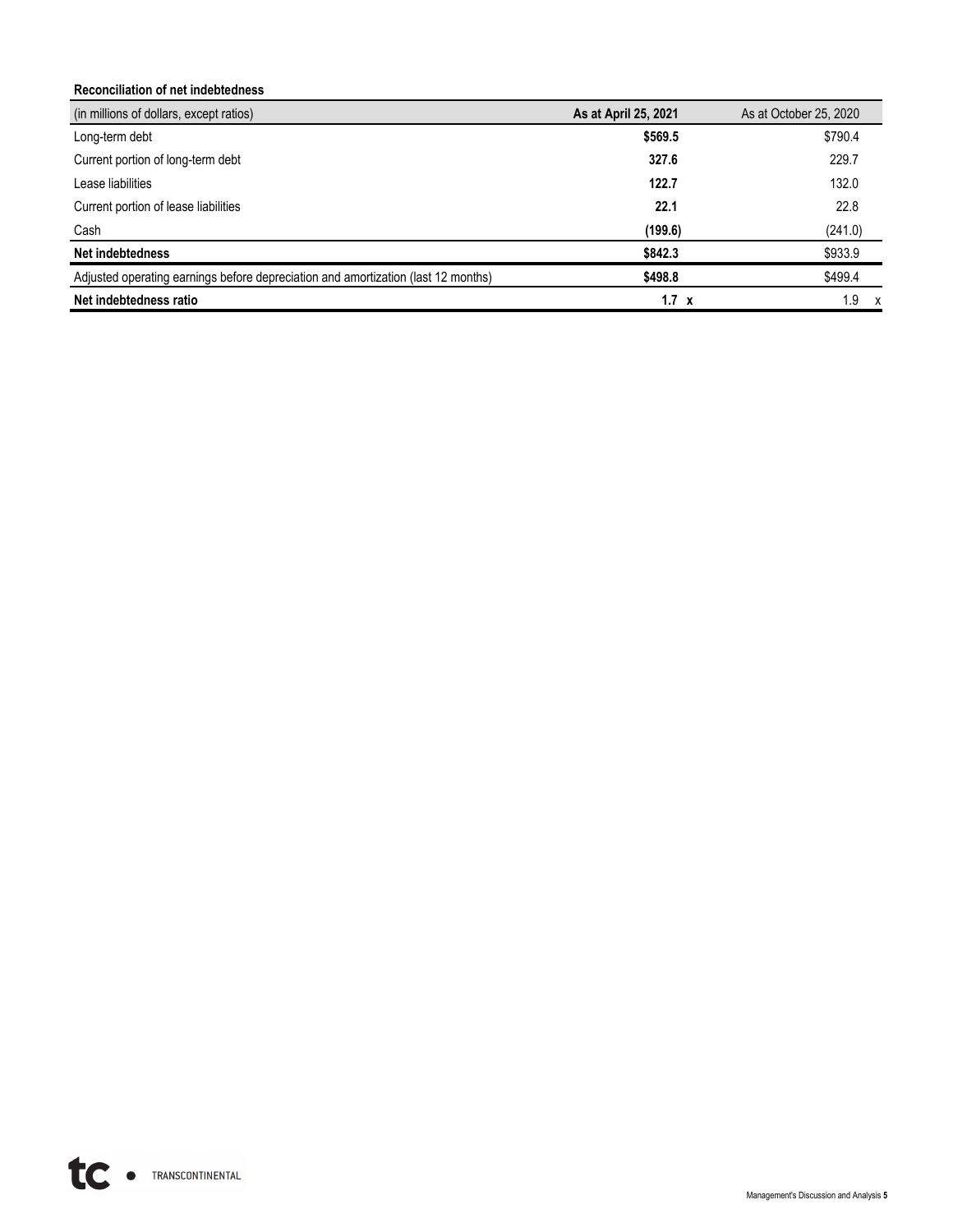**Reconciliation of net indebtedness**

| (in millions of dollars, except ratios) | As at April 25, 2021 | As at October 25, 2020 |
| --- | --- | --- |
| Long-term debt | **$569.5** | $790.4 |
| Current portion of long-term debt | **327.6** | 229.7 |
| Lease liabilities | **122.7** | 132.0 |
| Current portion of lease liabilities | **22.1** | 22.8 |
| Cash | **(199.6)** | (241.0) |
| **Net indebtedness** | **$842.3** | $933.9 |
| Adjusted operating earnings before depreciation and amortization (last 12 months) | **$498.8** | $499.4 |
| **Net indebtedness ratio** | **1.7 x** | 1.9 x |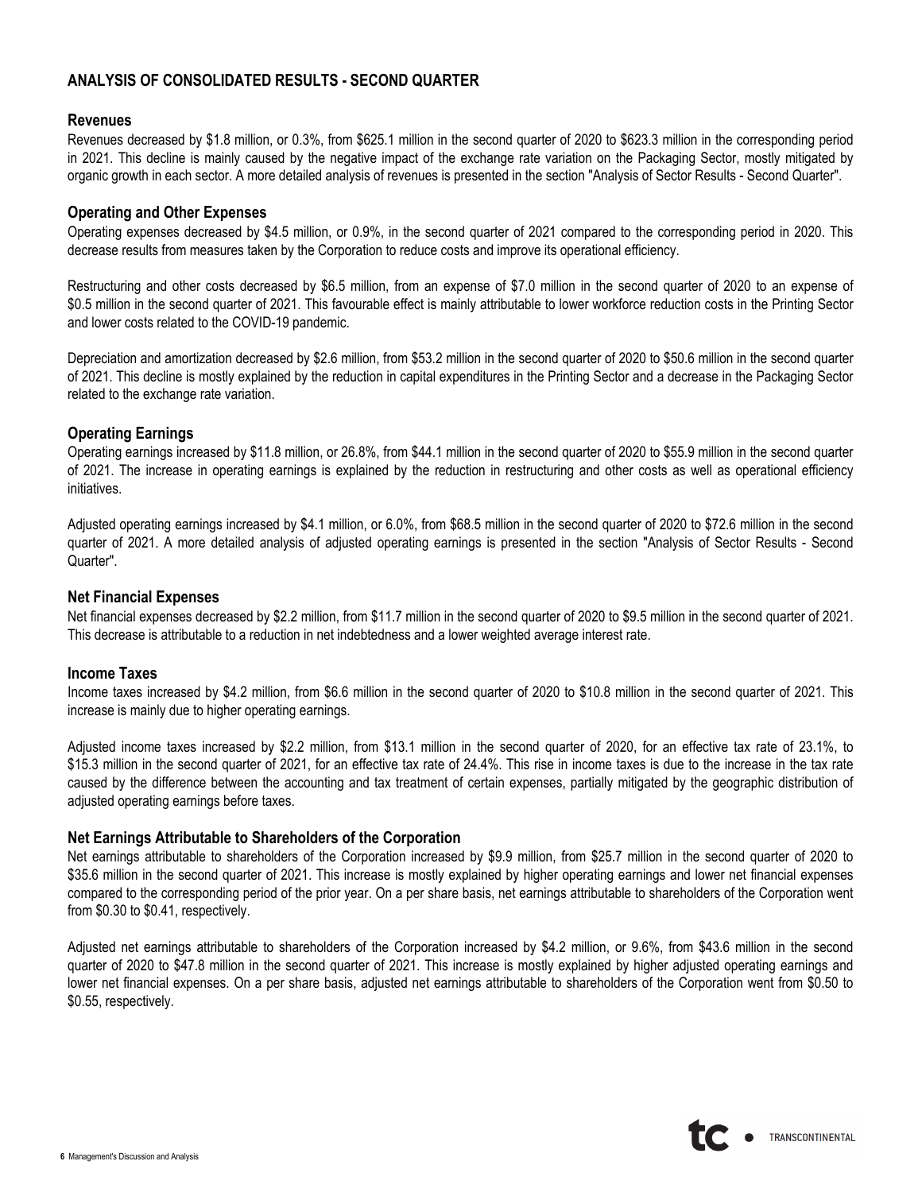## ANALYSIS OF CONSOLIDATED RESULTS - SECOND QUARTER

### Revenues

Revenues decreased by $1.8 million, or 0.3%, from $625.1 million in the second quarter of 2020 to $623.3 million in the corresponding period in 2021. This decline is mainly caused by the negative impact of the exchange rate variation on the Packaging Sector, mostly mitigated by organic growth in each sector. A more detailed analysis of revenues is presented in the section "Analysis of Sector Results - Second Quarter".

### Operating and Other Expenses

Operating expenses decreased by $4.5 million, or 0.9%, in the second quarter of 2021 compared to the corresponding period in 2020. This decrease results from measures taken by the Corporation to reduce costs and improve its operational efficiency.

Restructuring and other costs decreased by $6.5 million, from an expense of $7.0 million in the second quarter of 2020 to an expense of $0.5 million in the second quarter of 2021. This favourable effect is mainly attributable to lower workforce reduction costs in the Printing Sector and lower costs related to the COVID-19 pandemic.

Depreciation and amortization decreased by $2.6 million, from $53.2 million in the second quarter of 2020 to $50.6 million in the second quarter of 2021. This decline is mostly explained by the reduction in capital expenditures in the Printing Sector and a decrease in the Packaging Sector related to the exchange rate variation.

### Operating Earnings

Operating earnings increased by $11.8 million, or 26.8%, from $44.1 million in the second quarter of 2020 to $55.9 million in the second quarter of 2021. The increase in operating earnings is explained by the reduction in restructuring and other costs as well as operational efficiency initiatives.

Adjusted operating earnings increased by $4.1 million, or 6.0%, from $68.5 million in the second quarter of 2020 to $72.6 million in the second quarter of 2021. A more detailed analysis of adjusted operating earnings is presented in the section "Analysis of Sector Results - Second Quarter".

### Net Financial Expenses

Net financial expenses decreased by $2.2 million, from $11.7 million in the second quarter of 2020 to $9.5 million in the second quarter of 2021. This decrease is attributable to a reduction in net indebtedness and a lower weighted average interest rate.

### Income Taxes

Income taxes increased by $4.2 million, from $6.6 million in the second quarter of 2020 to $10.8 million in the second quarter of 2021. This increase is mainly due to higher operating earnings.

Adjusted income taxes increased by $2.2 million, from $13.1 million in the second quarter of 2020, for an effective tax rate of 23.1%, to $15.3 million in the second quarter of 2021, for an effective tax rate of 24.4%. This rise in income taxes is due to the increase in the tax rate caused by the difference between the accounting and tax treatment of certain expenses, partially mitigated by the geographic distribution of adjusted operating earnings before taxes.

### Net Earnings Attributable to Shareholders of the Corporation

Net earnings attributable to shareholders of the Corporation increased by $9.9 million, from $25.7 million in the second quarter of 2020 to $35.6 million in the second quarter of 2021. This increase is mostly explained by higher operating earnings and lower net financial expenses compared to the corresponding period of the prior year. On a per share basis, net earnings attributable to shareholders of the Corporation went from $0.30 to $0.41, respectively.

Adjusted net earnings attributable to shareholders of the Corporation increased by $4.2 million, or 9.6%, from $43.6 million in the second quarter of 2020 to $47.8 million in the second quarter of 2021. This increase is mostly explained by higher adjusted operating earnings and lower net financial expenses. On a per share basis, adjusted net earnings attributable to shareholders of the Corporation went from $0.50 to $0.55, respectively.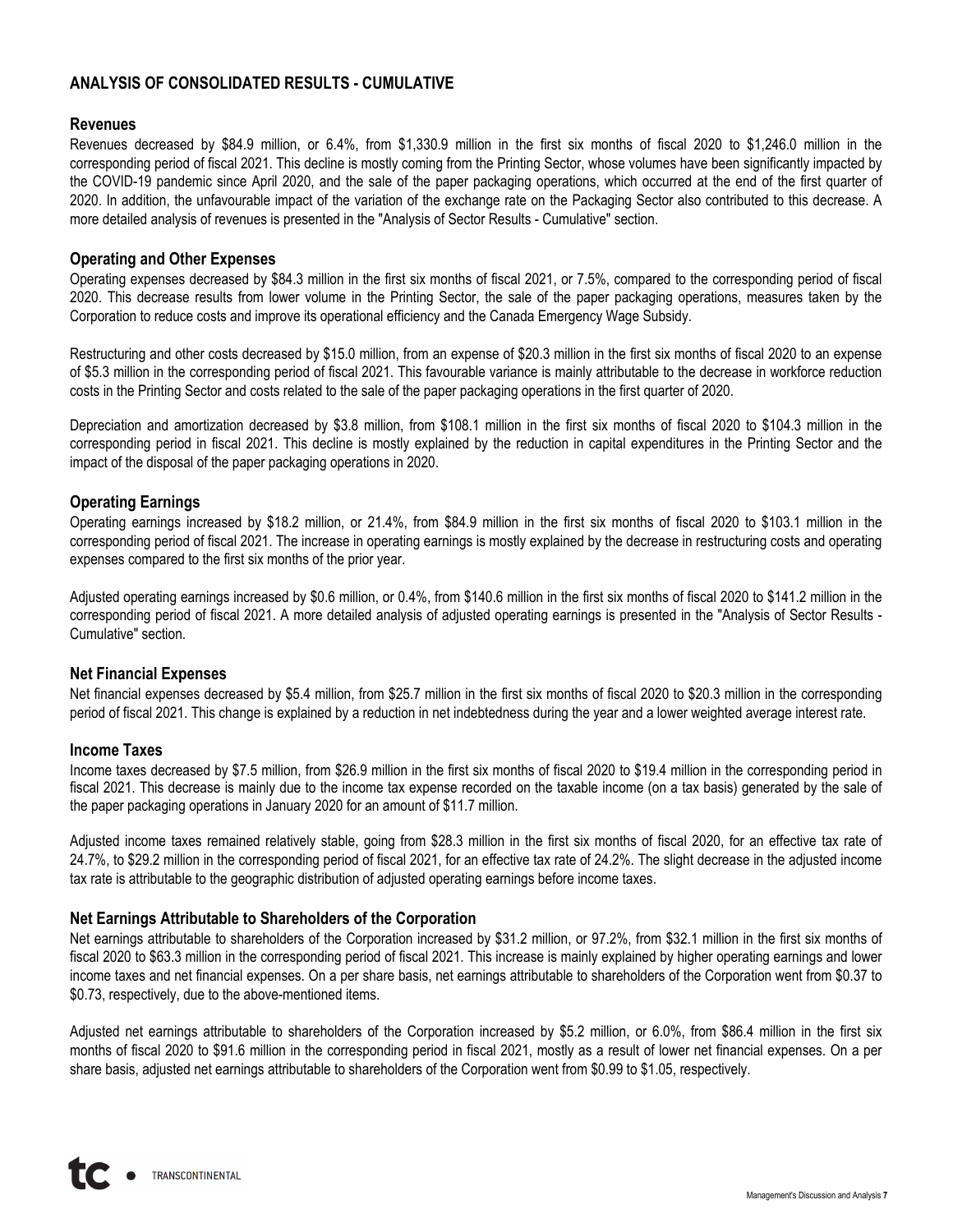## ANALYSIS OF CONSOLIDATED RESULTS - CUMULATIVE

### Revenues

Revenues decreased by $84.9 million, or 6.4%, from $1,330.9 million in the first six months of fiscal 2020 to $1,246.0 million in the corresponding period of fiscal 2021. This decline is mostly coming from the Printing Sector, whose volumes have been significantly impacted by the COVID-19 pandemic since April 2020, and the sale of the paper packaging operations, which occurred at the end of the first quarter of 2020. In addition, the unfavourable impact of the variation of the exchange rate on the Packaging Sector also contributed to this decrease. A more detailed analysis of revenues is presented in the "Analysis of Sector Results - Cumulative" section.

### Operating and Other Expenses

Operating expenses decreased by $84.3 million in the first six months of fiscal 2021, or 7.5%, compared to the corresponding period of fiscal 2020. This decrease results from lower volume in the Printing Sector, the sale of the paper packaging operations, measures taken by the Corporation to reduce costs and improve its operational efficiency and the Canada Emergency Wage Subsidy.

Restructuring and other costs decreased by $15.0 million, from an expense of $20.3 million in the first six months of fiscal 2020 to an expense of $5.3 million in the corresponding period of fiscal 2021. This favourable variance is mainly attributable to the decrease in workforce reduction costs in the Printing Sector and costs related to the sale of the paper packaging operations in the first quarter of 2020.

Depreciation and amortization decreased by $3.8 million, from $108.1 million in the first six months of fiscal 2020 to $104.3 million in the corresponding period in fiscal 2021. This decline is mostly explained by the reduction in capital expenditures in the Printing Sector and the impact of the disposal of the paper packaging operations in 2020.

### Operating Earnings

Operating earnings increased by $18.2 million, or 21.4%, from $84.9 million in the first six months of fiscal 2020 to $103.1 million in the corresponding period of fiscal 2021. The increase in operating earnings is mostly explained by the decrease in restructuring costs and operating expenses compared to the first six months of the prior year.

Adjusted operating earnings increased by $0.6 million, or 0.4%, from $140.6 million in the first six months of fiscal 2020 to $141.2 million in the corresponding period of fiscal 2021. A more detailed analysis of adjusted operating earnings is presented in the "Analysis of Sector Results - Cumulative" section.

### Net Financial Expenses

Net financial expenses decreased by $5.4 million, from $25.7 million in the first six months of fiscal 2020 to $20.3 million in the corresponding period of fiscal 2021. This change is explained by a reduction in net indebtedness during the year and a lower weighted average interest rate.

### Income Taxes

Income taxes decreased by $7.5 million, from $26.9 million in the first six months of fiscal 2020 to $19.4 million in the corresponding period in fiscal 2021. This decrease is mainly due to the income tax expense recorded on the taxable income (on a tax basis) generated by the sale of the paper packaging operations in January 2020 for an amount of $11.7 million.

Adjusted income taxes remained relatively stable, going from $28.3 million in the first six months of fiscal 2020, for an effective tax rate of 24.7%, to $29.2 million in the corresponding period of fiscal 2021, for an effective tax rate of 24.2%. The slight decrease in the adjusted income tax rate is attributable to the geographic distribution of adjusted operating earnings before income taxes.

### Net Earnings Attributable to Shareholders of the Corporation

Net earnings attributable to shareholders of the Corporation increased by $31.2 million, or 97.2%, from $32.1 million in the first six months of fiscal 2020 to $63.3 million in the corresponding period of fiscal 2021. This increase is mainly explained by higher operating earnings and lower income taxes and net financial expenses. On a per share basis, net earnings attributable to shareholders of the Corporation went from $0.37 to $0.73, respectively, due to the above-mentioned items.

Adjusted net earnings attributable to shareholders of the Corporation increased by $5.2 million, or 6.0%, from $86.4 million in the first six months of fiscal 2020 to $91.6 million in the corresponding period in fiscal 2021, mostly as a result of lower net financial expenses. On a per share basis, adjusted net earnings attributable to shareholders of the Corporation went from $0.99 to $1.05, respectively.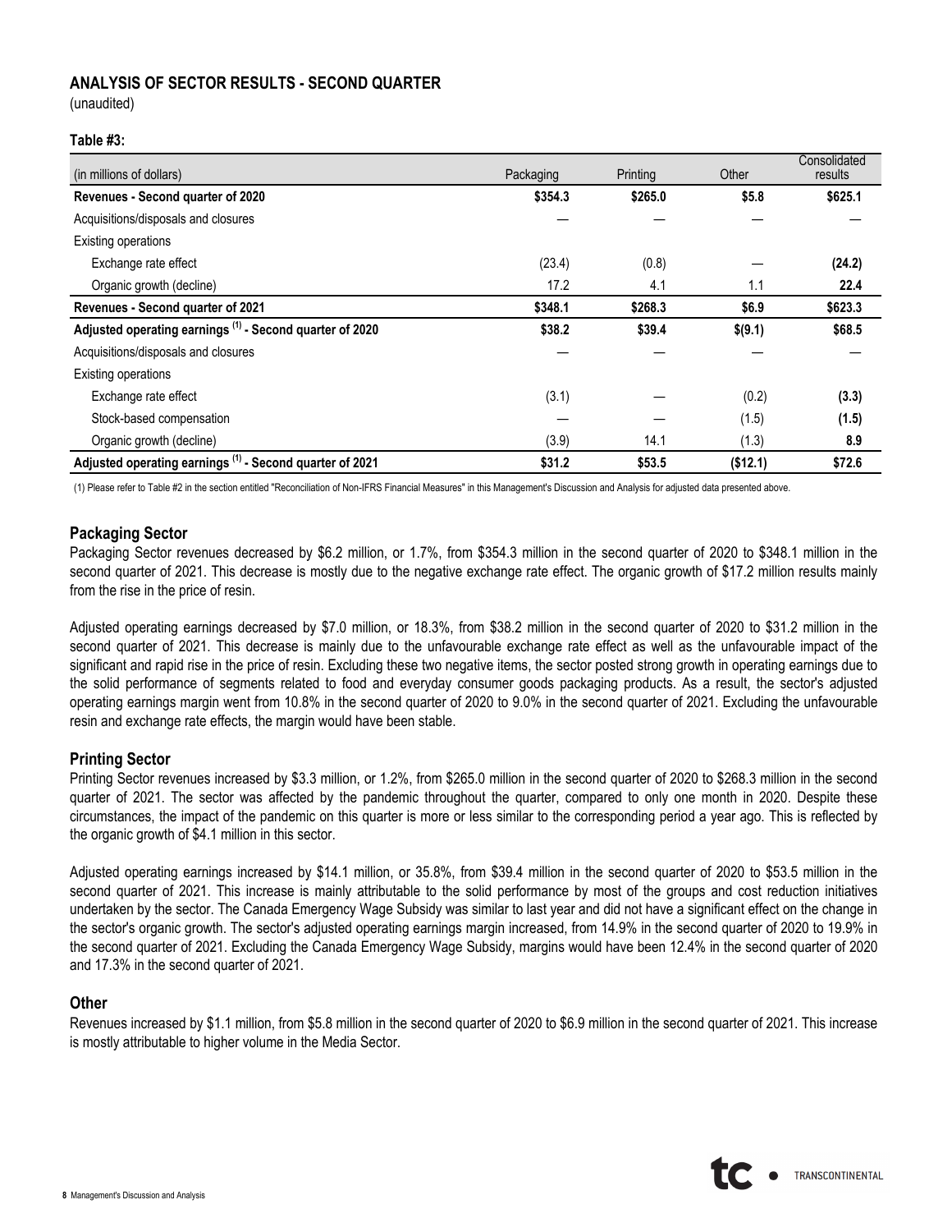## ANALYSIS OF SECTOR RESULTS - SECOND QUARTER

(unaudited)

**Table #3:**

| (in millions of dollars) | Packaging | Printing | Other | Consolidated results |
|---|---|---|---|---|
| **Revenues - Second quarter of 2020** | **$354.3** | **$265.0** | **$5.8** | **$625.1** |
| Acquisitions/disposals and closures | — | — | — | — |
| Existing operations | | | | |
| Exchange rate effect | (23.4) | (0.8) | — | **(24.2)** |
| Organic growth (decline) | 17.2 | 4.1 | 1.1 | **22.4** |
| **Revenues - Second quarter of 2021** | **$348.1** | **$268.3** | **$6.9** | **$623.3** |
| **Adjusted operating earnings [(1)] - Second quarter of 2020** | **$38.2** | **$39.4** | **$(9.1)** | **$68.5** |
| Acquisitions/disposals and closures | — | — | — | — |
| Existing operations | | | | |
| Exchange rate effect | (3.1) | — | (0.2) | **(3.3)** |
| Stock-based compensation | — | — | (1.5) | **(1.5)** |
| Organic growth (decline) | (3.9) | 14.1 | (1.3) | **8.9** |
| **Adjusted operating earnings [(1)] - Second quarter of 2021** | **$31.2** | **$53.5** | **($12.1)** | **$72.6** |

(1) Please refer to Table #2 in the section entitled "Reconciliation of Non-IFRS Financial Measures" in this Management's Discussion and Analysis for adjusted data presented above.

### Packaging Sector

Packaging Sector revenues decreased by $6.2 million, or 1.7%, from $354.3 million in the second quarter of 2020 to $348.1 million in the second quarter of 2021. This decrease is mostly due to the negative exchange rate effect. The organic growth of $17.2 million results mainly from the rise in the price of resin.

Adjusted operating earnings decreased by $7.0 million, or 18.3%, from $38.2 million in the second quarter of 2020 to $31.2 million in the second quarter of 2021. This decrease is mainly due to the unfavourable exchange rate effect as well as the unfavourable impact of the significant and rapid rise in the price of resin. Excluding these two negative items, the sector posted strong growth in operating earnings due to the solid performance of segments related to food and everyday consumer goods packaging products. As a result, the sector's adjusted operating earnings margin went from 10.8% in the second quarter of 2020 to 9.0% in the second quarter of 2021. Excluding the unfavourable resin and exchange rate effects, the margin would have been stable.

### Printing Sector

Printing Sector revenues increased by $3.3 million, or 1.2%, from $265.0 million in the second quarter of 2020 to $268.3 million in the second quarter of 2021. The sector was affected by the pandemic throughout the quarter, compared to only one month in 2020. Despite these circumstances, the impact of the pandemic on this quarter is more or less similar to the corresponding period a year ago. This is reflected by the organic growth of $4.1 million in this sector.

Adjusted operating earnings increased by $14.1 million, or 35.8%, from $39.4 million in the second quarter of 2020 to $53.5 million in the second quarter of 2021. This increase is mainly attributable to the solid performance by most of the groups and cost reduction initiatives undertaken by the sector. The Canada Emergency Wage Subsidy was similar to last year and did not have a significant effect on the change in the sector's organic growth. The sector's adjusted operating earnings margin increased, from 14.9% in the second quarter of 2020 to 19.9% in the second quarter of 2021. Excluding the Canada Emergency Wage Subsidy, margins would have been 12.4% in the second quarter of 2020 and 17.3% in the second quarter of 2021.

### Other

Revenues increased by $1.1 million, from $5.8 million in the second quarter of 2020 to $6.9 million in the second quarter of 2021. This increase is mostly attributable to higher volume in the Media Sector.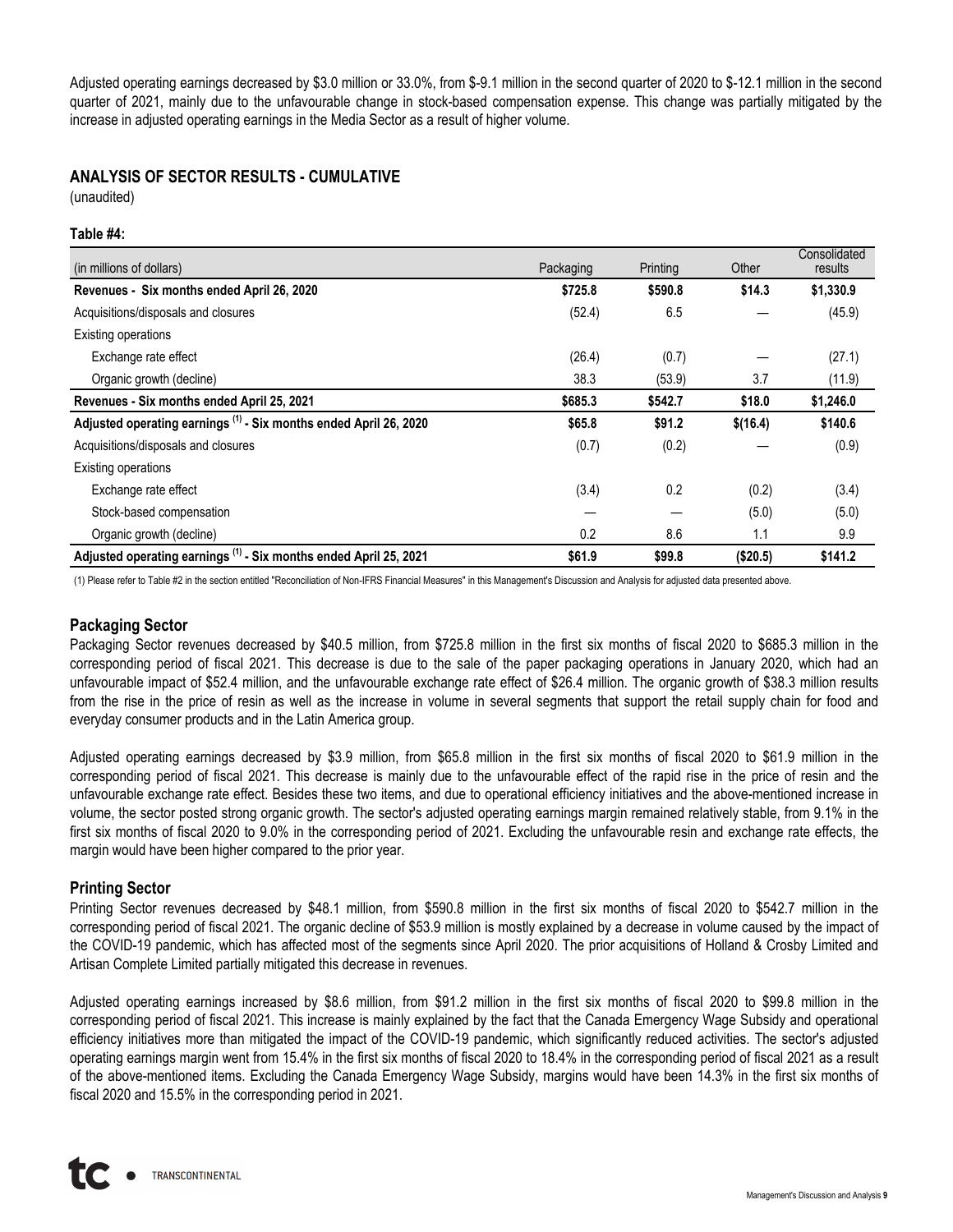Adjusted operating earnings decreased by $3.0 million or 33.0%, from $-9.1 million in the second quarter of 2020 to $-12.1 million in the second quarter of 2021, mainly due to the unfavourable change in stock-based compensation expense. This change was partially mitigated by the increase in adjusted operating earnings in the Media Sector as a result of higher volume.

## ANALYSIS OF SECTOR RESULTS - CUMULATIVE

(unaudited)

**Table #4:**

| (in millions of dollars) | Packaging | Printing | Other | Consolidated results |
|---|---|---|---|---|
| **Revenues - Six months ended April 26, 2020** | **$725.8** | **$590.8** | **$14.3** | **$1,330.9** |
| Acquisitions/disposals and closures | (52.4) | 6.5 | — | (45.9) |
| Existing operations | | | | |
| Exchange rate effect | (26.4) | (0.7) | — | (27.1) |
| Organic growth (decline) | 38.3 | (53.9) | 3.7 | (11.9) |
| **Revenues - Six months ended April 25, 2021** | **$685.3** | **$542.7** | **$18.0** | **$1,246.0** |
| **Adjusted operating earnings [(1)] - Six months ended April 26, 2020** | **$65.8** | **$91.2** | **$(16.4)** | **$140.6** |
| Acquisitions/disposals and closures | (0.7) | (0.2) | — | (0.9) |
| Existing operations | | | | |
| Exchange rate effect | (3.4) | 0.2 | (0.2) | (3.4) |
| Stock-based compensation | — | — | (5.0) | (5.0) |
| Organic growth (decline) | 0.2 | 8.6 | 1.1 | 9.9 |
| **Adjusted operating earnings [(1)] - Six months ended April 25, 2021** | **$61.9** | **$99.8** | **($20.5)** | **$141.2** |

(1) Please refer to Table #2 in the section entitled "Reconciliation of Non-IFRS Financial Measures" in this Management's Discussion and Analysis for adjusted data presented above.

### Packaging Sector

Packaging Sector revenues decreased by $40.5 million, from $725.8 million in the first six months of fiscal 2020 to $685.3 million in the corresponding period of fiscal 2021. This decrease is due to the sale of the paper packaging operations in January 2020, which had an unfavourable impact of $52.4 million, and the unfavourable exchange rate effect of $26.4 million. The organic growth of $38.3 million results from the rise in the price of resin as well as the increase in volume in several segments that support the retail supply chain for food and everyday consumer products and in the Latin America group.

Adjusted operating earnings decreased by $3.9 million, from $65.8 million in the first six months of fiscal 2020 to $61.9 million in the corresponding period of fiscal 2021. This decrease is mainly due to the unfavourable effect of the rapid rise in the price of resin and the unfavourable exchange rate effect. Besides these two items, and due to operational efficiency initiatives and the above-mentioned increase in volume, the sector posted strong organic growth. The sector's adjusted operating earnings margin remained relatively stable, from 9.1% in the first six months of fiscal 2020 to 9.0% in the corresponding period of 2021. Excluding the unfavourable resin and exchange rate effects, the margin would have been higher compared to the prior year.

### Printing Sector

Printing Sector revenues decreased by $48.1 million, from $590.8 million in the first six months of fiscal 2020 to $542.7 million in the corresponding period of fiscal 2021. The organic decline of $53.9 million is mostly explained by a decrease in volume caused by the impact of the COVID-19 pandemic, which has affected most of the segments since April 2020. The prior acquisitions of Holland & Crosby Limited and Artisan Complete Limited partially mitigated this decrease in revenues.

Adjusted operating earnings increased by $8.6 million, from $91.2 million in the first six months of fiscal 2020 to $99.8 million in the corresponding period of fiscal 2021. This increase is mainly explained by the fact that the Canada Emergency Wage Subsidy and operational efficiency initiatives more than mitigated the impact of the COVID-19 pandemic, which significantly reduced activities. The sector's adjusted operating earnings margin went from 15.4% in the first six months of fiscal 2020 to 18.4% in the corresponding period of fiscal 2021 as a result of the above-mentioned items. Excluding the Canada Emergency Wage Subsidy, margins would have been 14.3% in the first six months of fiscal 2020 and 15.5% in the corresponding period in 2021.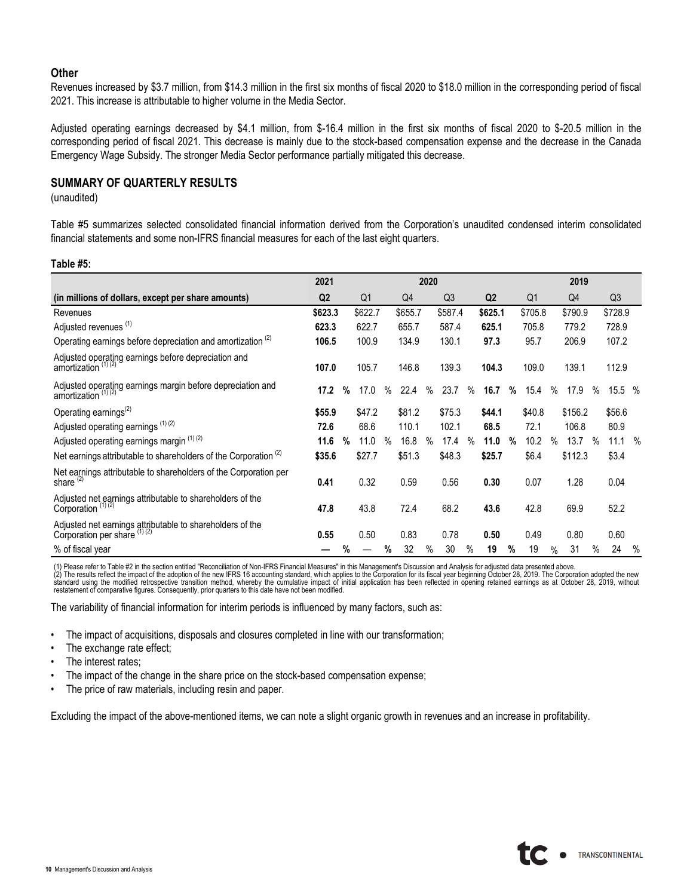### Other

Revenues increased by \$3.7 million, from \$14.3 million in the first six months of fiscal 2020 to \$18.0 million in the corresponding period of fiscal 2021. This increase is attributable to higher volume in the Media Sector.

Adjusted operating earnings decreased by \$4.1 million, from \$-16.4 million in the first six months of fiscal 2020 to \$-20.5 million in the corresponding period of fiscal 2021. This decrease is mainly due to the stock-based compensation expense and the decrease in the Canada Emergency Wage Subsidy. The stronger Media Sector performance partially mitigated this decrease.

## SUMMARY OF QUARTERLY RESULTS

(unaudited)

Table #5 summarizes selected consolidated financial information derived from the Corporation's unaudited condensed interim consolidated financial statements and some non-IFRS financial measures for each of the last eight quarters.

**Table #5:**

| | 2021 | 2020 | | | | 2019 | | |
|---|---|---|---|---|---|---|---|---|
| **(in millions of dollars, except per share amounts)** | **Q2** | Q1 | Q4 | Q3 | **Q2** | Q1 | Q4 | Q3 |
| Revenues | **\$623.3** | \$622.7 | \$655.7 | \$587.4 | **\$625.1** | \$705.8 | \$790.9 | \$728.9 |
| Adjusted revenues [(1)] | **623.3** | 622.7 | 655.7 | 587.4 | **625.1** | 705.8 | 779.2 | 728.9 |
| Operating earnings before depreciation and amortization [(2)] | **106.5** | 100.9 | 134.9 | 130.1 | **97.3** | 95.7 | 206.9 | 107.2 |
| Adjusted operating earnings before depreciation and amortization [(1) (2)] | **107.0** | 105.7 | 146.8 | 139.3 | **104.3** | 109.0 | 139.1 | 112.9 |
| Adjusted operating earnings margin before depreciation and amortization [(1) (2)] | **17.2 %** | 17.0 % | 22.4 % | 23.7 % | **16.7 %** | 15.4 % | 17.9 % | 15.5 % |
| Operating earnings[(2)] | **\$55.9** | \$47.2 | \$81.2 | \$75.3 | **\$44.1** | \$40.8 | \$156.2 | \$56.6 |
| Adjusted operating earnings [(1) (2)] | **72.6** | 68.6 | 110.1 | 102.1 | **68.5** | 72.1 | 106.8 | 80.9 |
| Adjusted operating earnings margin [(1) (2)] | **11.6 %** | 11.0 % | 16.8 % | 17.4 % | **11.0 %** | 10.2 % | 13.7 % | 11.1 % |
| Net earnings attributable to shareholders of the Corporation [(2)] | **\$35.6** | \$27.7 | \$51.3 | \$48.3 | **\$25.7** | \$6.4 | \$112.3 | \$3.4 |
| Net earnings attributable to shareholders of the Corporation per share [(2)] | **0.41** | 0.32 | 0.59 | 0.56 | **0.30** | 0.07 | 1.28 | 0.04 |
| Adjusted net earnings attributable to shareholders of the Corporation [(1) (2)] | **47.8** | 43.8 | 72.4 | 68.2 | **43.6** | 42.8 | 69.9 | 52.2 |
| Adjusted net earnings attributable to shareholders of the Corporation per share [(1) (2)] | **0.55** | 0.50 | 0.83 | 0.78 | **0.50** | 0.49 | 0.80 | 0.60 |
| % of fiscal year | **— %** | — % | 32 % | 30 % | **19 %** | 19 % | 31 % | 24 % |

(1) Please refer to Table #2 in the section entitled "Reconciliation of Non-IFRS Financial Measures" in this Management's Discussion and Analysis for adjusted data presented above.
(2) The results reflect the impact of the adoption of the new IFRS 16 accounting standard, which applies to the Corporation for its fiscal year beginning October 28, 2019. The Corporation adopted the new standard using the modified retrospective transition method, whereby the cumulative impact of initial application has been reflected in opening retained earnings as at October 28, 2019, without restatement of comparative figures. Consequently, prior quarters to this date have not been modified.

The variability of financial information for interim periods is influenced by many factors, such as:

- The impact of acquisitions, disposals and closures completed in line with our transformation;
- The exchange rate effect;
- The interest rates;
- The impact of the change in the share price on the stock-based compensation expense;
- The price of raw materials, including resin and paper.

Excluding the impact of the above-mentioned items, we can note a slight organic growth in revenues and an increase in profitability.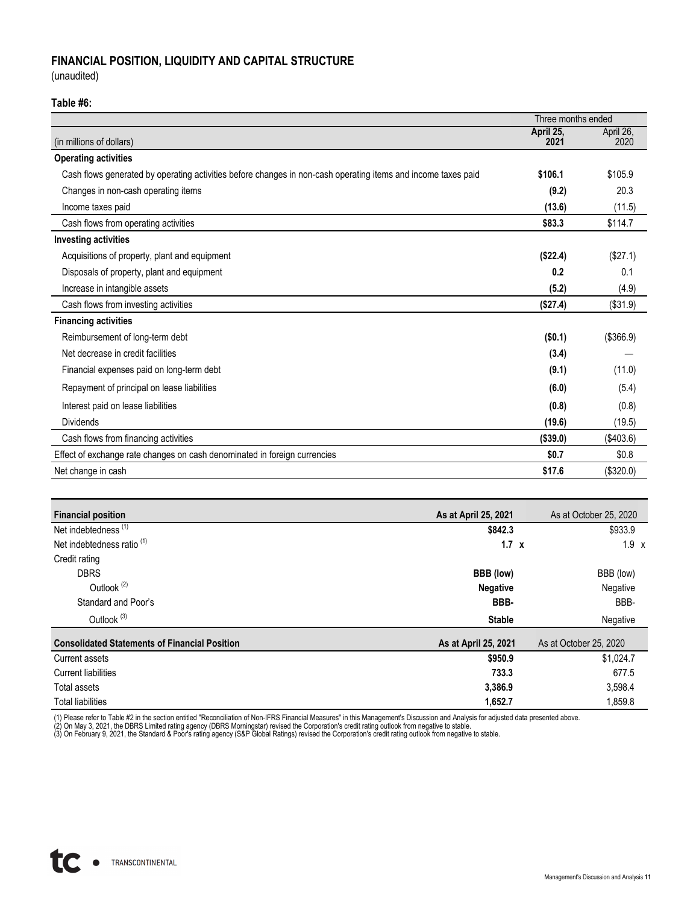## FINANCIAL POSITION, LIQUIDITY AND CAPITAL STRUCTURE

(unaudited)

**Table #6:**

| (in millions of dollars) | Three months ended April 25, 2021 | Three months ended April 26, 2020 |
|---|---|---|
| **Operating activities** | | |
| Cash flows generated by operating activities before changes in non-cash operating items and income taxes paid | **$106.1** | $105.9 |
| Changes in non-cash operating items | **(9.2)** | 20.3 |
| Income taxes paid | **(13.6)** | (11.5) |
| Cash flows from operating activities | **$83.3** | $114.7 |
| **Investing activities** | | |
| Acquisitions of property, plant and equipment | **($22.4)** | ($27.1) |
| Disposals of property, plant and equipment | **0.2** | 0.1 |
| Increase in intangible assets | **(5.2)** | (4.9) |
| Cash flows from investing activities | **($27.4)** | ($31.9) |
| **Financing activities** | | |
| Reimbursement of long-term debt | **($0.1)** | ($366.9) |
| Net decrease in credit facilities | **(3.4)** | — |
| Financial expenses paid on long-term debt | **(9.1)** | (11.0) |
| Repayment of principal on lease liabilities | **(6.0)** | (5.4) |
| Interest paid on lease liabilities | **(0.8)** | (0.8) |
| Dividends | **(19.6)** | (19.5) |
| Cash flows from financing activities | **($39.0)** | ($403.6) |
| Effect of exchange rate changes on cash denominated in foreign currencies | **$0.7** | $0.8 |
| Net change in cash | **$17.6** | ($320.0) |

| Financial position | As at April 25, 2021 | As at October 25, 2020 |
|---|---|---|
| Net indebtedness [1] | **$842.3** | $933.9 |
| Net indebtedness ratio [1] | **1.7 x** | 1.9 x |
| Credit rating | | |
| DBRS | **BBB (low)** | BBB (low) |
| Outlook [2] | **Negative** | Negative |
| Standard and Poor's | **BBB-** | BBB- |
| Outlook [3] | **Stable** | Negative |

| Consolidated Statements of Financial Position | As at April 25, 2021 | As at October 25, 2020 |
|---|---|---|
| Current assets | **$950.9** | $1,024.7 |
| Current liabilities | **733.3** | 677.5 |
| Total assets | **3,386.9** | 3,598.4 |
| Total liabilities | **1,652.7** | 1,859.8 |

(1) Please refer to Table #2 in the section entitled "Reconciliation of Non-IFRS Financial Measures" in this Management's Discussion and Analysis for adjusted data presented above.
(2) On May 3, 2021, the DBRS Limited rating agency (DBRS Morningstar) revised the Corporation's credit rating outlook from negative to stable.
(3) On February 9, 2021, the Standard & Poor's rating agency (S&P Global Ratings) revised the Corporation's credit rating outlook from negative to stable.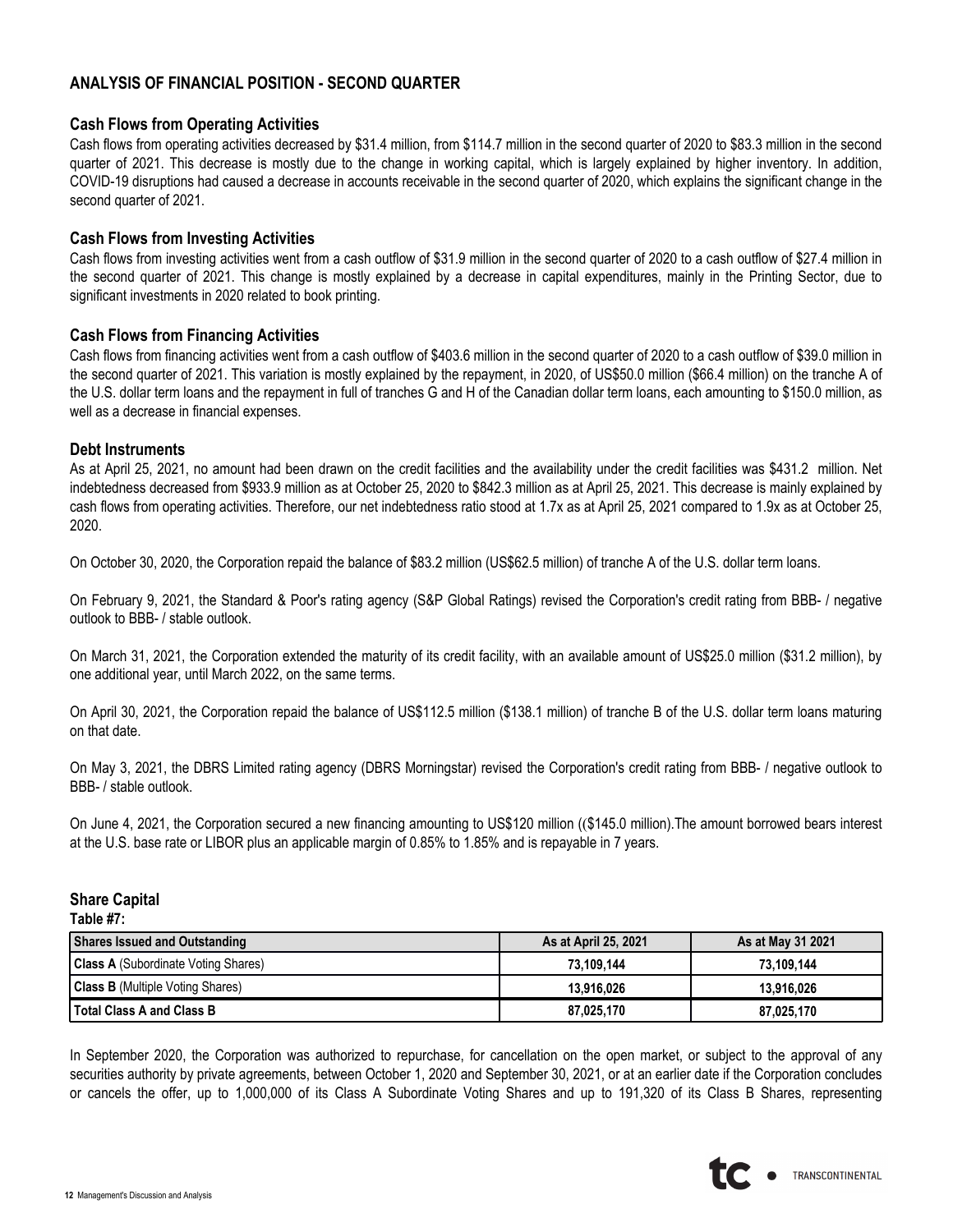## ANALYSIS OF FINANCIAL POSITION - SECOND QUARTER

### Cash Flows from Operating Activities

Cash flows from operating activities decreased by $31.4 million, from $114.7 million in the second quarter of 2020 to $83.3 million in the second quarter of 2021. This decrease is mostly due to the change in working capital, which is largely explained by higher inventory. In addition, COVID-19 disruptions had caused a decrease in accounts receivable in the second quarter of 2020, which explains the significant change in the second quarter of 2021.

### Cash Flows from Investing Activities

Cash flows from investing activities went from a cash outflow of $31.9 million in the second quarter of 2020 to a cash outflow of $27.4 million in the second quarter of 2021. This change is mostly explained by a decrease in capital expenditures, mainly in the Printing Sector, due to significant investments in 2020 related to book printing.

### Cash Flows from Financing Activities

Cash flows from financing activities went from a cash outflow of $403.6 million in the second quarter of 2020 to a cash outflow of $39.0 million in the second quarter of 2021. This variation is mostly explained by the repayment, in 2020, of US$50.0 million ($66.4 million) on the tranche A of the U.S. dollar term loans and the repayment in full of tranches G and H of the Canadian dollar term loans, each amounting to $150.0 million, as well as a decrease in financial expenses.

### Debt Instruments

As at April 25, 2021, no amount had been drawn on the credit facilities and the availability under the credit facilities was $431.2 million. Net indebtedness decreased from $933.9 million as at October 25, 2020 to $842.3 million as at April 25, 2021. This decrease is mainly explained by cash flows from operating activities. Therefore, our net indebtedness ratio stood at 1.7x as at April 25, 2021 compared to 1.9x as at October 25, 2020.

On October 30, 2020, the Corporation repaid the balance of $83.2 million (US$62.5 million) of tranche A of the U.S. dollar term loans.

On February 9, 2021, the Standard & Poor's rating agency (S&P Global Ratings) revised the Corporation's credit rating from BBB- / negative outlook to BBB- / stable outlook.

On March 31, 2021, the Corporation extended the maturity of its credit facility, with an available amount of US$25.0 million ($31.2 million), by one additional year, until March 2022, on the same terms.

On April 30, 2021, the Corporation repaid the balance of US$112.5 million ($138.1 million) of tranche B of the U.S. dollar term loans maturing on that date.

On May 3, 2021, the DBRS Limited rating agency (DBRS Morningstar) revised the Corporation's credit rating from BBB- / negative outlook to BBB- / stable outlook.

On June 4, 2021, the Corporation secured a new financing amounting to US$120 million (($145.0 million).The amount borrowed bears interest at the U.S. base rate or LIBOR plus an applicable margin of 0.85% to 1.85% and is repayable in 7 years.

### Share Capital

**Table #7:**

| Shares Issued and Outstanding | As at April 25, 2021 | As at May 31 2021 |
|---|---|---|
| **Class A** (Subordinate Voting Shares) | 73,109,144 | 73,109,144 |
| **Class B** (Multiple Voting Shares) | 13,916,026 | 13,916,026 |
| **Total Class A and Class B** | 87,025,170 | 87,025,170 |

In September 2020, the Corporation was authorized to repurchase, for cancellation on the open market, or subject to the approval of any securities authority by private agreements, between October 1, 2020 and September 30, 2021, or at an earlier date if the Corporation concludes or cancels the offer, up to 1,000,000 of its Class A Subordinate Voting Shares and up to 191,320 of its Class B Shares, representing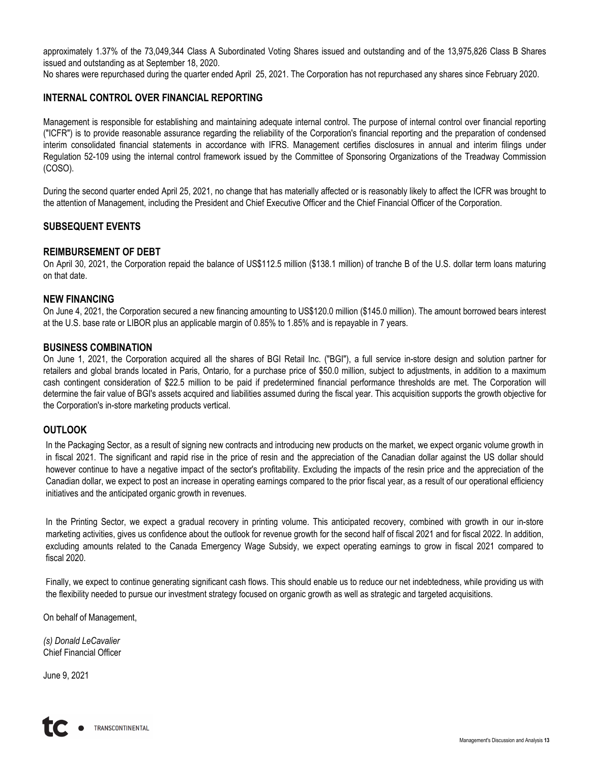approximately 1.37% of the 73,049,344 Class A Subordinated Voting Shares issued and outstanding and of the 13,975,826 Class B Shares issued and outstanding as at September 18, 2020.

No shares were repurchased during the quarter ended April 25, 2021. The Corporation has not repurchased any shares since February 2020.

## INTERNAL CONTROL OVER FINANCIAL REPORTING

Management is responsible for establishing and maintaining adequate internal control. The purpose of internal control over financial reporting ("ICFR") is to provide reasonable assurance regarding the reliability of the Corporation's financial reporting and the preparation of condensed interim consolidated financial statements in accordance with IFRS. Management certifies disclosures in annual and interim filings under Regulation 52-109 using the internal control framework issued by the Committee of Sponsoring Organizations of the Treadway Commission (COSO).

During the second quarter ended April 25, 2021, no change that has materially affected or is reasonably likely to affect the ICFR was brought to the attention of Management, including the President and Chief Executive Officer and the Chief Financial Officer of the Corporation.

## SUBSEQUENT EVENTS

### REIMBURSEMENT OF DEBT

On April 30, 2021, the Corporation repaid the balance of US$112.5 million ($138.1 million) of tranche B of the U.S. dollar term loans maturing on that date.

### NEW FINANCING

On June 4, 2021, the Corporation secured a new financing amounting to US$120.0 million ($145.0 million). The amount borrowed bears interest at the U.S. base rate or LIBOR plus an applicable margin of 0.85% to 1.85% and is repayable in 7 years.

### BUSINESS COMBINATION

On June 1, 2021, the Corporation acquired all the shares of BGI Retail Inc. ("BGI"), a full service in-store design and solution partner for retailers and global brands located in Paris, Ontario, for a purchase price of $50.0 million, subject to adjustments, in addition to a maximum cash contingent consideration of $22.5 million to be paid if predetermined financial performance thresholds are met. The Corporation will determine the fair value of BGI's assets acquired and liabilities assumed during the fiscal year. This acquisition supports the growth objective for the Corporation's in-store marketing products vertical.

## OUTLOOK

In the Packaging Sector, as a result of signing new contracts and introducing new products on the market, we expect organic volume growth in in fiscal 2021. The significant and rapid rise in the price of resin and the appreciation of the Canadian dollar against the US dollar should however continue to have a negative impact of the sector's profitability. Excluding the impacts of the resin price and the appreciation of the Canadian dollar, we expect to post an increase in operating earnings compared to the prior fiscal year, as a result of our operational efficiency initiatives and the anticipated organic growth in revenues.

In the Printing Sector, we expect a gradual recovery in printing volume. This anticipated recovery, combined with growth in our in-store marketing activities, gives us confidence about the outlook for revenue growth for the second half of fiscal 2021 and for fiscal 2022. In addition, excluding amounts related to the Canada Emergency Wage Subsidy, we expect operating earnings to grow in fiscal 2021 compared to fiscal 2020.

Finally, we expect to continue generating significant cash flows. This should enable us to reduce our net indebtedness, while providing us with the flexibility needed to pursue our investment strategy focused on organic growth as well as strategic and targeted acquisitions.

On behalf of Management,

*(s) Donald LeCavalier*
Chief Financial Officer

June 9, 2021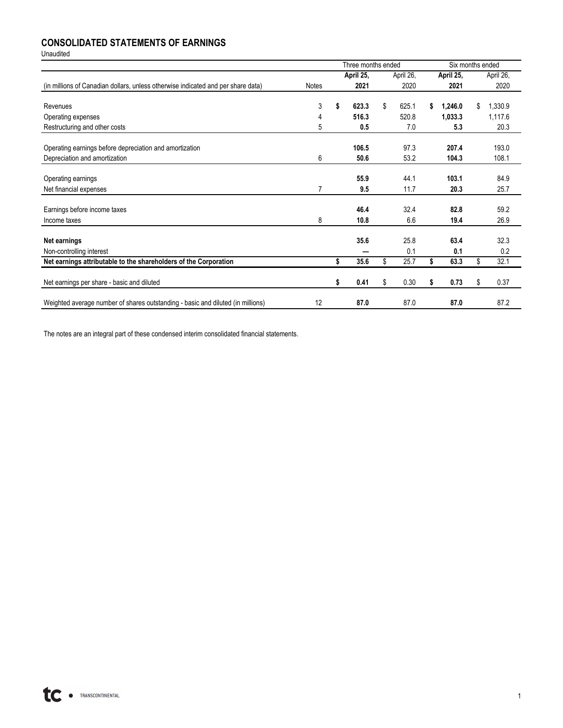# CONSOLIDATED STATEMENTS OF EARNINGS

Unaudited

| (in millions of Canadian dollars, unless otherwise indicated and per share data) | Notes | Three months ended | | Six months ended | |
|---|---|---|---|---|---|
| | | **April 25, 2021** | April 26, 2020 | **April 25, 2021** | April 26, 2020 |
| Revenues | 3 | **$ 623.3** | $ 625.1 | **$ 1,246.0** | $ 1,330.9 |
| Operating expenses | 4 | **516.3** | 520.8 | **1,033.3** | 1,117.6 |
| Restructuring and other costs | 5 | **0.5** | 7.0 | **5.3** | 20.3 |
| Operating earnings before depreciation and amortization | | **106.5** | 97.3 | **207.4** | 193.0 |
| Depreciation and amortization | 6 | **50.6** | 53.2 | **104.3** | 108.1 |
| Operating earnings | | **55.9** | 44.1 | **103.1** | 84.9 |
| Net financial expenses | 7 | **9.5** | 11.7 | **20.3** | 25.7 |
| Earnings before income taxes | | **46.4** | 32.4 | **82.8** | 59.2 |
| Income taxes | 8 | **10.8** | 6.6 | **19.4** | 26.9 |
| **Net earnings** | | **35.6** | 25.8 | **63.4** | 32.3 |
| Non-controlling interest | | **—** | 0.1 | **0.1** | 0.2 |
| **Net earnings attributable to the shareholders of the Corporation** | | **$ 35.6** | $ 25.7 | **$ 63.3** | $ 32.1 |
| Net earnings per share - basic and diluted | | **$ 0.41** | $ 0.30 | **$ 0.73** | $ 0.37 |
| Weighted average number of shares outstanding - basic and diluted (in millions) | 12 | **87.0** | 87.0 | **87.0** | 87.2 |

The notes are an integral part of these condensed interim consolidated financial statements.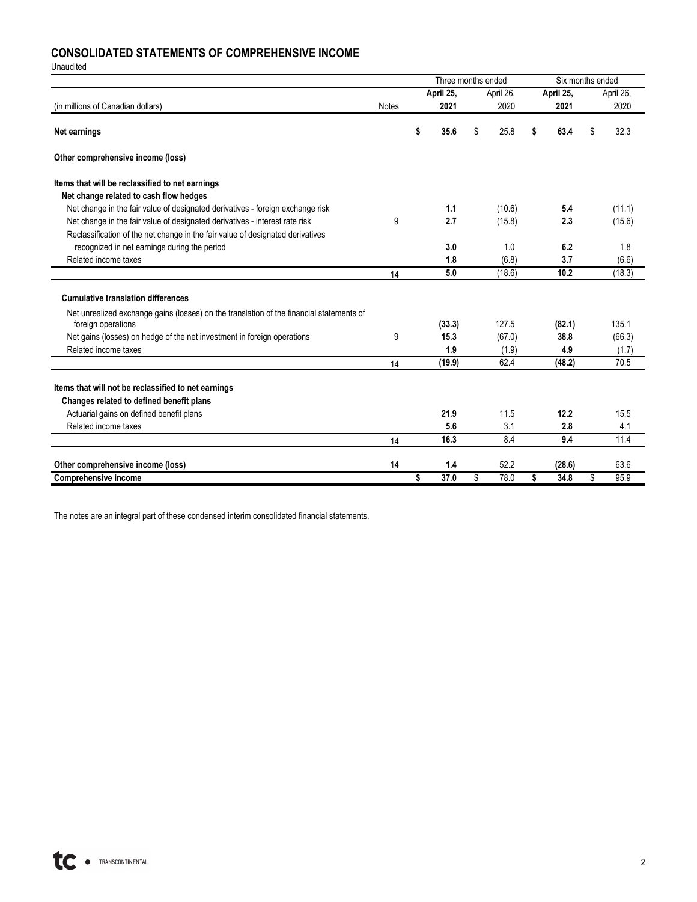## CONSOLIDATED STATEMENTS OF COMPREHENSIVE INCOME

Unaudited

| | | Three months ended | | Six months ended | |
|---|---|---|---|---|---|
| | | **April 25,** | April 26, | **April 25,** | April 26, |
| (in millions of Canadian dollars) | Notes | **2021** | 2020 | **2021** | 2020 |
| **Net earnings** | | **$ 35.6** | $ 25.8 | **$ 63.4** | $ 32.3 |
| **Other comprehensive income (loss)** | | | | | |
| **Items that will be reclassified to net earnings** | | | | | |
| **Net change related to cash flow hedges** | | | | | |
| Net change in the fair value of designated derivatives - foreign exchange risk | | **1.1** | (10.6) | **5.4** | (11.1) |
| Net change in the fair value of designated derivatives - interest rate risk | 9 | **2.7** | (15.8) | **2.3** | (15.6) |
| Reclassification of the net change in the fair value of designated derivatives recognized in net earnings during the period | | **3.0** | 1.0 | **6.2** | 1.8 |
| Related income taxes | | **1.8** | (6.8) | **3.7** | (6.6) |
| | 14 | **5.0** | (18.6) | **10.2** | (18.3) |
| **Cumulative translation differences** | | | | | |
| Net unrealized exchange gains (losses) on the translation of the financial statements of foreign operations | | **(33.3)** | 127.5 | **(82.1)** | 135.1 |
| Net gains (losses) on hedge of the net investment in foreign operations | 9 | **15.3** | (67.0) | **38.8** | (66.3) |
| Related income taxes | | **1.9** | (1.9) | **4.9** | (1.7) |
| | 14 | **(19.9)** | 62.4 | **(48.2)** | 70.5 |
| **Items that will not be reclassified to net earnings** | | | | | |
| **Changes related to defined benefit plans** | | | | | |
| Actuarial gains on defined benefit plans | | **21.9** | 11.5 | **12.2** | 15.5 |
| Related income taxes | | **5.6** | 3.1 | **2.8** | 4.1 |
| | 14 | **16.3** | 8.4 | **9.4** | 11.4 |
| **Other comprehensive income (loss)** | 14 | **1.4** | 52.2 | **(28.6)** | 63.6 |
| **Comprehensive income** | | **$ 37.0** | $ 78.0 | **$ 34.8** | $ 95.9 |

The notes are an integral part of these condensed interim consolidated financial statements.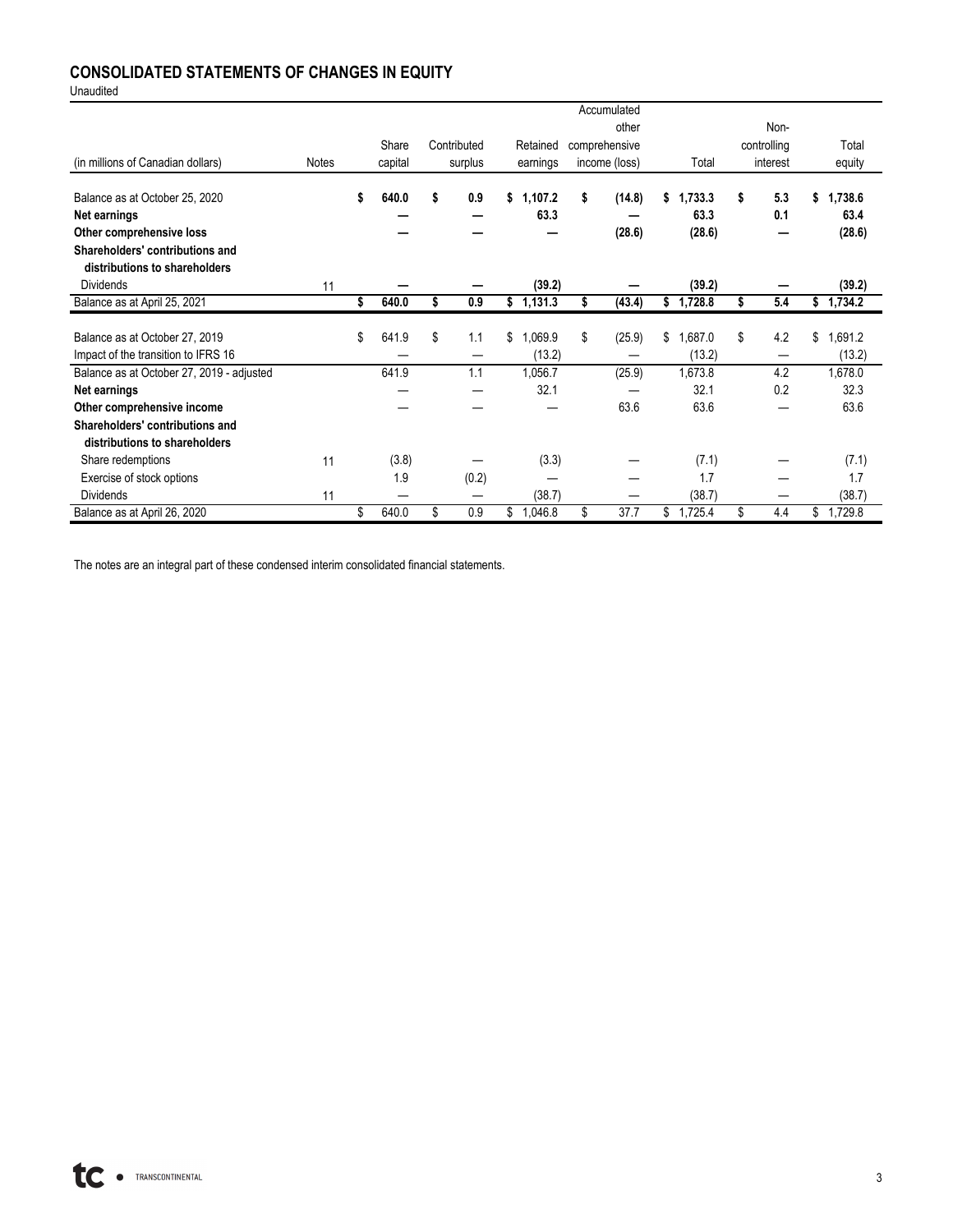## CONSOLIDATED STATEMENTS OF CHANGES IN EQUITY

Unaudited

| (in millions of Canadian dollars) | Notes | Share capital | Contributed surplus | Retained earnings | Accumulated other comprehensive income (loss) | Total | Non-controlling interest | Total equity |
|---|---|---|---|---|---|---|---|---|
| **Balance as at October 25, 2020** | | **$ 640.0** | **$ 0.9** | **$ 1,107.2** | **$ (14.8)** | **$ 1,733.3** | **$ 5.3** | **$ 1,738.6** |
| **Net earnings** | | **—** | **—** | **63.3** | **—** | **63.3** | **0.1** | **63.4** |
| **Other comprehensive loss** | | **—** | **—** | **—** | **(28.6)** | **(28.6)** | **—** | **(28.6)** |
| **Shareholders' contributions and distributions to shareholders** | | | | | | | | |
| Dividends | 11 | **—** | **—** | **(39.2)** | **—** | **(39.2)** | **—** | **(39.2)** |
| **Balance as at April 25, 2021** | | **$ 640.0** | **$ 0.9** | **$ 1,131.3** | **$ (43.4)** | **$ 1,728.8** | **$ 5.4** | **$ 1,734.2** |
| | | | | | | | | |
| Balance as at October 27, 2019 | | $ 641.9 | $ 1.1 | $ 1,069.9 | $ (25.9) | $ 1,687.0 | $ 4.2 | $ 1,691.2 |
| Impact of the transition to IFRS 16 | | — | — | (13.2) | — | (13.2) | — | (13.2) |
| Balance as at October 27, 2019 - adjusted | | 641.9 | 1.1 | 1,056.7 | (25.9) | 1,673.8 | 4.2 | 1,678.0 |
| **Net earnings** | | — | — | 32.1 | — | 32.1 | 0.2 | 32.3 |
| **Other comprehensive income** | | — | — | — | 63.6 | 63.6 | — | 63.6 |
| **Shareholders' contributions and distributions to shareholders** | | | | | | | | |
| Share redemptions | 11 | (3.8) | — | (3.3) | — | (7.1) | — | (7.1) |
| Exercise of stock options | | 1.9 | (0.2) | — | — | 1.7 | — | 1.7 |
| Dividends | 11 | — | — | (38.7) | — | (38.7) | — | (38.7) |
| Balance as at April 26, 2020 | | $ 640.0 | $ 0.9 | $ 1,046.8 | $ 37.7 | $ 1,725.4 | $ 4.4 | $ 1,729.8 |

The notes are an integral part of these condensed interim consolidated financial statements.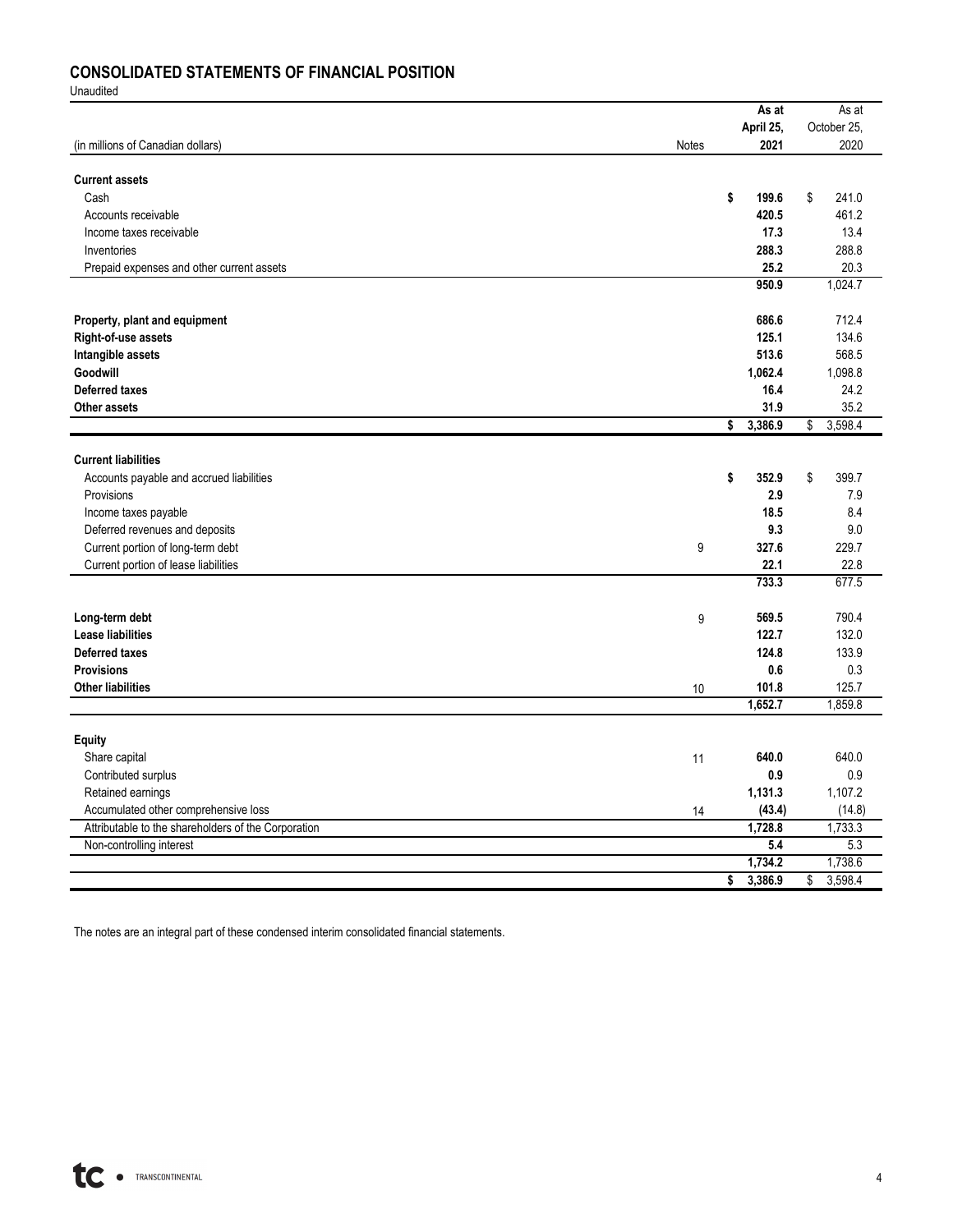## CONSOLIDATED STATEMENTS OF FINANCIAL POSITION

Unaudited

| (in millions of Canadian dollars) | Notes | As at April 25, 2021 | As at October 25, 2020 |
|---|---|---|---|
| **Current assets** | | | |
| Cash | | **$ 199.6** | $ 241.0 |
| Accounts receivable | | **420.5** | 461.2 |
| Income taxes receivable | | **17.3** | 13.4 |
| Inventories | | **288.3** | 288.8 |
| Prepaid expenses and other current assets | | **25.2** | 20.3 |
| | | **950.9** | 1,024.7 |
| **Property, plant and equipment** | | **686.6** | 712.4 |
| **Right-of-use assets** | | **125.1** | 134.6 |
| **Intangible assets** | | **513.6** | 568.5 |
| **Goodwill** | | **1,062.4** | 1,098.8 |
| **Deferred taxes** | | **16.4** | 24.2 |
| **Other assets** | | **31.9** | 35.2 |
| | | **$ 3,386.9** | $ 3,598.4 |
| **Current liabilities** | | | |
| Accounts payable and accrued liabilities | | **$ 352.9** | $ 399.7 |
| Provisions | | **2.9** | 7.9 |
| Income taxes payable | | **18.5** | 8.4 |
| Deferred revenues and deposits | | **9.3** | 9.0 |
| Current portion of long-term debt | 9 | **327.6** | 229.7 |
| Current portion of lease liabilities | | **22.1** | 22.8 |
| | | **733.3** | 677.5 |
| **Long-term debt** | 9 | **569.5** | 790.4 |
| **Lease liabilities** | | **122.7** | 132.0 |
| **Deferred taxes** | | **124.8** | 133.9 |
| **Provisions** | | **0.6** | 0.3 |
| **Other liabilities** | 10 | **101.8** | 125.7 |
| | | **1,652.7** | 1,859.8 |
| **Equity** | | | |
| Share capital | 11 | **640.0** | 640.0 |
| Contributed surplus | | **0.9** | 0.9 |
| Retained earnings | | **1,131.3** | 1,107.2 |
| Accumulated other comprehensive loss | 14 | **(43.4)** | (14.8) |
| Attributable to the shareholders of the Corporation | | **1,728.8** | 1,733.3 |
| Non-controlling interest | | **5.4** | 5.3 |
| | | **1,734.2** | 1,738.6 |
| | | **$ 3,386.9** | $ 3,598.4 |

The notes are an integral part of these condensed interim consolidated financial statements.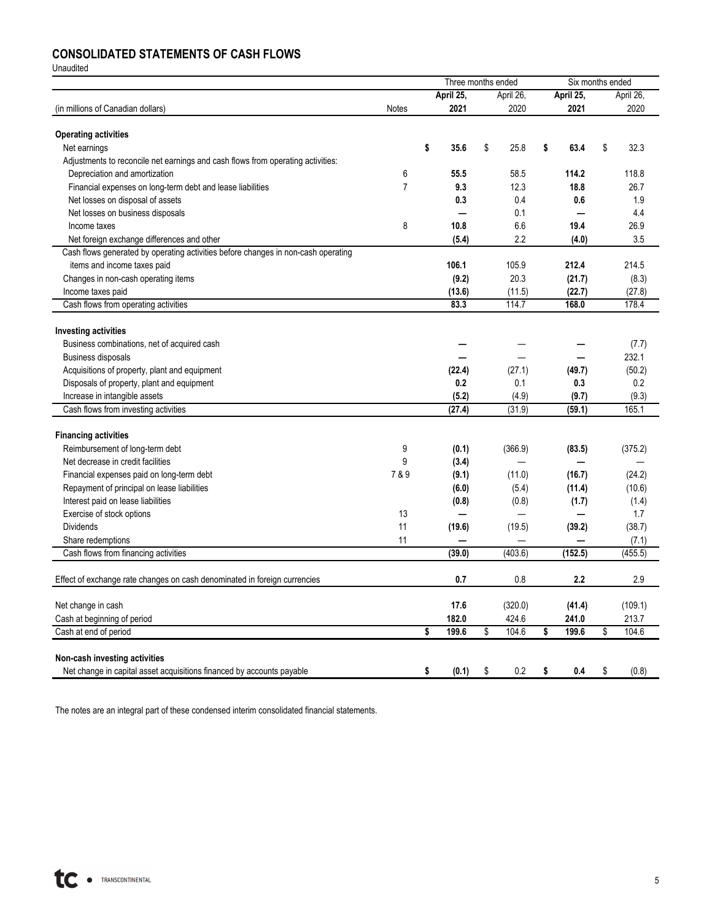## CONSOLIDATED STATEMENTS OF CASH FLOWS

Unaudited

| | | Three months ended | | Six months ended | |
|---|---|---|---|---|---|
| | | **April 25,** | April 26, | **April 25,** | April 26, |
| (in millions of Canadian dollars) | Notes | **2021** | 2020 | **2021** | 2020 |
| **Operating activities** | | | | | |
| Net earnings | | **$ 35.6** | $ 25.8 | **$ 63.4** | $ 32.3 |
| Adjustments to reconcile net earnings and cash flows from operating activities: | | | | | |
| Depreciation and amortization | 6 | **55.5** | 58.5 | **114.2** | 118.8 |
| Financial expenses on long-term debt and lease liabilities | 7 | **9.3** | 12.3 | **18.8** | 26.7 |
| Net losses on disposal of assets | | **0.3** | 0.4 | **0.6** | 1.9 |
| Net losses on business disposals | | **—** | 0.1 | **—** | 4.4 |
| Income taxes | 8 | **10.8** | 6.6 | **19.4** | 26.9 |
| Net foreign exchange differences and other | | **(5.4)** | 2.2 | **(4.0)** | 3.5 |
| Cash flows generated by operating activities before changes in non-cash operating items and income taxes paid | | **106.1** | 105.9 | **212.4** | 214.5 |
| Changes in non-cash operating items | | **(9.2)** | 20.3 | **(21.7)** | (8.3) |
| Income taxes paid | | **(13.6)** | (11.5) | **(22.7)** | (27.8) |
| Cash flows from operating activities | | **83.3** | 114.7 | **168.0** | 178.4 |
| **Investing activities** | | | | | |
| Business combinations, net of acquired cash | | **—** | — | **—** | (7.7) |
| Business disposals | | **—** | — | **—** | 232.1 |
| Acquisitions of property, plant and equipment | | **(22.4)** | (27.1) | **(49.7)** | (50.2) |
| Disposals of property, plant and equipment | | **0.2** | 0.1 | **0.3** | 0.2 |
| Increase in intangible assets | | **(5.2)** | (4.9) | **(9.7)** | (9.3) |
| Cash flows from investing activities | | **(27.4)** | (31.9) | **(59.1)** | 165.1 |
| **Financing activities** | | | | | |
| Reimbursement of long-term debt | 9 | **(0.1)** | (366.9) | **(83.5)** | (375.2) |
| Net decrease in credit facilities | 9 | **(3.4)** | — | **—** | — |
| Financial expenses paid on long-term debt | 7 & 9 | **(9.1)** | (11.0) | **(16.7)** | (24.2) |
| Repayment of principal on lease liabilities | | **(6.0)** | (5.4) | **(11.4)** | (10.6) |
| Interest paid on lease liabilities | | **(0.8)** | (0.8) | **(1.7)** | (1.4) |
| Exercise of stock options | 13 | **—** | — | **—** | 1.7 |
| Dividends | 11 | **(19.6)** | (19.5) | **(39.2)** | (38.7) |
| Share redemptions | 11 | **—** | — | **—** | (7.1) |
| Cash flows from financing activities | | **(39.0)** | (403.6) | **(152.5)** | (455.5) |
| Effect of exchange rate changes on cash denominated in foreign currencies | | **0.7** | 0.8 | **2.2** | 2.9 |
| Net change in cash | | **17.6** | (320.0) | **(41.4)** | (109.1) |
| Cash at beginning of period | | **182.0** | 424.6 | **241.0** | 213.7 |
| Cash at end of period | | **$ 199.6** | $ 104.6 | **$ 199.6** | $ 104.6 |
| **Non-cash investing activities** | | | | | |
| Net change in capital asset acquisitions financed by accounts payable | | **$ (0.1)** | $ 0.2 | **$ 0.4** | $ (0.8) |

The notes are an integral part of these condensed interim consolidated financial statements.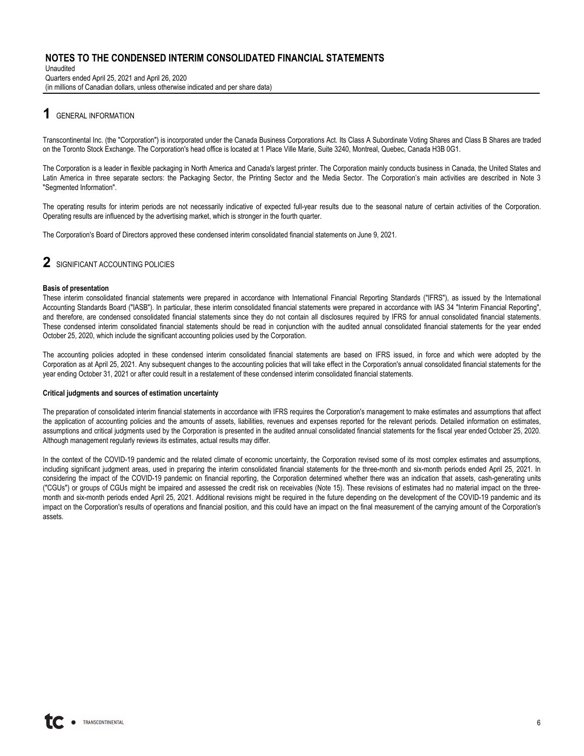# NOTES TO THE CONDENSED INTERIM CONSOLIDATED FINANCIAL STATEMENTS

Unaudited
Quarters ended April 25, 2021 and April 26, 2020
(in millions of Canadian dollars, unless otherwise indicated and per share data)

## 1 GENERAL INFORMATION

Transcontinental Inc. (the "Corporation") is incorporated under the Canada Business Corporations Act. Its Class A Subordinate Voting Shares and Class B Shares are traded on the Toronto Stock Exchange. The Corporation's head office is located at 1 Place Ville Marie, Suite 3240, Montreal, Quebec, Canada H3B 0G1.

The Corporation is a leader in flexible packaging in North America and Canada's largest printer. The Corporation mainly conducts business in Canada, the United States and Latin America in three separate sectors: the Packaging Sector, the Printing Sector and the Media Sector. The Corporation's main activities are described in Note 3 "Segmented Information".

The operating results for interim periods are not necessarily indicative of expected full-year results due to the seasonal nature of certain activities of the Corporation. Operating results are influenced by the advertising market, which is stronger in the fourth quarter.

The Corporation's Board of Directors approved these condensed interim consolidated financial statements on June 9, 2021.

## 2 SIGNIFICANT ACCOUNTING POLICIES

**Basis of presentation**

These interim consolidated financial statements were prepared in accordance with International Financial Reporting Standards ("IFRS"), as issued by the International Accounting Standards Board ("IASB"). In particular, these interim consolidated financial statements were prepared in accordance with IAS 34 "Interim Financial Reporting", and therefore, are condensed consolidated financial statements since they do not contain all disclosures required by IFRS for annual consolidated financial statements. These condensed interim consolidated financial statements should be read in conjunction with the audited annual consolidated financial statements for the year ended October 25, 2020, which include the significant accounting policies used by the Corporation.

The accounting policies adopted in these condensed interim consolidated financial statements are based on IFRS issued, in force and which were adopted by the Corporation as at April 25, 2021. Any subsequent changes to the accounting policies that will take effect in the Corporation's annual consolidated financial statements for the year ending October 31, 2021 or after could result in a restatement of these condensed interim consolidated financial statements.

**Critical judgments and sources of estimation uncertainty**

The preparation of consolidated interim financial statements in accordance with IFRS requires the Corporation's management to make estimates and assumptions that affect the application of accounting policies and the amounts of assets, liabilities, revenues and expenses reported for the relevant periods. Detailed information on estimates, assumptions and critical judgments used by the Corporation is presented in the audited annual consolidated financial statements for the fiscal year ended October 25, 2020. Although management regularly reviews its estimates, actual results may differ.

In the context of the COVID-19 pandemic and the related climate of economic uncertainty, the Corporation revised some of its most complex estimates and assumptions, including significant judgment areas, used in preparing the interim consolidated financial statements for the three-month and six-month periods ended April 25, 2021. In considering the impact of the COVID-19 pandemic on financial reporting, the Corporation determined whether there was an indication that assets, cash-generating units ("CGUs") or groups of CGUs might be impaired and assessed the credit risk on receivables (Note 15). These revisions of estimates had no material impact on the three-month and six-month periods ended April 25, 2021. Additional revisions might be required in the future depending on the development of the COVID-19 pandemic and its impact on the Corporation's results of operations and financial position, and this could have an impact on the final measurement of the carrying amount of the Corporation's assets.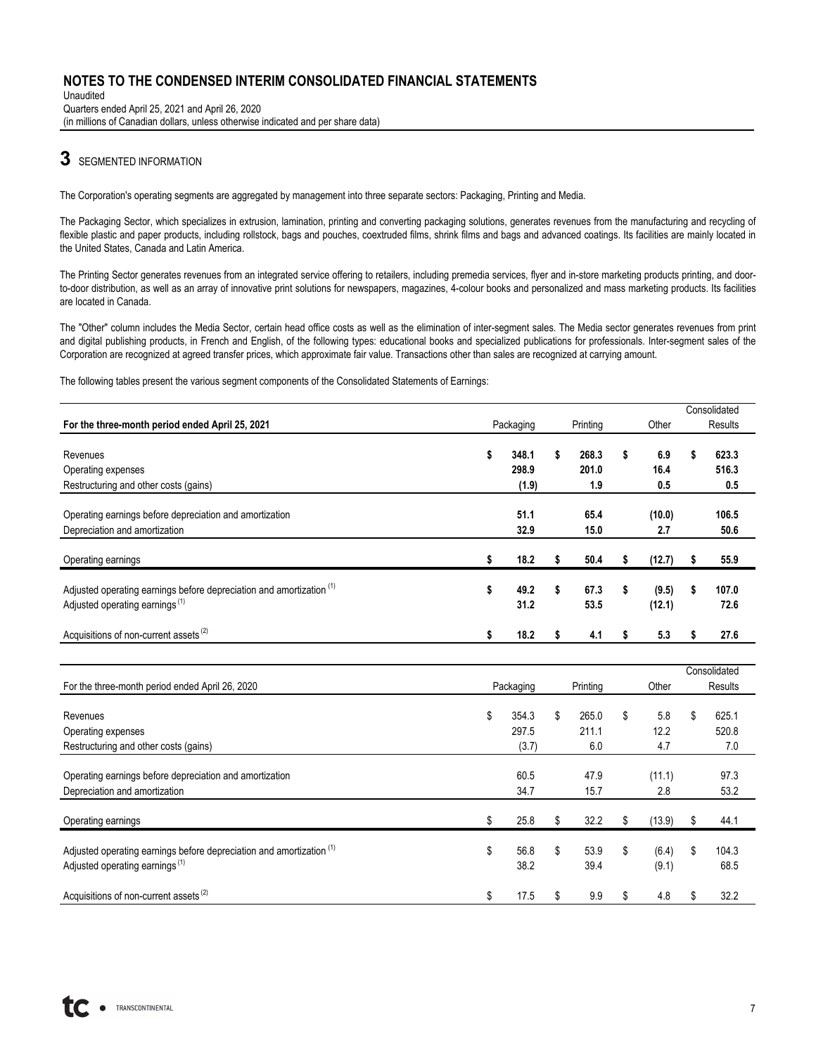# 3 SEGMENTED INFORMATION

The Corporation's operating segments are aggregated by management into three separate sectors: Packaging, Printing and Media.

The Packaging Sector, which specializes in extrusion, lamination, printing and converting packaging solutions, generates revenues from the manufacturing and recycling of flexible plastic and paper products, including rollstock, bags and pouches, coextruded films, shrink films and bags and advanced coatings. Its facilities are mainly located in the United States, Canada and Latin America.

The Printing Sector generates revenues from an integrated service offering to retailers, including premedia services, flyer and in-store marketing products printing, and door-to-door distribution, as well as an array of innovative print solutions for newspapers, magazines, 4-colour books and personalized and mass marketing products. Its facilities are located in Canada.

The "Other" column includes the Media Sector, certain head office costs as well as the elimination of inter-segment sales. The Media sector generates revenues from print and digital publishing products, in French and English, of the following types: educational books and specialized publications for professionals. Inter-segment sales of the Corporation are recognized at agreed transfer prices, which approximate fair value. Transactions other than sales are recognized at carrying amount.

The following tables present the various segment components of the Consolidated Statements of Earnings:

| **For the three-month period ended April 25, 2021** | Packaging | Printing | Other | Consolidated Results |
|---|---|---|---|---|
| Revenues | **$ 348.1** | **$ 268.3** | **$ 6.9** | **$ 623.3** |
| Operating expenses | **298.9** | **201.0** | **16.4** | **516.3** |
| Restructuring and other costs (gains) | **(1.9)** | **1.9** | **0.5** | **0.5** |
| Operating earnings before depreciation and amortization | **51.1** | **65.4** | **(10.0)** | **106.5** |
| Depreciation and amortization | **32.9** | **15.0** | **2.7** | **50.6** |
| Operating earnings | **$ 18.2** | **$ 50.4** | **$ (12.7)** | **$ 55.9** |
| Adjusted operating earnings before depreciation and amortization (1) | **$ 49.2** | **$ 67.3** | **$ (9.5)** | **$ 107.0** |
| Adjusted operating earnings (1) | **31.2** | **53.5** | **(12.1)** | **72.6** |
| Acquisitions of non-current assets (2) | **$ 18.2** | **$ 4.1** | **$ 5.3** | **$ 27.6** |

| For the three-month period ended April 26, 2020 | Packaging | Printing | Other | Consolidated Results |
|---|---|---|---|---|
| Revenues | $ 354.3 | $ 265.0 | $ 5.8 | $ 625.1 |
| Operating expenses | 297.5 | 211.1 | 12.2 | 520.8 |
| Restructuring and other costs (gains) | (3.7) | 6.0 | 4.7 | 7.0 |
| Operating earnings before depreciation and amortization | 60.5 | 47.9 | (11.1) | 97.3 |
| Depreciation and amortization | 34.7 | 15.7 | 2.8 | 53.2 |
| Operating earnings | $ 25.8 | $ 32.2 | $ (13.9) | $ 44.1 |
| Adjusted operating earnings before depreciation and amortization (1) | $ 56.8 | $ 53.9 | $ (6.4) | $ 104.3 |
| Adjusted operating earnings (1) | 38.2 | 39.4 | (9.1) | 68.5 |
| Acquisitions of non-current assets (2) | $ 17.5 | $ 9.9 | $ 4.8 | $ 32.2 |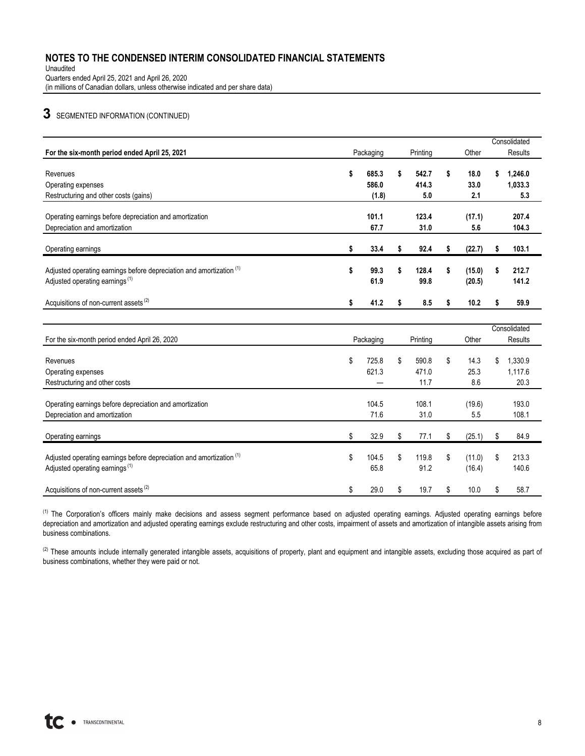# NOTES TO THE CONDENSED INTERIM CONSOLIDATED FINANCIAL STATEMENTS

Unaudited
Quarters ended April 25, 2021 and April 26, 2020
(in millions of Canadian dollars, unless otherwise indicated and per share data)

## 3 SEGMENTED INFORMATION (CONTINUED)

| **For the six-month period ended April 25, 2021** | Packaging | Printing | Other | Consolidated Results |
|---|---|---|---|---|
| Revenues | **$ 685.3** | **$ 542.7** | **$ 18.0** | **$ 1,246.0** |
| Operating expenses | **586.0** | **414.3** | **33.0** | **1,033.3** |
| Restructuring and other costs (gains) | **(1.8)** | **5.0** | **2.1** | **5.3** |
| Operating earnings before depreciation and amortization | **101.1** | **123.4** | **(17.1)** | **207.4** |
| Depreciation and amortization | **67.7** | **31.0** | **5.6** | **104.3** |
| Operating earnings | **$ 33.4** | **$ 92.4** | **$ (22.7)** | **$ 103.1** |
| Adjusted operating earnings before depreciation and amortization [1] | **$ 99.3** | **$ 128.4** | **$ (15.0)** | **$ 212.7** |
| Adjusted operating earnings [1] | **61.9** | **99.8** | **(20.5)** | **141.2** |
| Acquisitions of non-current assets [2] | **$ 41.2** | **$ 8.5** | **$ 10.2** | **$ 59.9** |

| For the six-month period ended April 26, 2020 | Packaging | Printing | Other | Consolidated Results |
|---|---|---|---|---|
| Revenues | $ 725.8 | $ 590.8 | $ 14.3 | $ 1,330.9 |
| Operating expenses | 621.3 | 471.0 | 25.3 | 1,117.6 |
| Restructuring and other costs | — | 11.7 | 8.6 | 20.3 |
| Operating earnings before depreciation and amortization | 104.5 | 108.1 | (19.6) | 193.0 |
| Depreciation and amortization | 71.6 | 31.0 | 5.5 | 108.1 |
| Operating earnings | $ 32.9 | $ 77.1 | $ (25.1) | $ 84.9 |
| Adjusted operating earnings before depreciation and amortization [1] | $ 104.5 | $ 119.8 | $ (11.0) | $ 213.3 |
| Adjusted operating earnings [1] | 65.8 | 91.2 | (16.4) | 140.6 |
| Acquisitions of non-current assets [2] | $ 29.0 | $ 19.7 | $ 10.0 | $ 58.7 |

[1] The Corporation's officers mainly make decisions and assess segment performance based on adjusted operating earnings. Adjusted operating earnings before depreciation and amortization and adjusted operating earnings exclude restructuring and other costs, impairment of assets and amortization of intangible assets arising from business combinations.

[2] These amounts include internally generated intangible assets, acquisitions of property, plant and equipment and intangible assets, excluding those acquired as part of business combinations, whether they were paid or not.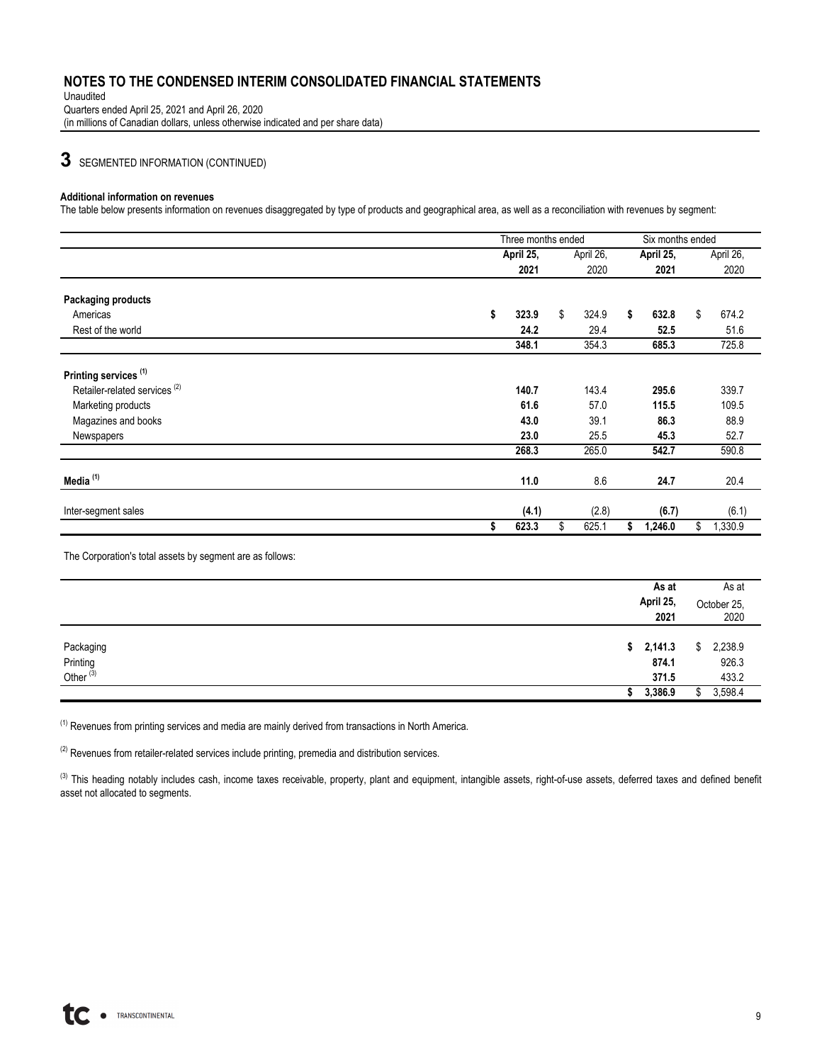# NOTES TO THE CONDENSED INTERIM CONSOLIDATED FINANCIAL STATEMENTS

Unaudited
Quarters ended April 25, 2021 and April 26, 2020
(in millions of Canadian dollars, unless otherwise indicated and per share data)

## 3 SEGMENTED INFORMATION (CONTINUED)

**Additional information on revenues**

The table below presents information on revenues disaggregated by type of products and geographical area, as well as a reconciliation with revenues by segment:

| | Three months ended | | Six months ended | |
|---|---|---|---|---|
| | **April 25, 2021** | April 26, 2020 | **April 25, 2021** | April 26, 2020 |
| **Packaging products** | | | | |
| Americas | **$ 323.9** | $ 324.9 | **$ 632.8** | $ 674.2 |
| Rest of the world | **24.2** | 29.4 | **52.5** | 51.6 |
| | **348.1** | 354.3 | **685.3** | 725.8 |
| **Printing services [1]** | | | | |
| Retailer-related services [2] | **140.7** | 143.4 | **295.6** | 339.7 |
| Marketing products | **61.6** | 57.0 | **115.5** | 109.5 |
| Magazines and books | **43.0** | 39.1 | **86.3** | 88.9 |
| Newspapers | **23.0** | 25.5 | **45.3** | 52.7 |
| | **268.3** | 265.0 | **542.7** | 590.8 |
| **Media [1]** | **11.0** | 8.6 | **24.7** | 20.4 |
| Inter-segment sales | **(4.1)** | (2.8) | **(6.7)** | (6.1) |
| | **$ 623.3** | $ 625.1 | **$ 1,246.0** | $ 1,330.9 |

The Corporation's total assets by segment are as follows:

| | **As at April 25, 2021** | As at October 25, 2020 |
|---|---|---|
| Packaging | **$ 2,141.3** | $ 2,238.9 |
| Printing | **874.1** | 926.3 |
| Other [3] | **371.5** | 433.2 |
| | **$ 3,386.9** | $ 3,598.4 |

[1] Revenues from printing services and media are mainly derived from transactions in North America.

[2] Revenues from retailer-related services include printing, premedia and distribution services.

[3] This heading notably includes cash, income taxes receivable, property, plant and equipment, intangible assets, right-of-use assets, deferred taxes and defined benefit asset not allocated to segments.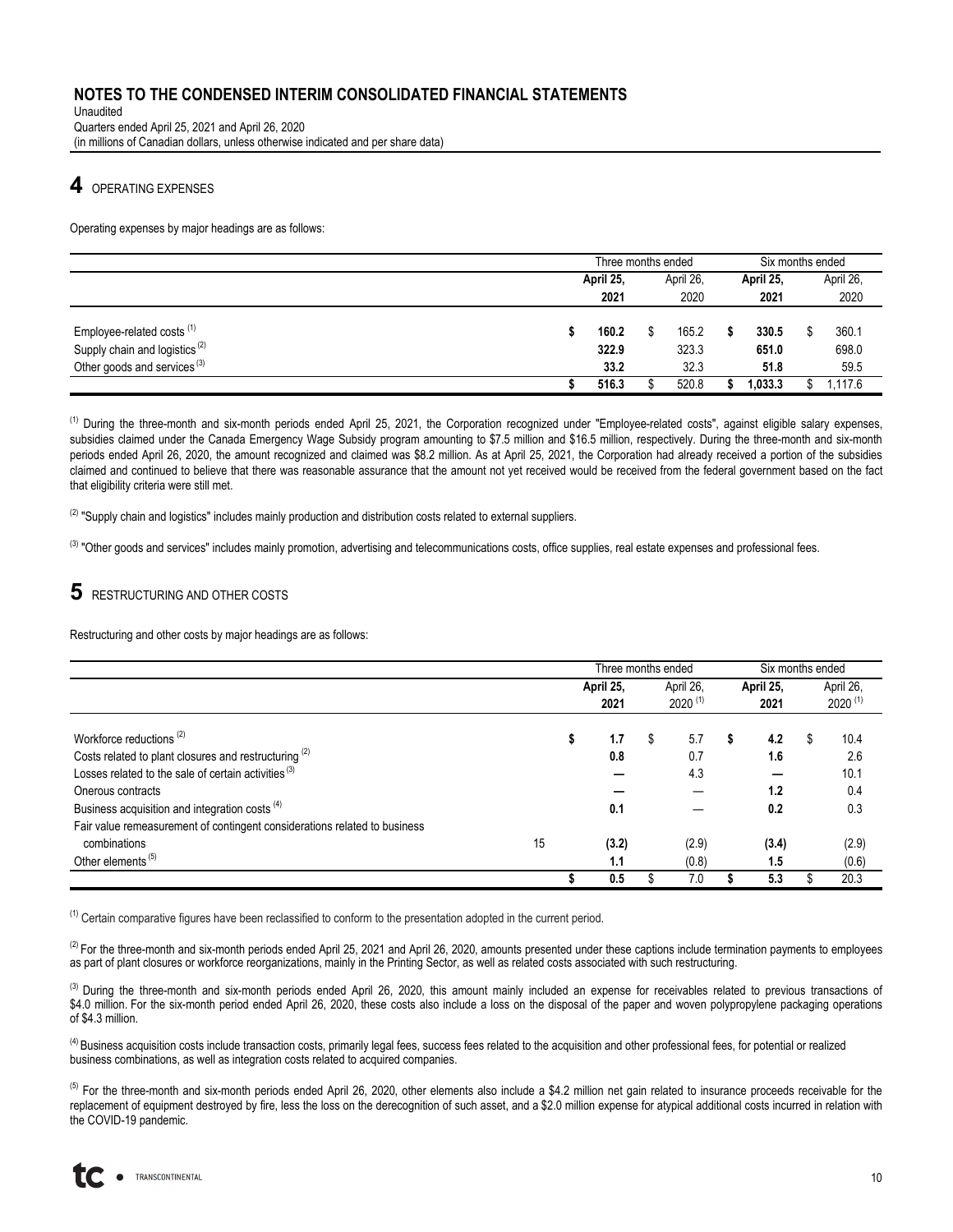# NOTES TO THE CONDENSED INTERIM CONSOLIDATED FINANCIAL STATEMENTS

Unaudited
Quarters ended April 25, 2021 and April 26, 2020
(in millions of Canadian dollars, unless otherwise indicated and per share data)

## 4 OPERATING EXPENSES

Operating expenses by major headings are as follows:

| | Three months ended | | Six months ended | |
|---|---|---|---|---|
| | **April 25, 2021** | April 26, 2020 | **April 25, 2021** | April 26, 2020 |
| Employee-related costs [(1)] | **$ 160.2** | $ 165.2 | **$ 330.5** | $ 360.1 |
| Supply chain and logistics [(2)] | **322.9** | 323.3 | **651.0** | 698.0 |
| Other goods and services [(3)] | **33.2** | 32.3 | **51.8** | 59.5 |
| | **$ 516.3** | $ 520.8 | **$ 1,033.3** | $ 1,117.6 |

[(1)] During the three-month and six-month periods ended April 25, 2021, the Corporation recognized under "Employee-related costs", against eligible salary expenses, subsidies claimed under the Canada Emergency Wage Subsidy program amounting to $7.5 million and $16.5 million, respectively. During the three-month and six-month periods ended April 26, 2020, the amount recognized and claimed was $8.2 million. As at April 25, 2021, the Corporation had already received a portion of the subsidies claimed and continued to believe that there was reasonable assurance that the amount not yet received would be received from the federal government based on the fact that eligibility criteria were still met.

[(2)] "Supply chain and logistics" includes mainly production and distribution costs related to external suppliers.

[(3)] "Other goods and services" includes mainly promotion, advertising and telecommunications costs, office supplies, real estate expenses and professional fees.

## 5 RESTRUCTURING AND OTHER COSTS

Restructuring and other costs by major headings are as follows:

| | | Three months ended | | Six months ended | |
|---|---|---|---|---|---|
| | | **April 25, 2021** | April 26, 2020 [(1)] | **April 25, 2021** | April 26, 2020 [(1)] |
| Workforce reductions [(2)] | | **$ 1.7** | $ 5.7 | **$ 4.2** | $ 10.4 |
| Costs related to plant closures and restructuring [(2)] | | **0.8** | 0.7 | **1.6** | 2.6 |
| Losses related to the sale of certain activities [(3)] | | **—** | 4.3 | **—** | 10.1 |
| Onerous contracts | | **—** | — | **1.2** | 0.4 |
| Business acquisition and integration costs [(4)] | | **0.1** | — | **0.2** | 0.3 |
| Fair value remeasurement of contingent considerations related to business combinations | 15 | **(3.2)** | (2.9) | **(3.4)** | (2.9) |
| Other elements [(5)] | | **1.1** | (0.8) | **1.5** | (0.6) |
| | | **$ 0.5** | $ 7.0 | **$ 5.3** | $ 20.3 |

[(1)] Certain comparative figures have been reclassified to conform to the presentation adopted in the current period.

[(2)] For the three-month and six-month periods ended April 25, 2021 and April 26, 2020, amounts presented under these captions include termination payments to employees as part of plant closures or workforce reorganizations, mainly in the Printing Sector, as well as related costs associated with such restructuring.

[(3)] During the three-month and six-month periods ended April 26, 2020, this amount mainly included an expense for receivables related to previous transactions of $4.0 million. For the six-month period ended April 26, 2020, these costs also include a loss on the disposal of the paper and woven polypropylene packaging operations of $4.3 million.

[(4)] Business acquisition costs include transaction costs, primarily legal fees, success fees related to the acquisition and other professional fees, for potential or realized business combinations, as well as integration costs related to acquired companies.

[(5)] For the three-month and six-month periods ended April 26, 2020, other elements also include a $4.2 million net gain related to insurance proceeds receivable for the replacement of equipment destroyed by fire, less the loss on the derecognition of such asset, and a $2.0 million expense for atypical additional costs incurred in relation with the COVID-19 pandemic.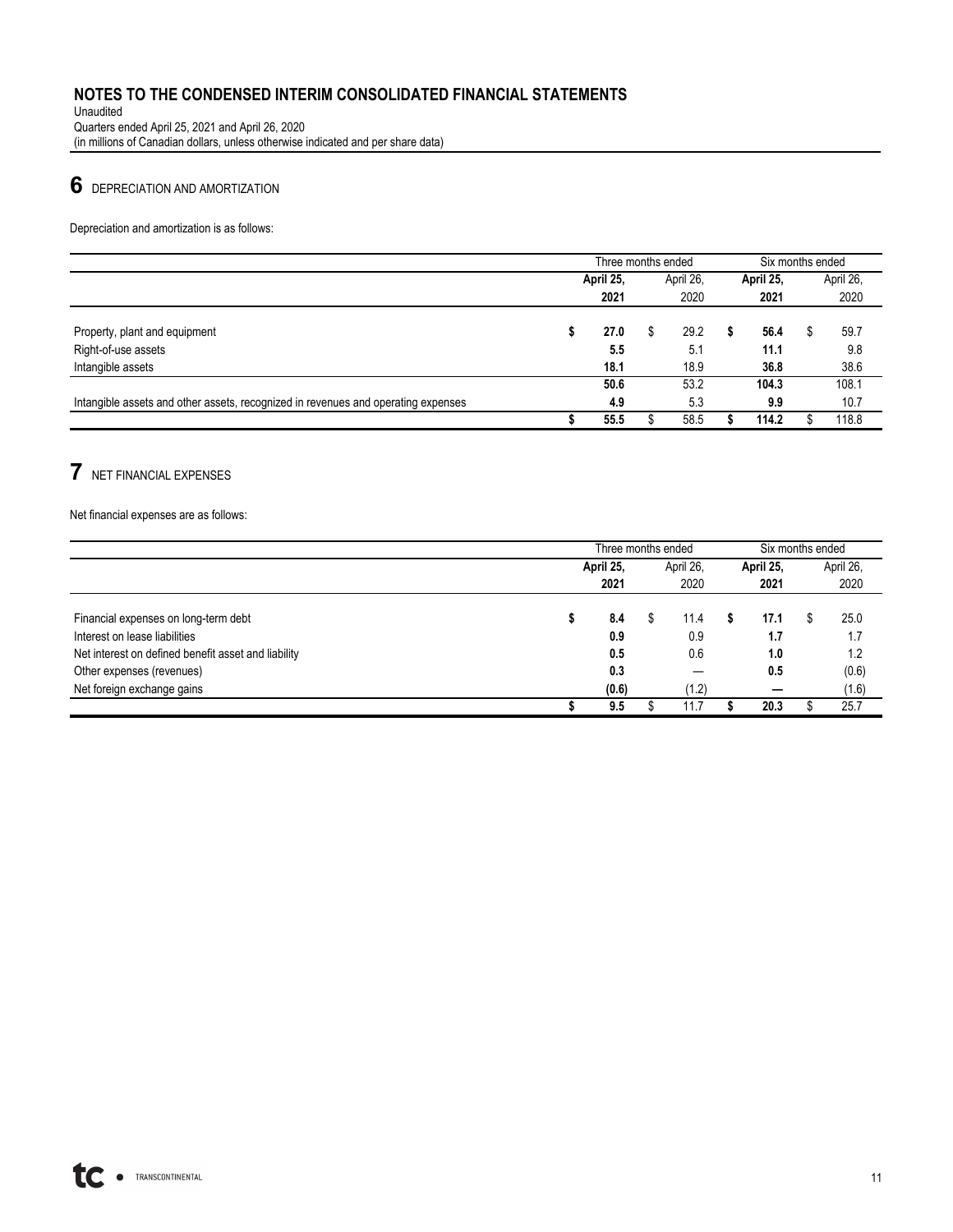# NOTES TO THE CONDENSED INTERIM CONSOLIDATED FINANCIAL STATEMENTS

Unaudited
Quarters ended April 25, 2021 and April 26, 2020
(in millions of Canadian dollars, unless otherwise indicated and per share data)

## 6 DEPRECIATION AND AMORTIZATION

Depreciation and amortization is as follows:

| | Three months ended | | Six months ended | |
|---|---|---|---|---|
| | **April 25, 2021** | April 26, 2020 | **April 25, 2021** | April 26, 2020 |
| Property, plant and equipment | **$ 27.0** | $ 29.2 | **$ 56.4** | $ 59.7 |
| Right-of-use assets | **5.5** | 5.1 | **11.1** | 9.8 |
| Intangible assets | **18.1** | 18.9 | **36.8** | 38.6 |
| | **50.6** | 53.2 | **104.3** | 108.1 |
| Intangible assets and other assets, recognized in revenues and operating expenses | **4.9** | 5.3 | **9.9** | 10.7 |
| | **$ 55.5** | $ 58.5 | **$ 114.2** | $ 118.8 |

## 7 NET FINANCIAL EXPENSES

Net financial expenses are as follows:

| | Three months ended | | Six months ended | |
|---|---|---|---|---|
| | **April 25, 2021** | April 26, 2020 | **April 25, 2021** | April 26, 2020 |
| Financial expenses on long-term debt | **$ 8.4** | $ 11.4 | **$ 17.1** | $ 25.0 |
| Interest on lease liabilities | **0.9** | 0.9 | **1.7** | 1.7 |
| Net interest on defined benefit asset and liability | **0.5** | 0.6 | **1.0** | 1.2 |
| Other expenses (revenues) | **0.3** | — | **0.5** | (0.6) |
| Net foreign exchange gains | **(0.6)** | (1.2) | **—** | (1.6) |
| | **$ 9.5** | $ 11.7 | **$ 20.3** | $ 25.7 |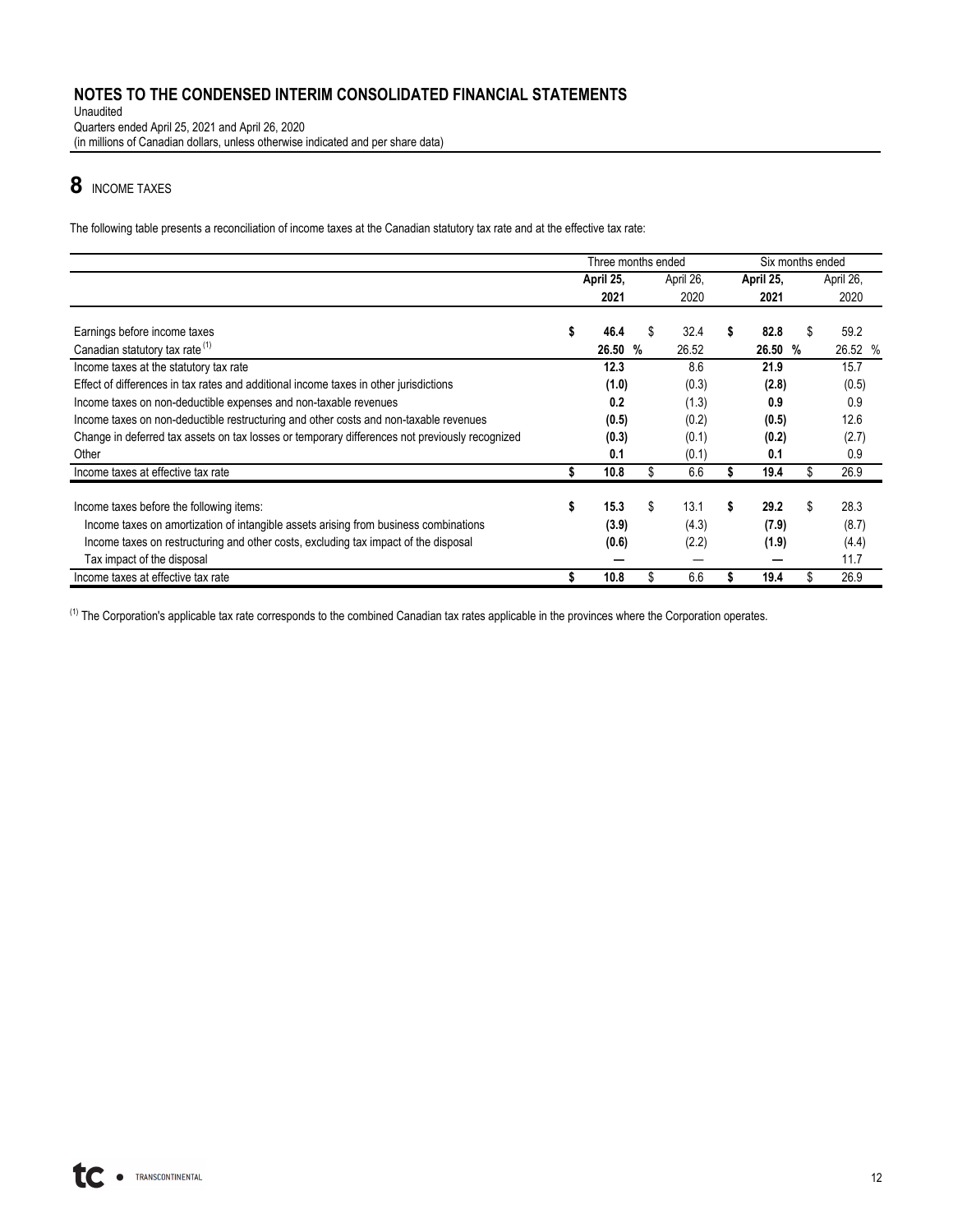# NOTES TO THE CONDENSED INTERIM CONSOLIDATED FINANCIAL STATEMENTS

Unaudited
Quarters ended April 25, 2021 and April 26, 2020
(in millions of Canadian dollars, unless otherwise indicated and per share data)

## 8 INCOME TAXES

The following table presents a reconciliation of income taxes at the Canadian statutory tax rate and at the effective tax rate:

| | Three months ended | | Six months ended | |
|---|---|---|---|---|
| | **April 25, 2021** | April 26, 2020 | **April 25, 2021** | April 26, 2020 |
| Earnings before income taxes | **$ 46.4** | $ 32.4 | **$ 82.8** | $ 59.2 |
| Canadian statutory tax rate [1] | **26.50 %** | 26.52 | **26.50 %** | 26.52 % |
| Income taxes at the statutory tax rate | **12.3** | 8.6 | **21.9** | 15.7 |
| Effect of differences in tax rates and additional income taxes in other jurisdictions | **(1.0)** | (0.3) | **(2.8)** | (0.5) |
| Income taxes on non-deductible expenses and non-taxable revenues | **0.2** | (1.3) | **0.9** | 0.9 |
| Income taxes on non-deductible restructuring and other costs and non-taxable revenues | **(0.5)** | (0.2) | **(0.5)** | 12.6 |
| Change in deferred tax assets on tax losses or temporary differences not previously recognized | **(0.3)** | (0.1) | **(0.2)** | (2.7) |
| Other | **0.1** | (0.1) | **0.1** | 0.9 |
| Income taxes at effective tax rate | **$ 10.8** | $ 6.6 | **$ 19.4** | $ 26.9 |
| | | | | |
| Income taxes before the following items: | **$ 15.3** | $ 13.1 | **$ 29.2** | $ 28.3 |
| Income taxes on amortization of intangible assets arising from business combinations | **(3.9)** | (4.3) | **(7.9)** | (8.7) |
| Income taxes on restructuring and other costs, excluding tax impact of the disposal | **(0.6)** | (2.2) | **(1.9)** | (4.4) |
| Tax impact of the disposal | **—** | — | **—** | 11.7 |
| Income taxes at effective tax rate | **$ 10.8** | $ 6.6 | **$ 19.4** | $ 26.9 |

[1] The Corporation's applicable tax rate corresponds to the combined Canadian tax rates applicable in the provinces where the Corporation operates.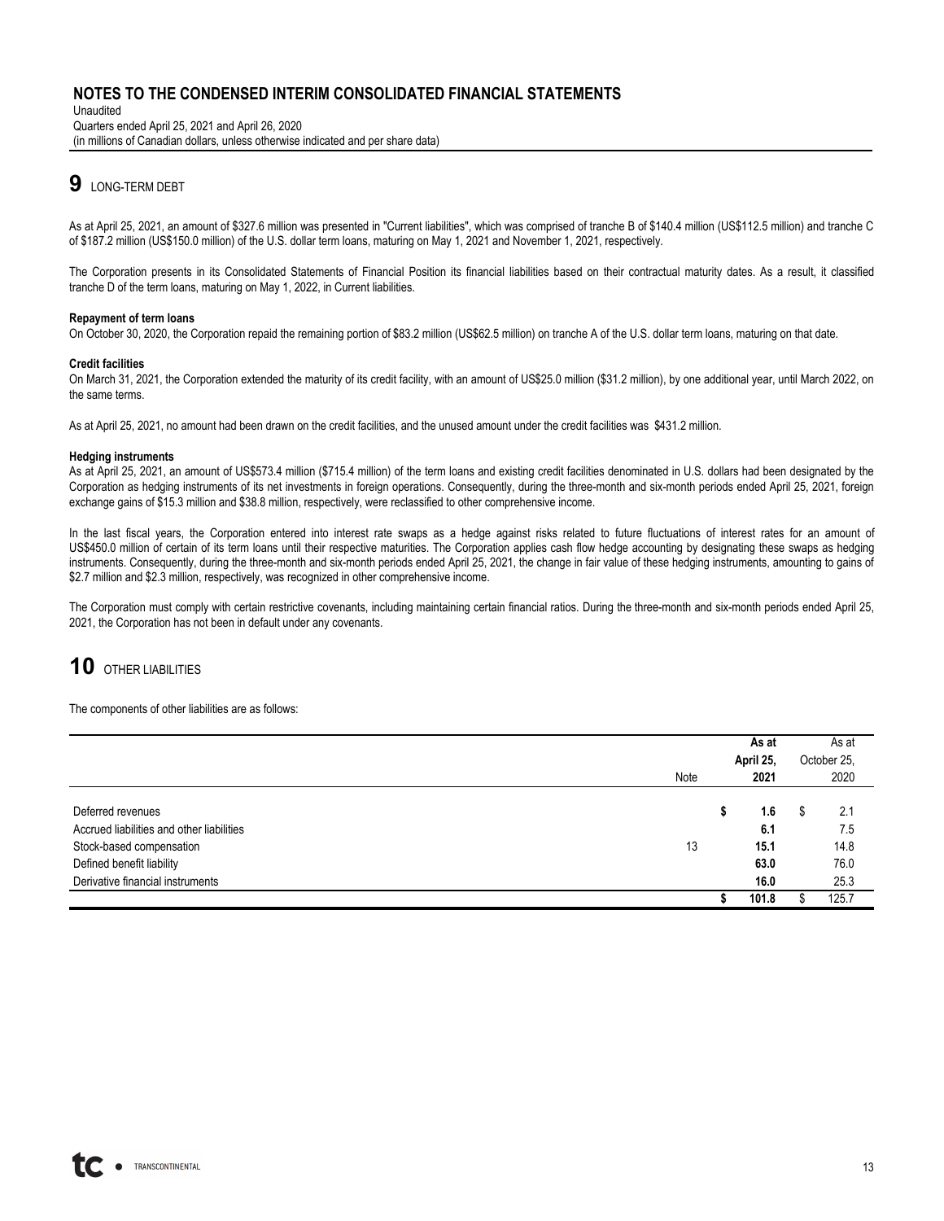# NOTES TO THE CONDENSED INTERIM CONSOLIDATED FINANCIAL STATEMENTS

Unaudited
Quarters ended April 25, 2021 and April 26, 2020
(in millions of Canadian dollars, unless otherwise indicated and per share data)

## 9 LONG-TERM DEBT

As at April 25, 2021, an amount of $327.6 million was presented in "Current liabilities", which was comprised of tranche B of $140.4 million (US$112.5 million) and tranche C of $187.2 million (US$150.0 million) of the U.S. dollar term loans, maturing on May 1, 2021 and November 1, 2021, respectively.

The Corporation presents in its Consolidated Statements of Financial Position its financial liabilities based on their contractual maturity dates. As a result, it classified tranche D of the term loans, maturing on May 1, 2022, in Current liabilities.

**Repayment of term loans**

On October 30, 2020, the Corporation repaid the remaining portion of $83.2 million (US$62.5 million) on tranche A of the U.S. dollar term loans, maturing on that date.

**Credit facilities**

On March 31, 2021, the Corporation extended the maturity of its credit facility, with an amount of US$25.0 million ($31.2 million), by one additional year, until March 2022, on the same terms.

As at April 25, 2021, no amount had been drawn on the credit facilities, and the unused amount under the credit facilities was $431.2 million.

**Hedging instruments**

As at April 25, 2021, an amount of US$573.4 million ($715.4 million) of the term loans and existing credit facilities denominated in U.S. dollars had been designated by the Corporation as hedging instruments of its net investments in foreign operations. Consequently, during the three-month and six-month periods ended April 25, 2021, foreign exchange gains of $15.3 million and $38.8 million, respectively, were reclassified to other comprehensive income.

In the last fiscal years, the Corporation entered into interest rate swaps as a hedge against risks related to future fluctuations of interest rates for an amount of US$450.0 million of certain of its term loans until their respective maturities. The Corporation applies cash flow hedge accounting by designating these swaps as hedging instruments. Consequently, during the three-month and six-month periods ended April 25, 2021, the change in fair value of these hedging instruments, amounting to gains of $2.7 million and $2.3 million, respectively, was recognized in other comprehensive income.

The Corporation must comply with certain restrictive covenants, including maintaining certain financial ratios. During the three-month and six-month periods ended April 25, 2021, the Corporation has not been in default under any covenants.

## 10 OTHER LIABILITIES

The components of other liabilities are as follows:

| | Note | **As at April 25, 2021** | As at October 25, 2020 |
|---|---|---|---|
| Deferred revenues | | **$ 1.6** | $ 2.1 |
| Accrued liabilities and other liabilities | | **6.1** | 7.5 |
| Stock-based compensation | 13 | **15.1** | 14.8 |
| Defined benefit liability | | **63.0** | 76.0 |
| Derivative financial instruments | | **16.0** | 25.3 |
| | | **$ 101.8** | $ 125.7 |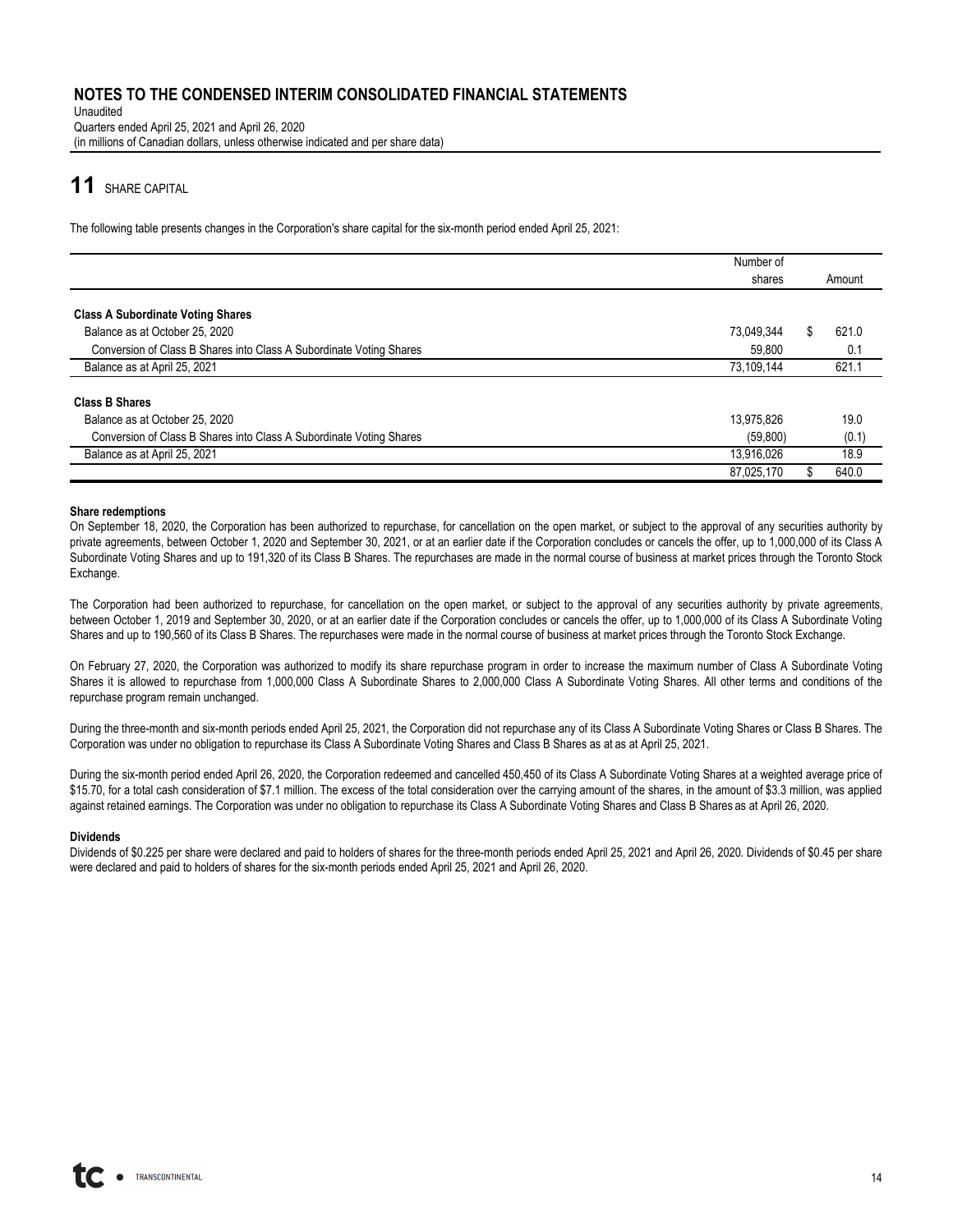# 11 SHARE CAPITAL

The following table presents changes in the Corporation's share capital for the six-month period ended April 25, 2021:

| | Number of shares | Amount |
|---|---|---|
| **Class A Subordinate Voting Shares** | | |
| Balance as at October 25, 2020 | 73,049,344 | $ 621.0 |
| Conversion of Class B Shares into Class A Subordinate Voting Shares | 59,800 | 0.1 |
| Balance as at April 25, 2021 | 73,109,144 | 621.1 |
| **Class B Shares** | | |
| Balance as at October 25, 2020 | 13,975,826 | 19.0 |
| Conversion of Class B Shares into Class A Subordinate Voting Shares | (59,800) | (0.1) |
| Balance as at April 25, 2021 | 13,916,026 | 18.9 |
| | 87,025,170 | $ 640.0 |

**Share redemptions**

On September 18, 2020, the Corporation has been authorized to repurchase, for cancellation on the open market, or subject to the approval of any securities authority by private agreements, between October 1, 2020 and September 30, 2021, or at an earlier date if the Corporation concludes or cancels the offer, up to 1,000,000 of its Class A Subordinate Voting Shares and up to 191,320 of its Class B Shares. The repurchases are made in the normal course of business at market prices through the Toronto Stock Exchange.

The Corporation had been authorized to repurchase, for cancellation on the open market, or subject to the approval of any securities authority by private agreements, between October 1, 2019 and September 30, 2020, or at an earlier date if the Corporation concludes or cancels the offer, up to 1,000,000 of its Class A Subordinate Voting Shares and up to 190,560 of its Class B Shares. The repurchases were made in the normal course of business at market prices through the Toronto Stock Exchange.

On February 27, 2020, the Corporation was authorized to modify its share repurchase program in order to increase the maximum number of Class A Subordinate Voting Shares it is allowed to repurchase from 1,000,000 Class A Subordinate Shares to 2,000,000 Class A Subordinate Voting Shares. All other terms and conditions of the repurchase program remain unchanged.

During the three-month and six-month periods ended April 25, 2021, the Corporation did not repurchase any of its Class A Subordinate Voting Shares or Class B Shares. The Corporation was under no obligation to repurchase its Class A Subordinate Voting Shares and Class B Shares as at as at April 25, 2021.

During the six-month period ended April 26, 2020, the Corporation redeemed and cancelled 450,450 of its Class A Subordinate Voting Shares at a weighted average price of $15.70, for a total cash consideration of $7.1 million. The excess of the total consideration over the carrying amount of the shares, in the amount of $3.3 million, was applied against retained earnings. The Corporation was under no obligation to repurchase its Class A Subordinate Voting Shares and Class B Shares as at April 26, 2020.

**Dividends**

Dividends of $0.225 per share were declared and paid to holders of shares for the three-month periods ended April 25, 2021 and April 26, 2020. Dividends of $0.45 per share were declared and paid to holders of shares for the six-month periods ended April 25, 2021 and April 26, 2020.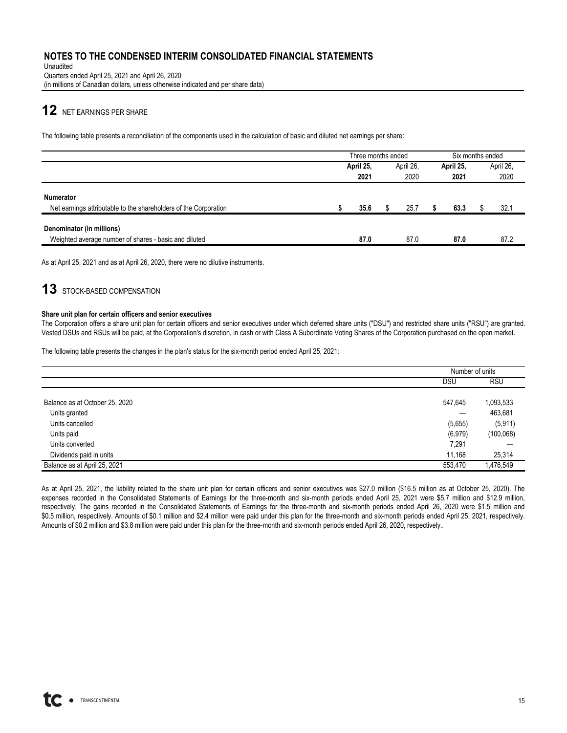# 12 NET EARNINGS PER SHARE

The following table presents a reconciliation of the components used in the calculation of basic and diluted net earnings per share:

| | Three months ended | | Six months ended | |
|---|---|---|---|---|
| | **April 25, 2021** | April 26, 2020 | **April 25, 2021** | April 26, 2020 |
| **Numerator** | | | | |
| Net earnings attributable to the shareholders of the Corporation | **$ 35.6** | $ 25.7 | **$ 63.3** | $ 32.1 |
| **Denominator (in millions)** | | | | |
| Weighted average number of shares - basic and diluted | **87.0** | 87.0 | **87.0** | 87.2 |

As at April 25, 2021 and as at April 26, 2020, there were no dilutive instruments.

# 13 STOCK-BASED COMPENSATION

**Share unit plan for certain officers and senior executives**

The Corporation offers a share unit plan for certain officers and senior executives under which deferred share units ("DSU") and restricted share units ("RSU") are granted. Vested DSUs and RSUs will be paid, at the Corporation's discretion, in cash or with Class A Subordinate Voting Shares of the Corporation purchased on the open market.

The following table presents the changes in the plan's status for the six-month period ended April 25, 2021:

| | Number of units | |
|---|---|---|
| | DSU | RSU |
| Balance as at October 25, 2020 | 547,645 | 1,093,533 |
| Units granted | — | 463,681 |
| Units cancelled | (5,655) | (5,911) |
| Units paid | (6,979) | (100,068) |
| Units converted | 7,291 | — |
| Dividends paid in units | 11,168 | 25,314 |
| Balance as at April 25, 2021 | 553,470 | 1,476,549 |

As at April 25, 2021, the liability related to the share unit plan for certain officers and senior executives was $27.0 million ($16.5 million as at October 25, 2020). The expenses recorded in the Consolidated Statements of Earnings for the three-month and six-month periods ended April 25, 2021 were $5.7 million and $12.9 million, respectively. The gains recorded in the Consolidated Statements of Earnings for the three-month and six-month periods ended April 26, 2020 were $1.5 million and $0.5 million, respectively. Amounts of $0.1 million and $2.4 million were paid under this plan for the three-month and six-month periods ended April 25, 2021, respectively. Amounts of $0.2 million and $3.8 million were paid under this plan for the three-month and six-month periods ended April 26, 2020, respectively..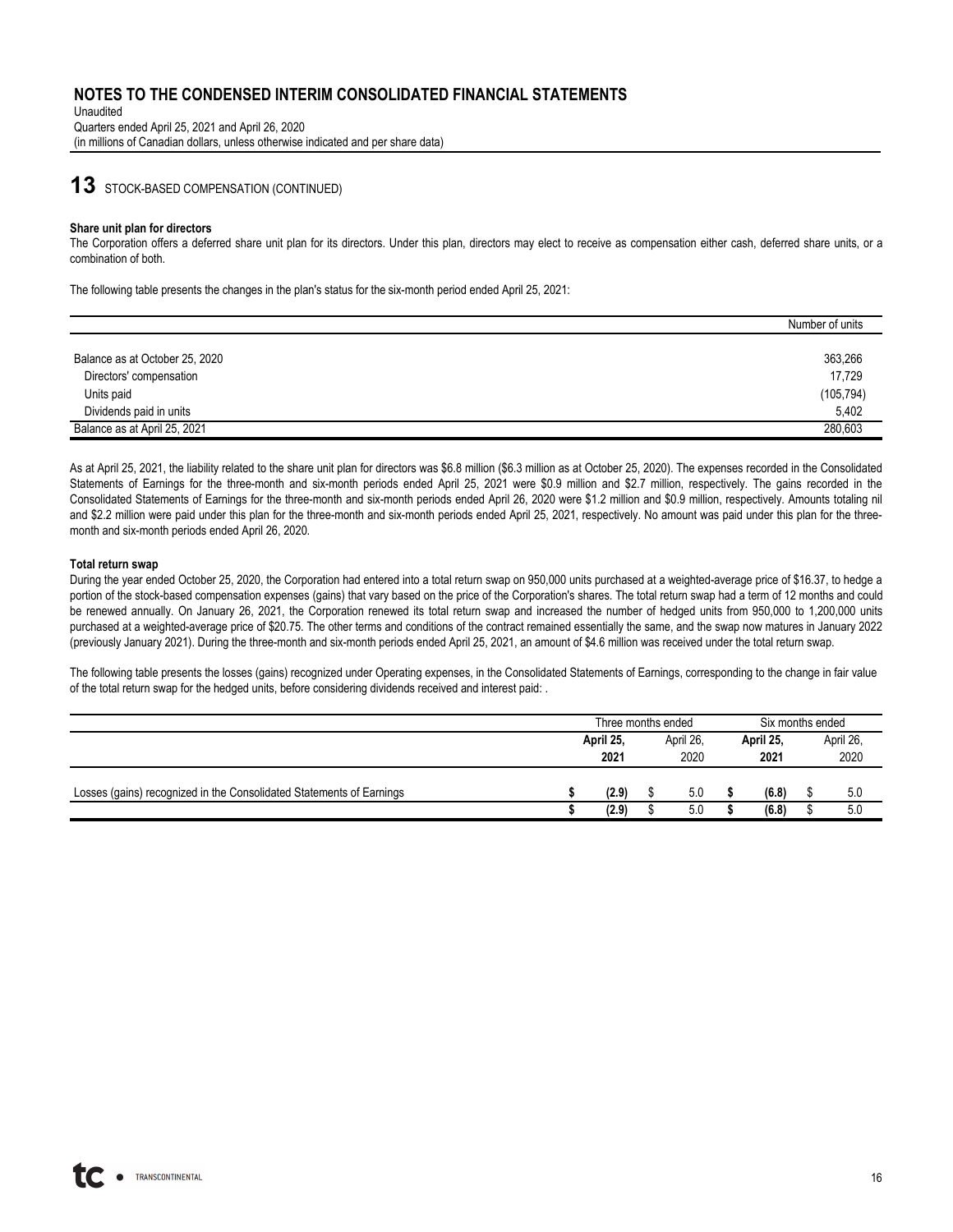# NOTES TO THE CONDENSED INTERIM CONSOLIDATED FINANCIAL STATEMENTS

Unaudited
Quarters ended April 25, 2021 and April 26, 2020
(in millions of Canadian dollars, unless otherwise indicated and per share data)

## 13 STOCK-BASED COMPENSATION (CONTINUED)

**Share unit plan for directors**

The Corporation offers a deferred share unit plan for its directors. Under this plan, directors may elect to receive as compensation either cash, deferred share units, or a combination of both.

The following table presents the changes in the plan's status for the six-month period ended April 25, 2021:

| | Number of units |
|---|---|
| Balance as at October 25, 2020 | 363,266 |
| Directors' compensation | 17,729 |
| Units paid | (105,794) |
| Dividends paid in units | 5,402 |
| Balance as at April 25, 2021 | 280,603 |

As at April 25, 2021, the liability related to the share unit plan for directors was $6.8 million ($6.3 million as at October 25, 2020). The expenses recorded in the Consolidated Statements of Earnings for the three-month and six-month periods ended April 25, 2021 were $0.9 million and $2.7 million, respectively. The gains recorded in the Consolidated Statements of Earnings for the three-month and six-month periods ended April 26, 2020 were $1.2 million and $0.9 million, respectively. Amounts totaling nil and $2.2 million were paid under this plan for the three-month and six-month periods ended April 25, 2021, respectively. No amount was paid under this plan for the three-month and six-month periods ended April 26, 2020.

**Total return swap**

During the year ended October 25, 2020, the Corporation had entered into a total return swap on 950,000 units purchased at a weighted-average price of $16.37, to hedge a portion of the stock-based compensation expenses (gains) that vary based on the price of the Corporation's shares. The total return swap had a term of 12 months and could be renewed annually. On January 26, 2021, the Corporation renewed its total return swap and increased the number of hedged units from 950,000 to 1,200,000 units purchased at a weighted-average price of $20.75. The other terms and conditions of the contract remained essentially the same, and the swap now matures in January 2022 (previously January 2021). During the three-month and six-month periods ended April 25, 2021, an amount of $4.6 million was received under the total return swap.

The following table presents the losses (gains) recognized under Operating expenses, in the Consolidated Statements of Earnings, corresponding to the change in fair value of the total return swap for the hedged units, before considering dividends received and interest paid: .

| | Three months ended | | Six months ended | |
|---|---|---|---|---|
| | **April 25, 2021** | April 26, 2020 | **April 25, 2021** | April 26, 2020 |
| Losses (gains) recognized in the Consolidated Statements of Earnings | **$ (2.9)** | $ 5.0 | **$ (6.8)** | $ 5.0 |
| | **$ (2.9)** | $ 5.0 | **$ (6.8)** | $ 5.0 |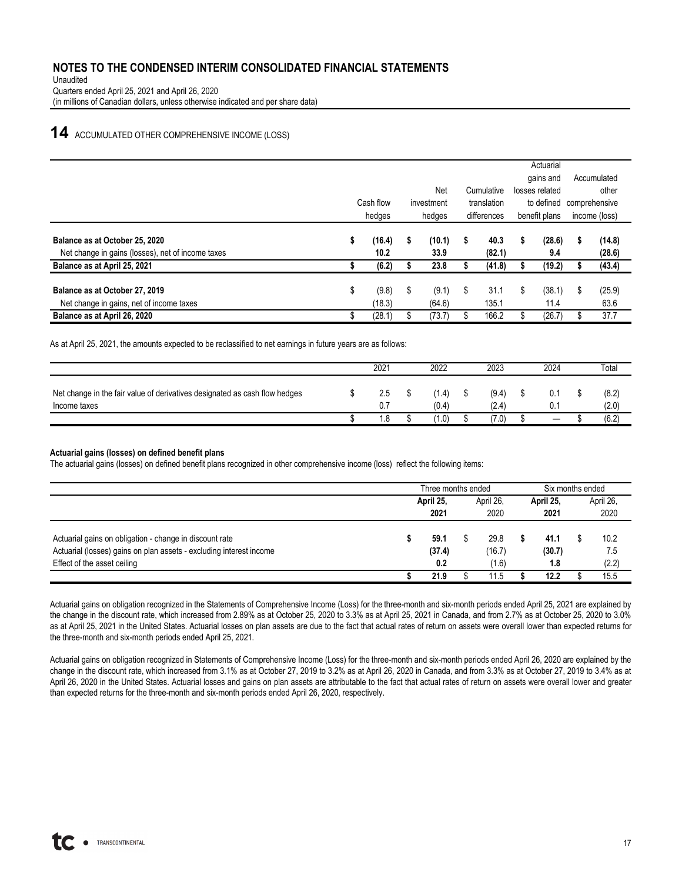# NOTES TO THE CONDENSED INTERIM CONSOLIDATED FINANCIAL STATEMENTS

Unaudited
Quarters ended April 25, 2021 and April 26, 2020
(in millions of Canadian dollars, unless otherwise indicated and per share data)

## 14 ACCUMULATED OTHER COMPREHENSIVE INCOME (LOSS)

| | Cash flow hedges | Net investment hedges | Cumulative translation differences | Actuarial gains and losses related to defined benefit plans | Accumulated other comprehensive income (loss) |
|---|---|---|---|---|---|
| **Balance as at October 25, 2020** | **$ (16.4)** | **$ (10.1)** | **$ 40.3** | **$ (28.6)** | **$ (14.8)** |
| Net change in gains (losses), net of income taxes | **10.2** | **33.9** | **(82.1)** | **9.4** | **(28.6)** |
| **Balance as at April 25, 2021** | **$ (6.2)** | **$ 23.8** | **$ (41.8)** | **$ (19.2)** | **$ (43.4)** |
| **Balance as at October 27, 2019** | $ (9.8) | $ (9.1) | $ 31.1 | $ (38.1) | $ (25.9) |
| Net change in gains, net of income taxes | (18.3) | (64.6) | 135.1 | 11.4 | 63.6 |
| **Balance as at April 26, 2020** | $ (28.1) | $ (73.7) | $ 166.2 | $ (26.7) | $ 37.7 |

As at April 25, 2021, the amounts expected to be reclassified to net earnings in future years are as follows:

| | 2021 | 2022 | 2023 | 2024 | Total |
|---|---|---|---|---|---|
| Net change in the fair value of derivatives designated as cash flow hedges | $ 2.5 | $ (1.4) | $ (9.4) | $ 0.1 | $ (8.2) |
| Income taxes | 0.7 | (0.4) | (2.4) | 0.1 | (2.0) |
| | $ 1.8 | $ (1.0) | $ (7.0) | $ — | $ (6.2) |

**Actuarial gains (losses) on defined benefit plans**

The actuarial gains (losses) on defined benefit plans recognized in other comprehensive income (loss) reflect the following items:

| | Three months ended | | Six months ended | |
|---|---|---|---|---|
| | **April 25, 2021** | April 26, 2020 | **April 25, 2021** | April 26, 2020 |
| Actuarial gains on obligation - change in discount rate | **$ 59.1** | $ 29.8 | **$ 41.1** | $ 10.2 |
| Actuarial (losses) gains on plan assets - excluding interest income | **(37.4)** | (16.7) | **(30.7)** | 7.5 |
| Effect of the asset ceiling | **0.2** | (1.6) | **1.8** | (2.2) |
| | **$ 21.9** | $ 11.5 | **$ 12.2** | $ 15.5 |

Actuarial gains on obligation recognized in the Statements of Comprehensive Income (Loss) for the three-month and six-month periods ended April 25, 2021 are explained by the change in the discount rate, which increased from 2.89% as at October 25, 2020 to 3.3% as at April 25, 2021 in Canada, and from 2.7% as at October 25, 2020 to 3.0% as at April 25, 2021 in the United States. Actuarial losses on plan assets are due to the fact that actual rates of return on assets were overall lower than expected returns for the three-month and six-month periods ended April 25, 2021.

Actuarial gains on obligation recognized in Statements of Comprehensive Income (Loss) for the three-month and six-month periods ended April 26, 2020 are explained by the change in the discount rate, which increased from 3.1% as at October 27, 2019 to 3.2% as at April 26, 2020 in Canada, and from 3.3% as at October 27, 2019 to 3.4% as at April 26, 2020 in the United States. Actuarial losses and gains on plan assets are attributable to the fact that actual rates of return on assets were overall lower and greater than expected returns for the three-month and six-month periods ended April 26, 2020, respectively.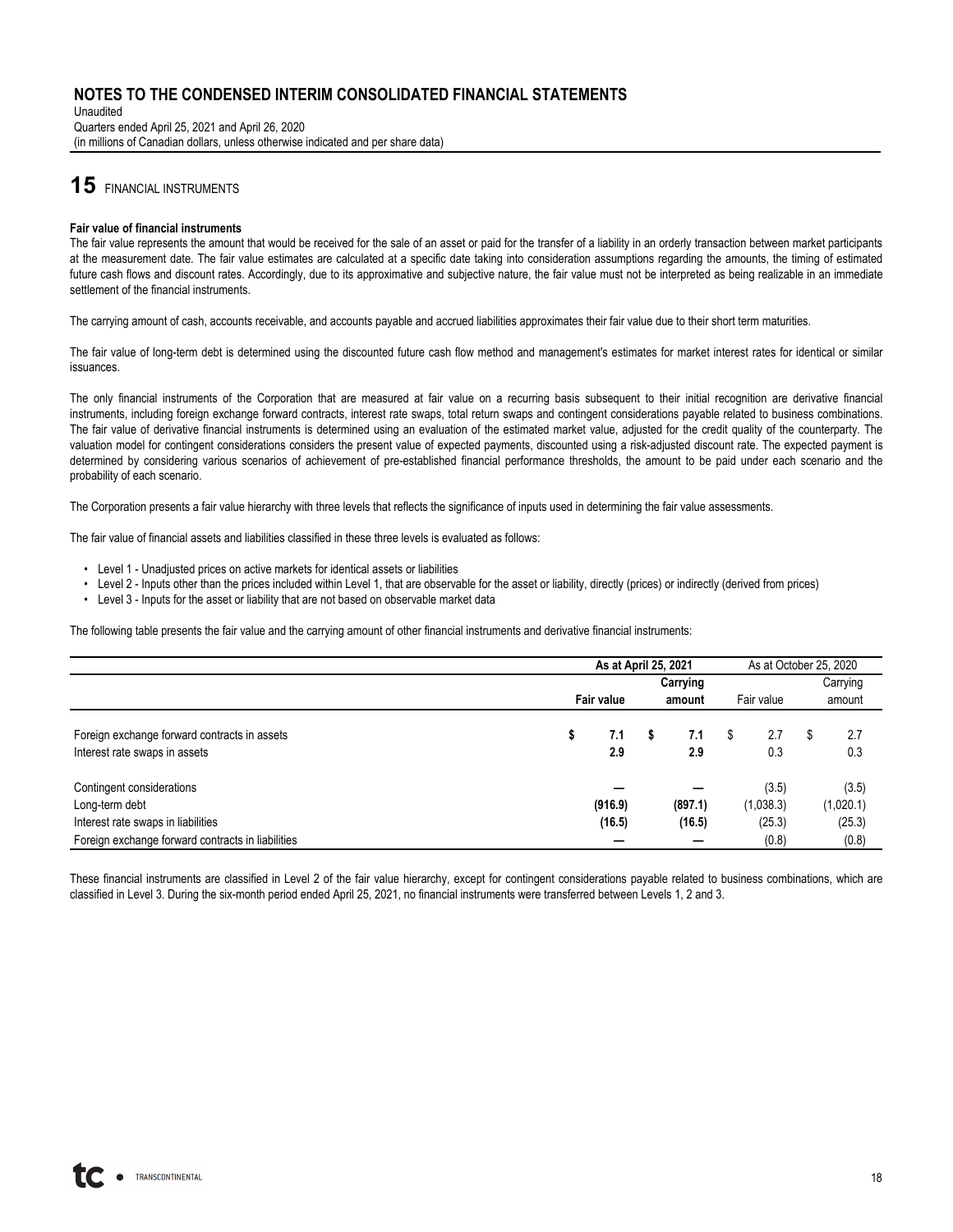## 15 FINANCIAL INSTRUMENTS

**Fair value of financial instruments**

The fair value represents the amount that would be received for the sale of an asset or paid for the transfer of a liability in an orderly transaction between market participants at the measurement date. The fair value estimates are calculated at a specific date taking into consideration assumptions regarding the amounts, the timing of estimated future cash flows and discount rates. Accordingly, due to its approximative and subjective nature, the fair value must not be interpreted as being realizable in an immediate settlement of the financial instruments.

The carrying amount of cash, accounts receivable, and accounts payable and accrued liabilities approximates their fair value due to their short term maturities.

The fair value of long-term debt is determined using the discounted future cash flow method and management's estimates for market interest rates for identical or similar issuances.

The only financial instruments of the Corporation that are measured at fair value on a recurring basis subsequent to their initial recognition are derivative financial instruments, including foreign exchange forward contracts, interest rate swaps, total return swaps and contingent considerations payable related to business combinations. The fair value of derivative financial instruments is determined using an evaluation of the estimated market value, adjusted for the credit quality of the counterparty. The valuation model for contingent considerations considers the present value of expected payments, discounted using a risk-adjusted discount rate. The expected payment is determined by considering various scenarios of achievement of pre-established financial performance thresholds, the amount to be paid under each scenario and the probability of each scenario.

The Corporation presents a fair value hierarchy with three levels that reflects the significance of inputs used in determining the fair value assessments.

The fair value of financial assets and liabilities classified in these three levels is evaluated as follows:

- Level 1 - Unadjusted prices on active markets for identical assets or liabilities
- Level 2 - Inputs other than the prices included within Level 1, that are observable for the asset or liability, directly (prices) or indirectly (derived from prices)
- Level 3 - Inputs for the asset or liability that are not based on observable market data

The following table presents the fair value and the carrying amount of other financial instruments and derivative financial instruments:

| | **As at April 25, 2021** | | As at October 25, 2020 | |
|---|---|---|---|---|
| | **Fair value** | **Carrying amount** | Fair value | Carrying amount |
| Foreign exchange forward contracts in assets | **$ 7.1** | **$ 7.1** | $ 2.7 | $ 2.7 |
| Interest rate swaps in assets | **2.9** | **2.9** | 0.3 | 0.3 |
| Contingent considerations | **—** | **—** | (3.5) | (3.5) |
| Long-term debt | **(916.9)** | **(897.1)** | (1,038.3) | (1,020.1) |
| Interest rate swaps in liabilities | **(16.5)** | **(16.5)** | (25.3) | (25.3) |
| Foreign exchange forward contracts in liabilities | **—** | **—** | (0.8) | (0.8) |

These financial instruments are classified in Level 2 of the fair value hierarchy, except for contingent considerations payable related to business combinations, which are classified in Level 3. During the six-month period ended April 25, 2021, no financial instruments were transferred between Levels 1, 2 and 3.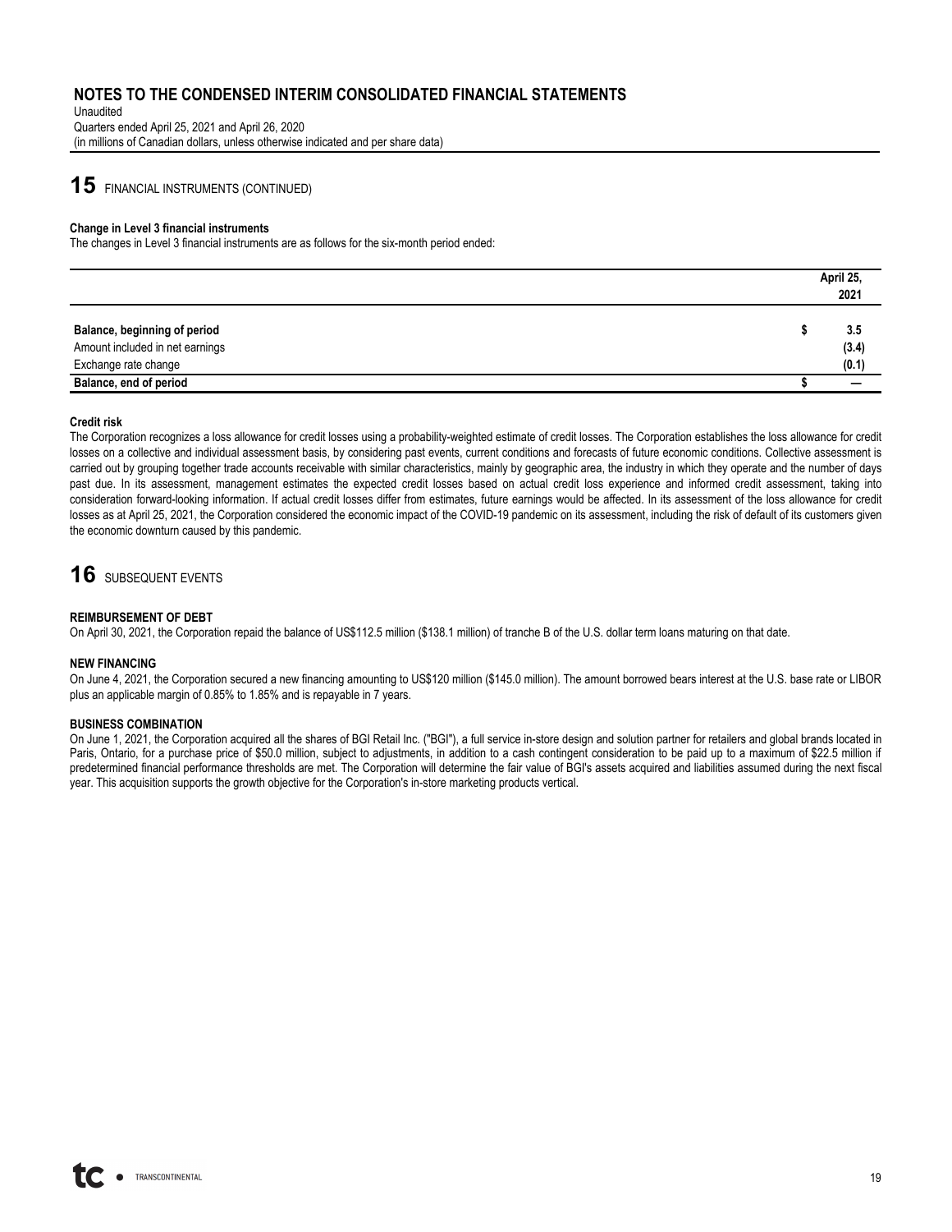# NOTES TO THE CONDENSED INTERIM CONSOLIDATED FINANCIAL STATEMENTS

Unaudited
Quarters ended April 25, 2021 and April 26, 2020
(in millions of Canadian dollars, unless otherwise indicated and per share data)

## 15 FINANCIAL INSTRUMENTS (CONTINUED)

**Change in Level 3 financial instruments**

The changes in Level 3 financial instruments are as follows for the six-month period ended:

| | | April 25, 2021 |
|---|---|---|
| **Balance, beginning of period** | $ | 3.5 |
| Amount included in net earnings | | (3.4) |
| Exchange rate change | | (0.1) |
| **Balance, end of period** | $ | — |

**Credit risk**

The Corporation recognizes a loss allowance for credit losses using a probability-weighted estimate of credit losses. The Corporation establishes the loss allowance for credit losses on a collective and individual assessment basis, by considering past events, current conditions and forecasts of future economic conditions. Collective assessment is carried out by grouping together trade accounts receivable with similar characteristics, mainly by geographic area, the industry in which they operate and the number of days past due. In its assessment, management estimates the expected credit losses based on actual credit loss experience and informed credit assessment, taking into consideration forward-looking information. If actual credit losses differ from estimates, future earnings would be affected. In its assessment of the loss allowance for credit losses as at April 25, 2021, the Corporation considered the economic impact of the COVID-19 pandemic on its assessment, including the risk of default of its customers given the economic downturn caused by this pandemic.

## 16 SUBSEQUENT EVENTS

**REIMBURSEMENT OF DEBT**

On April 30, 2021, the Corporation repaid the balance of US$112.5 million ($138.1 million) of tranche B of the U.S. dollar term loans maturing on that date.

**NEW FINANCING**

On June 4, 2021, the Corporation secured a new financing amounting to US$120 million ($145.0 million). The amount borrowed bears interest at the U.S. base rate or LIBOR plus an applicable margin of 0.85% to 1.85% and is repayable in 7 years.

**BUSINESS COMBINATION**

On June 1, 2021, the Corporation acquired all the shares of BGI Retail Inc. ("BGI"), a full service in-store design and solution partner for retailers and global brands located in Paris, Ontario, for a purchase price of $50.0 million, subject to adjustments, in addition to a cash contingent consideration to be paid up to a maximum of $22.5 million if predetermined financial performance thresholds are met. The Corporation will determine the fair value of BGI's assets acquired and liabilities assumed during the next fiscal year. This acquisition supports the growth objective for the Corporation's in-store marketing products vertical.